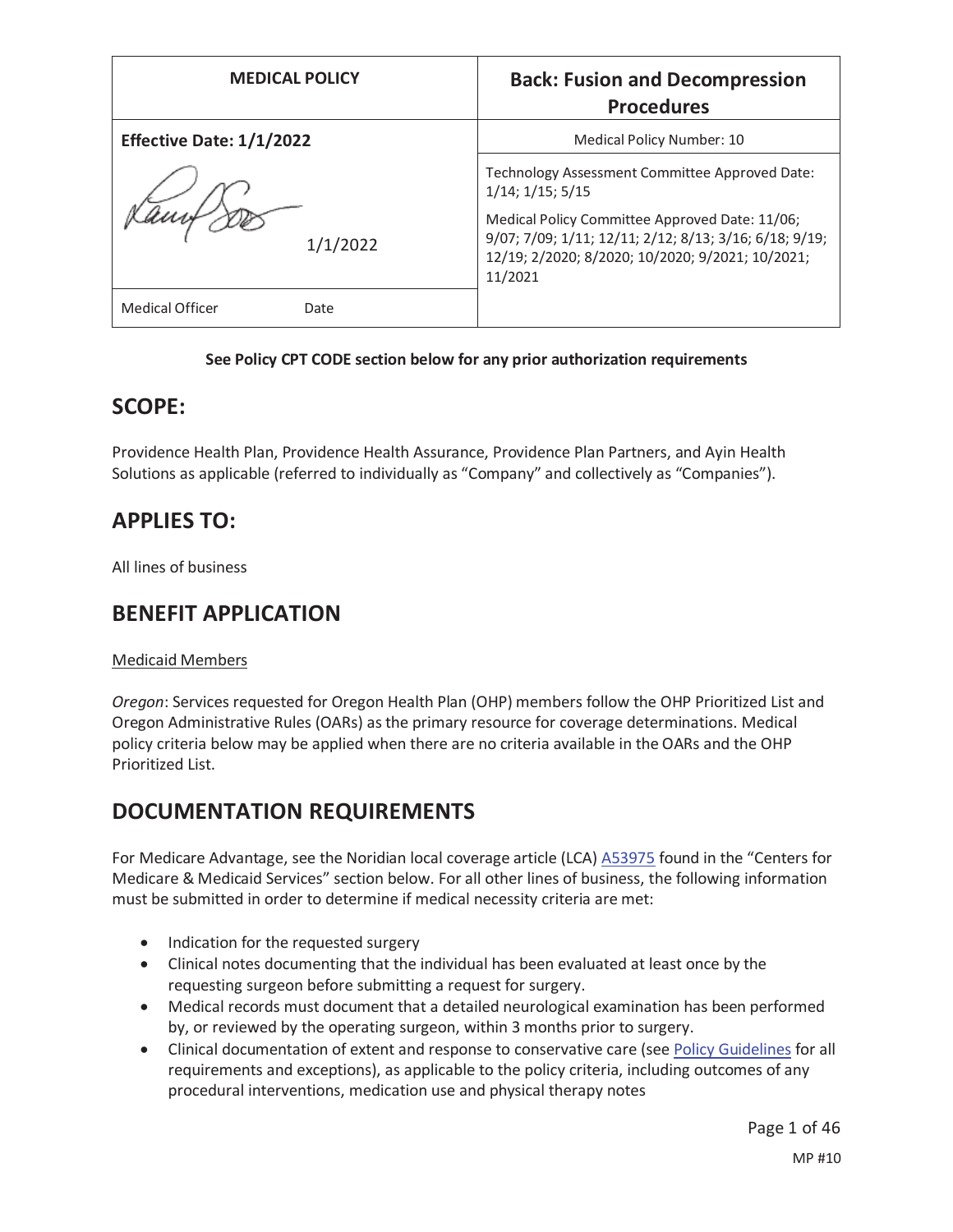| MEDICAL POLICY | Back: Fusion and Decompression Procedures |
|---|---|
| **Effective Date: 1/1/2022** | Medical Policy Number: 10 |
| 1/1/2022 | Technology Assessment Committee Approved Date: 1/14; 1/15; 5/15<br><br>Medical Policy Committee Approved Date: 11/06; 9/07; 7/09; 1/11; 12/11; 2/12; 8/13; 3/16; 6/18; 9/19; 12/19; 2/2020; 8/2020; 10/2020; 9/2021; 10/2021; 11/2021 |
| Medical Officer Date | |

**See Policy CPT CODE section below for any prior authorization requirements**

## SCOPE:

Providence Health Plan, Providence Health Assurance, Providence Plan Partners, and Ayin Health Solutions as applicable (referred to individually as "Company" and collectively as "Companies").

## APPLIES TO:

All lines of business

## BENEFIT APPLICATION

Medicaid Members

*Oregon*: Services requested for Oregon Health Plan (OHP) members follow the OHP Prioritized List and Oregon Administrative Rules (OARs) as the primary resource for coverage determinations. Medical policy criteria below may be applied when there are no criteria available in the OARs and the OHP Prioritized List.

## DOCUMENTATION REQUIREMENTS

For Medicare Advantage, see the Noridian local coverage article (LCA) A53975 found in the "Centers for Medicare & Medicaid Services" section below. For all other lines of business, the following information must be submitted in order to determine if medical necessity criteria are met:

- Indication for the requested surgery
- Clinical notes documenting that the individual has been evaluated at least once by the requesting surgeon before submitting a request for surgery.
- Medical records must document that a detailed neurological examination has been performed by, or reviewed by the operating surgeon, within 3 months prior to surgery.
- Clinical documentation of extent and response to conservative care (see Policy Guidelines for all requirements and exceptions), as applicable to the policy criteria, including outcomes of any procedural interventions, medication use and physical therapy notes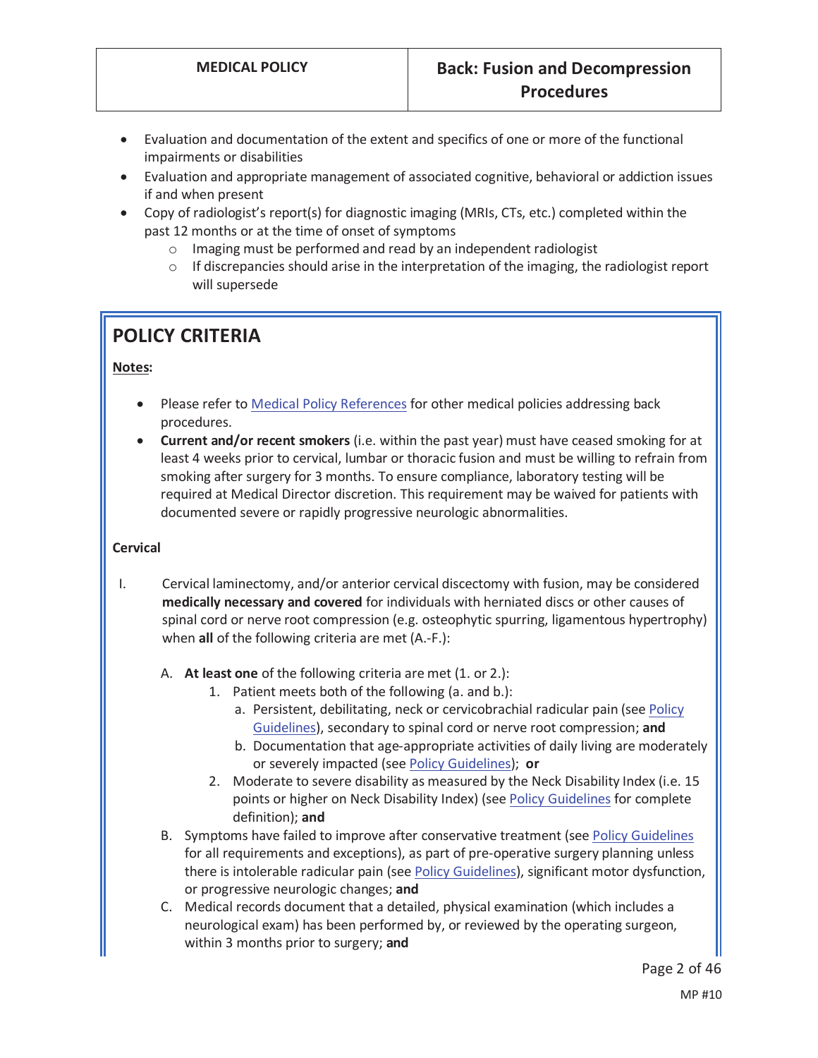- Evaluation and documentation of the extent and specifics of one or more of the functional impairments or disabilities
- Evaluation and appropriate management of associated cognitive, behavioral or addiction issues if and when present
- Copy of radiologist's report(s) for diagnostic imaging (MRIs, CTs, etc.) completed within the past 12 months or at the time of onset of symptoms
  - Imaging must be performed and read by an independent radiologist
  - If discrepancies should arise in the interpretation of the imaging, the radiologist report will supersede

## POLICY CRITERIA

**Notes:**

- Please refer to Medical Policy References for other medical policies addressing back procedures.
- **Current and/or recent smokers** (i.e. within the past year) must have ceased smoking for at least 4 weeks prior to cervical, lumbar or thoracic fusion and must be willing to refrain from smoking after surgery for 3 months. To ensure compliance, laboratory testing will be required at Medical Director discretion. This requirement may be waived for patients with documented severe or rapidly progressive neurologic abnormalities.

**Cervical**

I. Cervical laminectomy, and/or anterior cervical discectomy with fusion, may be considered **medically necessary and covered** for individuals with herniated discs or other causes of spinal cord or nerve root compression (e.g. osteophytic spurring, ligamentous hypertrophy) when **all** of the following criteria are met (A.-F.):

   A. **At least one** of the following criteria are met (1. or 2.):
      1. Patient meets both of the following (a. and b.):
         a. Persistent, debilitating, neck or cervicobrachial radicular pain (see Policy Guidelines), secondary to spinal cord or nerve root compression; **and**
         b. Documentation that age-appropriate activities of daily living are moderately or severely impacted (see Policy Guidelines); **or**
      2. Moderate to severe disability as measured by the Neck Disability Index (i.e. 15 points or higher on Neck Disability Index) (see Policy Guidelines for complete definition); **and**

   B. Symptoms have failed to improve after conservative treatment (see Policy Guidelines for all requirements and exceptions), as part of pre-operative surgery planning unless there is intolerable radicular pain (see Policy Guidelines), significant motor dysfunction, or progressive neurologic changes; **and**

   C. Medical records document that a detailed, physical examination (which includes a neurological exam) has been performed by, or reviewed by the operating surgeon, within 3 months prior to surgery; **and**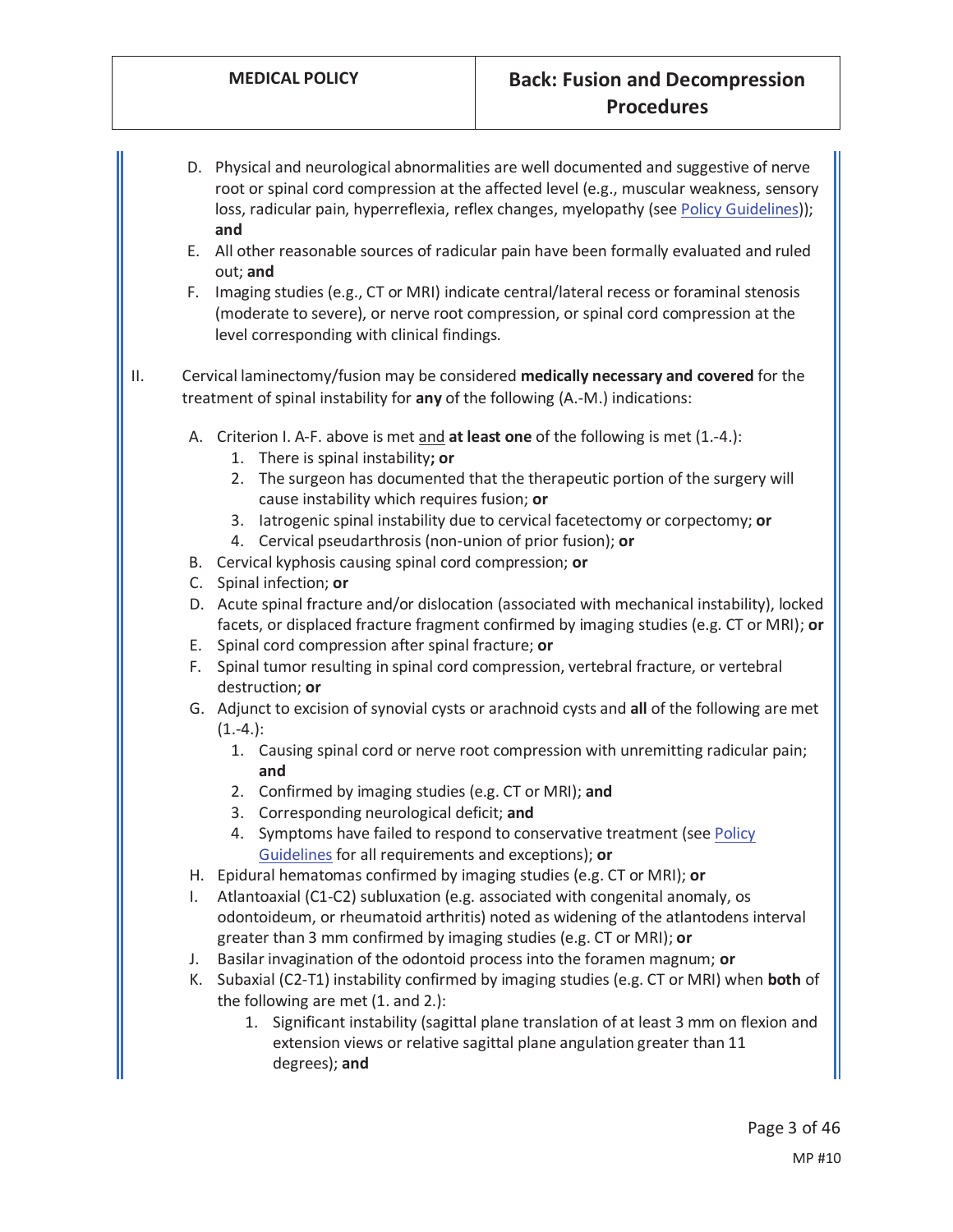D. Physical and neurological abnormalities are well documented and suggestive of nerve root or spinal cord compression at the affected level (e.g., muscular weakness, sensory loss, radicular pain, hyperreflexia, reflex changes, myelopathy (see Policy Guidelines)); **and**

E. All other reasonable sources of radicular pain have been formally evaluated and ruled out; **and**

F. Imaging studies (e.g., CT or MRI) indicate central/lateral recess or foraminal stenosis (moderate to severe), or nerve root compression, or spinal cord compression at the level corresponding with clinical findings.

II. Cervical laminectomy/fusion may be considered **medically necessary and covered** for the treatment of spinal instability for **any** of the following (A.-M.) indications:

- A. Criterion I. A-F. above is met and **at least one** of the following is met (1.-4.):
  1. There is spinal instability**; or**
  2. The surgeon has documented that the therapeutic portion of the surgery will cause instability which requires fusion; **or**
  3. Iatrogenic spinal instability due to cervical facetectomy or corpectomy; **or**
  4. Cervical pseudarthrosis (non-union of prior fusion); **or**
- B. Cervical kyphosis causing spinal cord compression; **or**
- C. Spinal infection; **or**
- D. Acute spinal fracture and/or dislocation (associated with mechanical instability), locked facets, or displaced fracture fragment confirmed by imaging studies (e.g. CT or MRI); **or**
- E. Spinal cord compression after spinal fracture; **or**
- F. Spinal tumor resulting in spinal cord compression, vertebral fracture, or vertebral destruction; **or**
- G. Adjunct to excision of synovial cysts or arachnoid cysts and **all** of the following are met (1.-4.):
  1. Causing spinal cord or nerve root compression with unremitting radicular pain; **and**
  2. Confirmed by imaging studies (e.g. CT or MRI); **and**
  3. Corresponding neurological deficit; **and**
  4. Symptoms have failed to respond to conservative treatment (see Policy Guidelines for all requirements and exceptions); **or**
- H. Epidural hematomas confirmed by imaging studies (e.g. CT or MRI); **or**
- I. Atlantoaxial (C1-C2) subluxation (e.g. associated with congenital anomaly, os odontoideum, or rheumatoid arthritis) noted as widening of the atlantodens interval greater than 3 mm confirmed by imaging studies (e.g. CT or MRI); **or**
- J. Basilar invagination of the odontoid process into the foramen magnum; **or**
- K. Subaxial (C2-T1) instability confirmed by imaging studies (e.g. CT or MRI) when **both** of the following are met (1. and 2.):
  1. Significant instability (sagittal plane translation of at least 3 mm on flexion and extension views or relative sagittal plane angulation greater than 11 degrees); **and**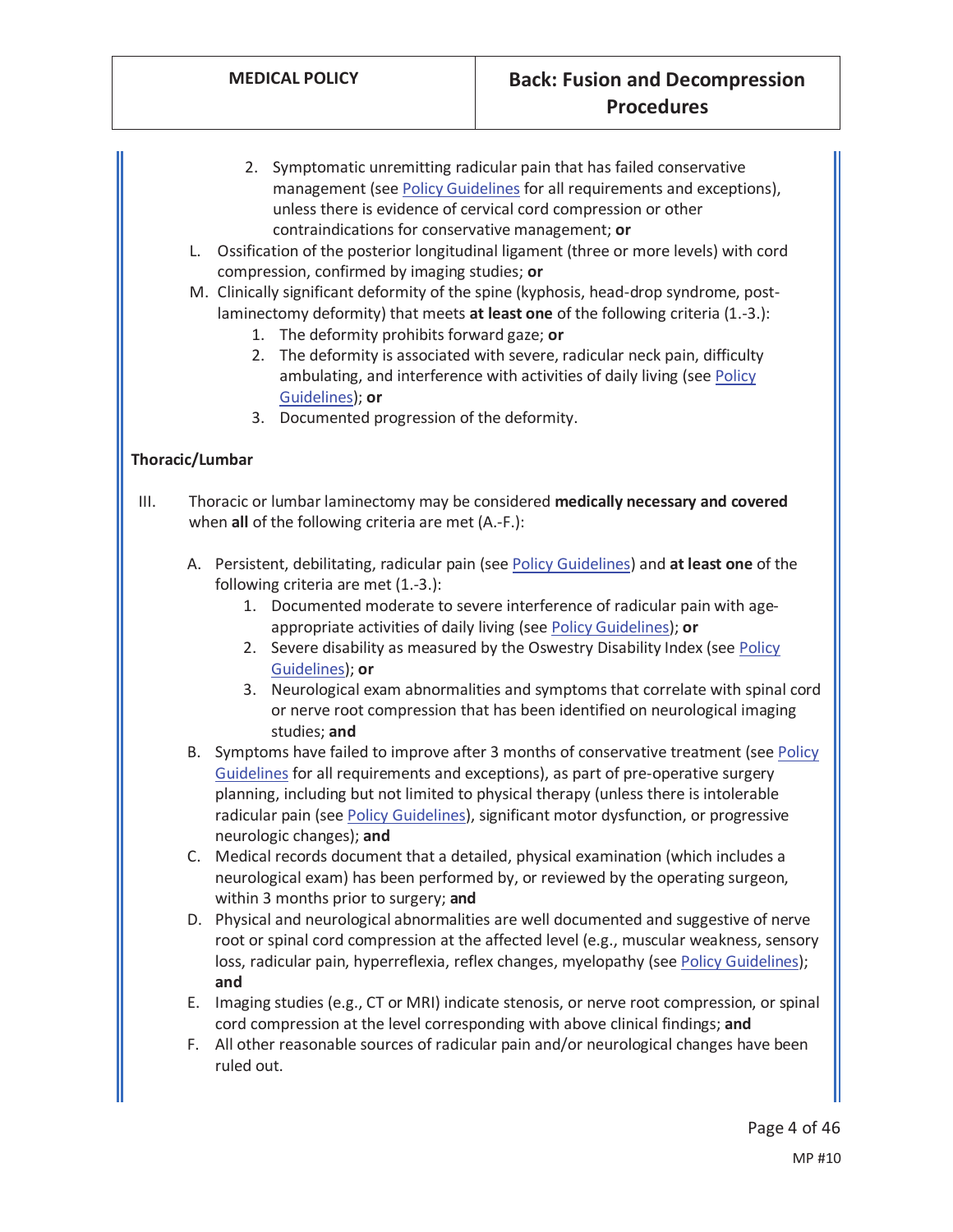2. Symptomatic unremitting radicular pain that has failed conservative management (see Policy Guidelines for all requirements and exceptions), unless there is evidence of cervical cord compression or other contraindications for conservative management; **or**

L. Ossification of the posterior longitudinal ligament (three or more levels) with cord compression, confirmed by imaging studies; **or**

M. Clinically significant deformity of the spine (kyphosis, head-drop syndrome, post-laminectomy deformity) that meets **at least one** of the following criteria (1.-3.):
   1. The deformity prohibits forward gaze; **or**
   2. The deformity is associated with severe, radicular neck pain, difficulty ambulating, and interference with activities of daily living (see Policy Guidelines); **or**
   3. Documented progression of the deformity.

**Thoracic/Lumbar**

III. Thoracic or lumbar laminectomy may be considered **medically necessary and covered** when **all** of the following criteria are met (A.-F.):

   A. Persistent, debilitating, radicular pain (see Policy Guidelines) and **at least one** of the following criteria are met (1.-3.):
      1. Documented moderate to severe interference of radicular pain with age-appropriate activities of daily living (see Policy Guidelines); **or**
      2. Severe disability as measured by the Oswestry Disability Index (see Policy Guidelines); **or**
      3. Neurological exam abnormalities and symptoms that correlate with spinal cord or nerve root compression that has been identified on neurological imaging studies; **and**

   B. Symptoms have failed to improve after 3 months of conservative treatment (see Policy Guidelines for all requirements and exceptions), as part of pre-operative surgery planning, including but not limited to physical therapy (unless there is intolerable radicular pain (see Policy Guidelines), significant motor dysfunction, or progressive neurologic changes); **and**

   C. Medical records document that a detailed, physical examination (which includes a neurological exam) has been performed by, or reviewed by the operating surgeon, within 3 months prior to surgery; **and**

   D. Physical and neurological abnormalities are well documented and suggestive of nerve root or spinal cord compression at the affected level (e.g., muscular weakness, sensory loss, radicular pain, hyperreflexia, reflex changes, myelopathy (see Policy Guidelines); **and**

   E. Imaging studies (e.g., CT or MRI) indicate stenosis, or nerve root compression, or spinal cord compression at the level corresponding with above clinical findings; **and**

   F. All other reasonable sources of radicular pain and/or neurological changes have been ruled out.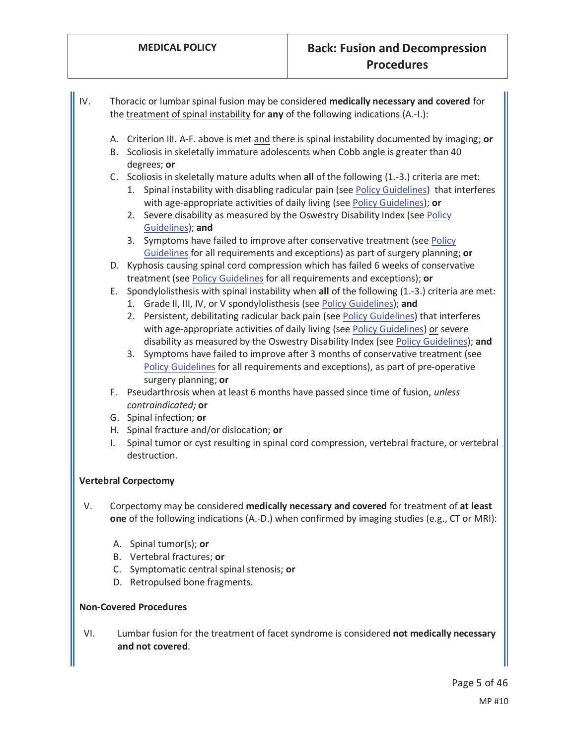IV. Thoracic or lumbar spinal fusion may be considered **medically necessary and covered** for the treatment of spinal instability for **any** of the following indications (A.-I.):

   A. Criterion III. A-F. above is met and there is spinal instability documented by imaging; **or**
   B. Scoliosis in skeletally immature adolescents when Cobb angle is greater than 40 degrees; **or**
   C. Scoliosis in skeletally mature adults when **all** of the following (1.-3.) criteria are met:
      1. Spinal instability with disabling radicular pain (see Policy Guidelines) that interferes with age-appropriate activities of daily living (see Policy Guidelines); **or**
      2. Severe disability as measured by the Oswestry Disability Index (see Policy Guidelines); **and**
      3. Symptoms have failed to improve after conservative treatment (see Policy Guidelines for all requirements and exceptions) as part of surgery planning; **or**
   D. Kyphosis causing spinal cord compression which has failed 6 weeks of conservative treatment (see Policy Guidelines for all requirements and exceptions); **or**
   E. Spondylolisthesis with spinal instability when **all** of the following (1.-3.) criteria are met:
      1. Grade II, III, IV, or V spondylolisthesis (see Policy Guidelines); **and**
      2. Persistent, debilitating radicular back pain (see Policy Guidelines) that interferes with age-appropriate activities of daily living (see Policy Guidelines) or severe disability as measured by the Oswestry Disability Index (see Policy Guidelines); **and**
      3. Symptoms have failed to improve after 3 months of conservative treatment (see Policy Guidelines for all requirements and exceptions), as part of pre-operative surgery planning; **or**
   F. Pseudarthrosis when at least 6 months have passed since time of fusion, *unless contraindicated;* **or**
   G. Spinal infection; **or**
   H. Spinal fracture and/or dislocation; **or**
   I. Spinal tumor or cyst resulting in spinal cord compression, vertebral fracture, or vertebral destruction.

**Vertebral Corpectomy**

V. Corpectomy may be considered **medically necessary and covered** for treatment of **at least one** of the following indications (A.-D.) when confirmed by imaging studies (e.g., CT or MRI):

   A. Spinal tumor(s); **or**
   B. Vertebral fractures; **or**
   C. Symptomatic central spinal stenosis; **or**
   D. Retropulsed bone fragments.

**Non-Covered Procedures**

VI. Lumbar fusion for the treatment of facet syndrome is considered **not medically necessary and not covered**.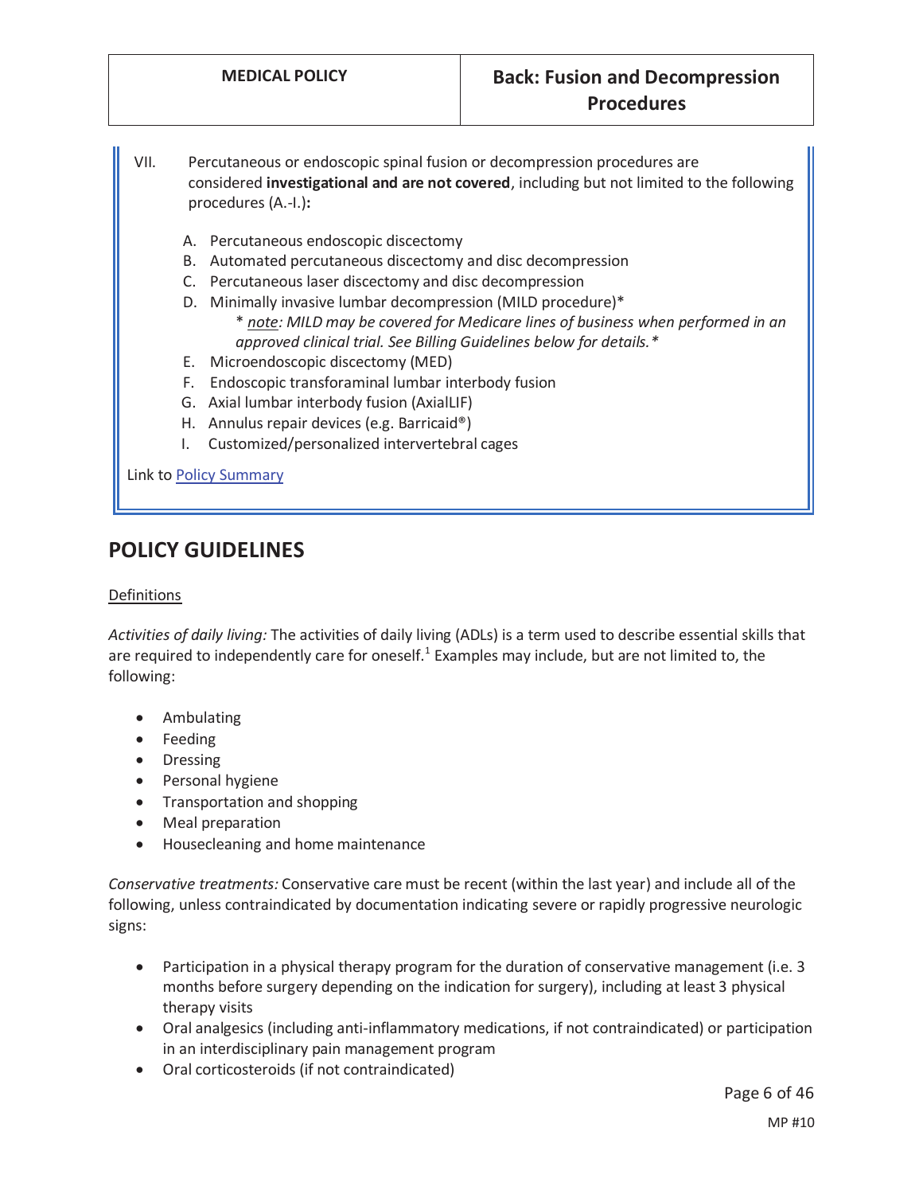VII. Percutaneous or endoscopic spinal fusion or decompression procedures are considered **investigational and are not covered**, including but not limited to the following procedures (A.-I.)**:**

A. Percutaneous endoscopic discectomy
B. Automated percutaneous discectomy and disc decompression
C. Percutaneous laser discectomy and disc decompression
D. Minimally invasive lumbar decompression (MILD procedure)*
   * <u>note</u>*: MILD may be covered for Medicare lines of business when performed in an approved clinical trial. See Billing Guidelines below for details.**
E. Microendoscopic discectomy (MED)
F. Endoscopic transforaminal lumbar interbody fusion
G. Axial lumbar interbody fusion (AxialLIF)
H. Annulus repair devices (e.g. Barricaid®)
I. Customized/personalized intervertebral cages

Link to Policy Summary

## POLICY GUIDELINES

<u>Definitions</u>

*Activities of daily living:* The activities of daily living (ADLs) is a term used to describe essential skills that are required to independently care for oneself.[1] Examples may include, but are not limited to, the following:

- Ambulating
- Feeding
- Dressing
- Personal hygiene
- Transportation and shopping
- Meal preparation
- Housecleaning and home maintenance

*Conservative treatments:* Conservative care must be recent (within the last year) and include all of the following, unless contraindicated by documentation indicating severe or rapidly progressive neurologic signs:

- Participation in a physical therapy program for the duration of conservative management (i.e. 3 months before surgery depending on the indication for surgery), including at least 3 physical therapy visits
- Oral analgesics (including anti-inflammatory medications, if not contraindicated) or participation in an interdisciplinary pain management program
- Oral corticosteroids (if not contraindicated)

MP #10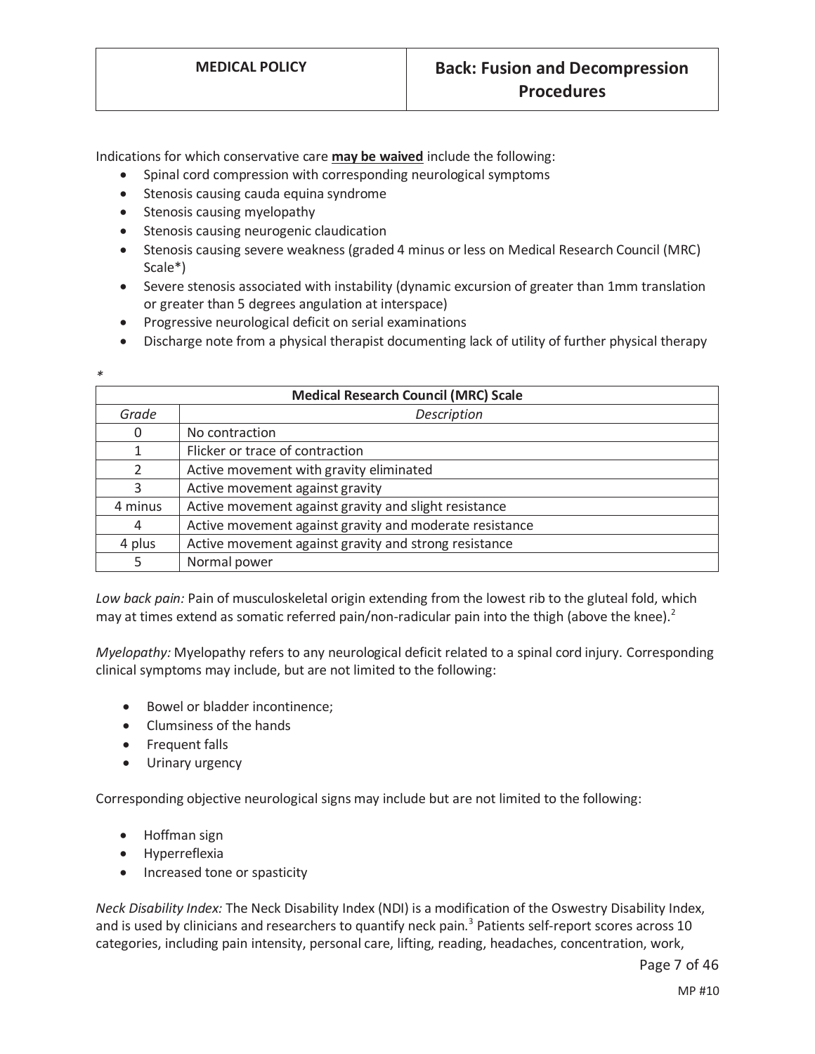Indications for which conservative care **may be waived** include the following:

- Spinal cord compression with corresponding neurological symptoms
- Stenosis causing cauda equina syndrome
- Stenosis causing myelopathy
- Stenosis causing neurogenic claudication
- Stenosis causing severe weakness (graded 4 minus or less on Medical Research Council (MRC) Scale*)
- Severe stenosis associated with instability (dynamic excursion of greater than 1mm translation or greater than 5 degrees angulation at interspace)
- Progressive neurological deficit on serial examinations
- Discharge note from a physical therapist documenting lack of utility of further physical therapy

*

| Medical Research Council (MRC) Scale | |
|---|---|
| *Grade* | *Description* |
| 0 | No contraction |
| 1 | Flicker or trace of contraction |
| 2 | Active movement with gravity eliminated |
| 3 | Active movement against gravity |
| 4 minus | Active movement against gravity and slight resistance |
| 4 | Active movement against gravity and moderate resistance |
| 4 plus | Active movement against gravity and strong resistance |
| 5 | Normal power |

*Low back pain:* Pain of musculoskeletal origin extending from the lowest rib to the gluteal fold, which may at times extend as somatic referred pain/non-radicular pain into the thigh (above the knee).[2]

*Myelopathy:* Myelopathy refers to any neurological deficit related to a spinal cord injury. Corresponding clinical symptoms may include, but are not limited to the following:

- Bowel or bladder incontinence;
- Clumsiness of the hands
- Frequent falls
- Urinary urgency

Corresponding objective neurological signs may include but are not limited to the following:

- Hoffman sign
- Hyperreflexia
- Increased tone or spasticity

*Neck Disability Index:* The Neck Disability Index (NDI) is a modification of the Oswestry Disability Index, and is used by clinicians and researchers to quantify neck pain.[3] Patients self-report scores across 10 categories, including pain intensity, personal care, lifting, reading, headaches, concentration, work,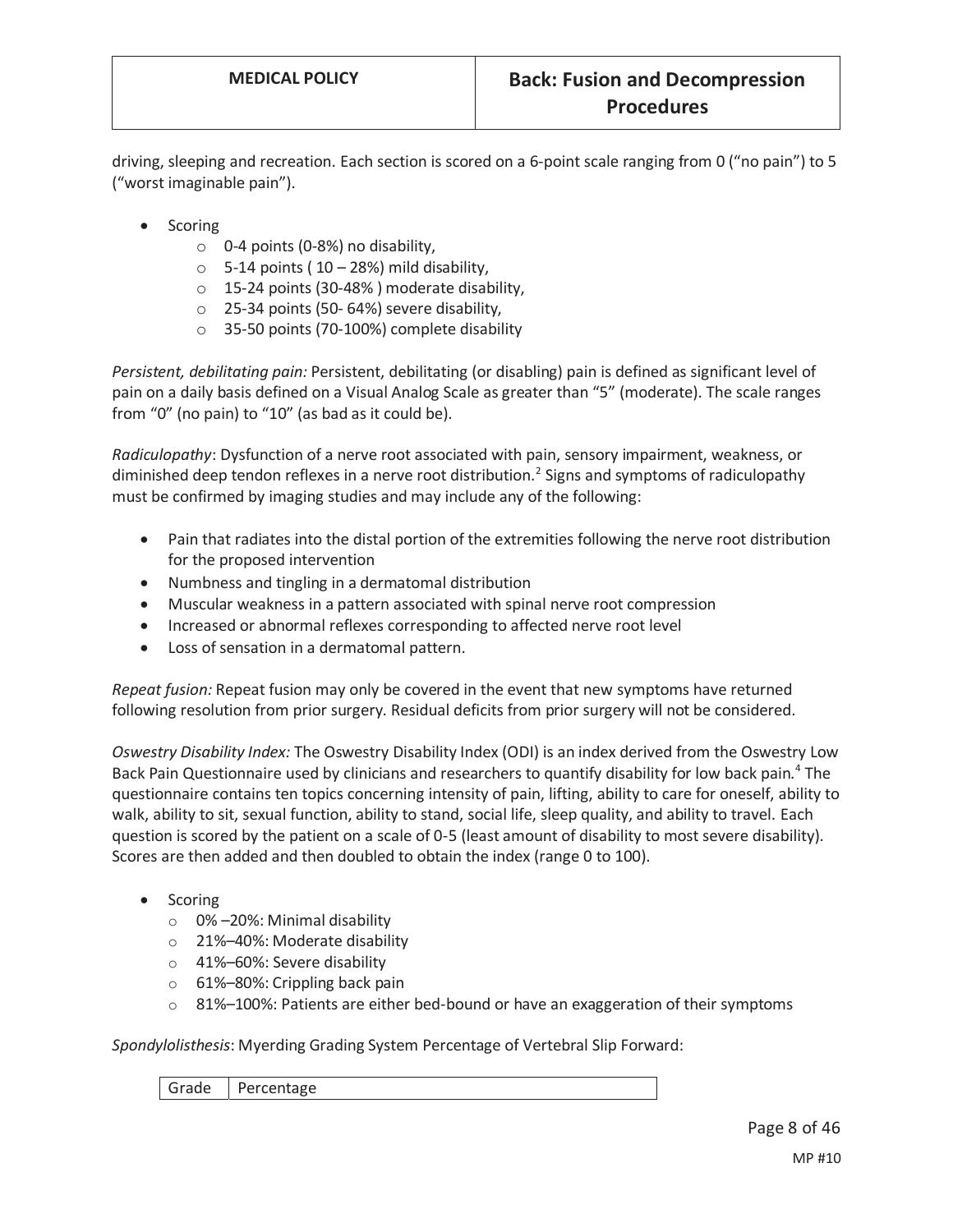driving, sleeping and recreation. Each section is scored on a 6-point scale ranging from 0 ("no pain") to 5 ("worst imaginable pain").

- Scoring
  - 0-4 points (0-8%) no disability,
  - 5-14 points ( 10 – 28%) mild disability,
  - 15-24 points (30-48% ) moderate disability,
  - 25-34 points (50- 64%) severe disability,
  - 35-50 points (70-100%) complete disability

*Persistent, debilitating pain:* Persistent, debilitating (or disabling) pain is defined as significant level of pain on a daily basis defined on a Visual Analog Scale as greater than "5" (moderate). The scale ranges from "0" (no pain) to "10" (as bad as it could be).

*Radiculopathy*: Dysfunction of a nerve root associated with pain, sensory impairment, weakness, or diminished deep tendon reflexes in a nerve root distribution.[2] Signs and symptoms of radiculopathy must be confirmed by imaging studies and may include any of the following:

- Pain that radiates into the distal portion of the extremities following the nerve root distribution for the proposed intervention
- Numbness and tingling in a dermatomal distribution
- Muscular weakness in a pattern associated with spinal nerve root compression
- Increased or abnormal reflexes corresponding to affected nerve root level
- Loss of sensation in a dermatomal pattern.

*Repeat fusion:* Repeat fusion may only be covered in the event that new symptoms have returned following resolution from prior surgery. Residual deficits from prior surgery will not be considered.

*Oswestry Disability Index:* The Oswestry Disability Index (ODI) is an index derived from the Oswestry Low Back Pain Questionnaire used by clinicians and researchers to quantify disability for low back pain.[4] The questionnaire contains ten topics concerning intensity of pain, lifting, ability to care for oneself, ability to walk, ability to sit, sexual function, ability to stand, social life, sleep quality, and ability to travel. Each question is scored by the patient on a scale of 0-5 (least amount of disability to most severe disability). Scores are then added and then doubled to obtain the index (range 0 to 100).

- Scoring
  - 0% –20%: Minimal disability
  - 21%–40%: Moderate disability
  - 41%–60%: Severe disability
  - 61%–80%: Crippling back pain
  - 81%–100%: Patients are either bed-bound or have an exaggeration of their symptoms

*Spondylolisthesis*: Myerding Grading System Percentage of Vertebral Slip Forward:

| Grade | Percentage |
|---|---|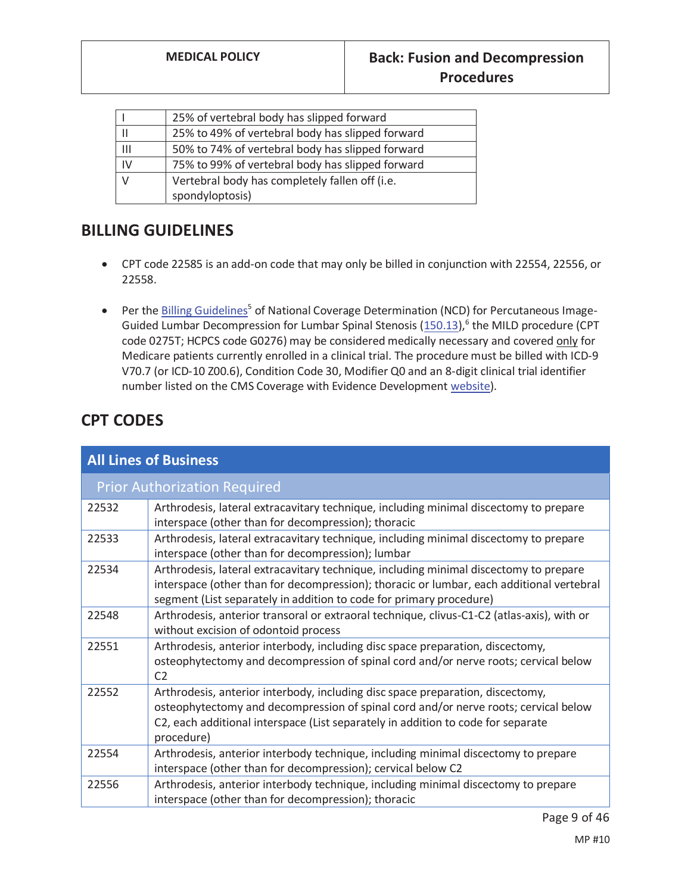| I | 25% of vertebral body has slipped forward |
|---|---|
| II | 25% to 49% of vertebral body has slipped forward |
| III | 50% to 74% of vertebral body has slipped forward |
| IV | 75% to 99% of vertebral body has slipped forward |
| V | Vertebral body has completely fallen off (i.e. spondyloptosis) |

## BILLING GUIDELINES

- CPT code 22585 is an add-on code that may only be billed in conjunction with 22554, 22556, or 22558.
- Per the Billing Guidelines[5] of National Coverage Determination (NCD) for Percutaneous Image-Guided Lumbar Decompression for Lumbar Spinal Stenosis (150.13),[6] the MILD procedure (CPT code 0275T; HCPCS code G0276) may be considered medically necessary and covered only for Medicare patients currently enrolled in a clinical trial. The procedure must be billed with ICD-9 V70.7 (or ICD-10 Z00.6), Condition Code 30, Modifier Q0 and an 8-digit clinical trial identifier number listed on the CMS Coverage with Evidence Development website).

## CPT CODES

| All Lines of Business | |
|---|---|
| **Prior Authorization Required** | |
| 22532 | Arthrodesis, lateral extracavitary technique, including minimal discectomy to prepare interspace (other than for decompression); thoracic |
| 22533 | Arthrodesis, lateral extracavitary technique, including minimal discectomy to prepare interspace (other than for decompression); lumbar |
| 22534 | Arthrodesis, lateral extracavitary technique, including minimal discectomy to prepare interspace (other than for decompression); thoracic or lumbar, each additional vertebral segment (List separately in addition to code for primary procedure) |
| 22548 | Arthrodesis, anterior transoral or extraoral technique, clivus-C1-C2 (atlas-axis), with or without excision of odontoid process |
| 22551 | Arthrodesis, anterior interbody, including disc space preparation, discectomy, osteophytectomy and decompression of spinal cord and/or nerve roots; cervical below C2 |
| 22552 | Arthrodesis, anterior interbody, including disc space preparation, discectomy, osteophytectomy and decompression of spinal cord and/or nerve roots; cervical below C2, each additional interspace (List separately in addition to code for separate procedure) |
| 22554 | Arthrodesis, anterior interbody technique, including minimal discectomy to prepare interspace (other than for decompression); cervical below C2 |
| 22556 | Arthrodesis, anterior interbody technique, including minimal discectomy to prepare interspace (other than for decompression); thoracic |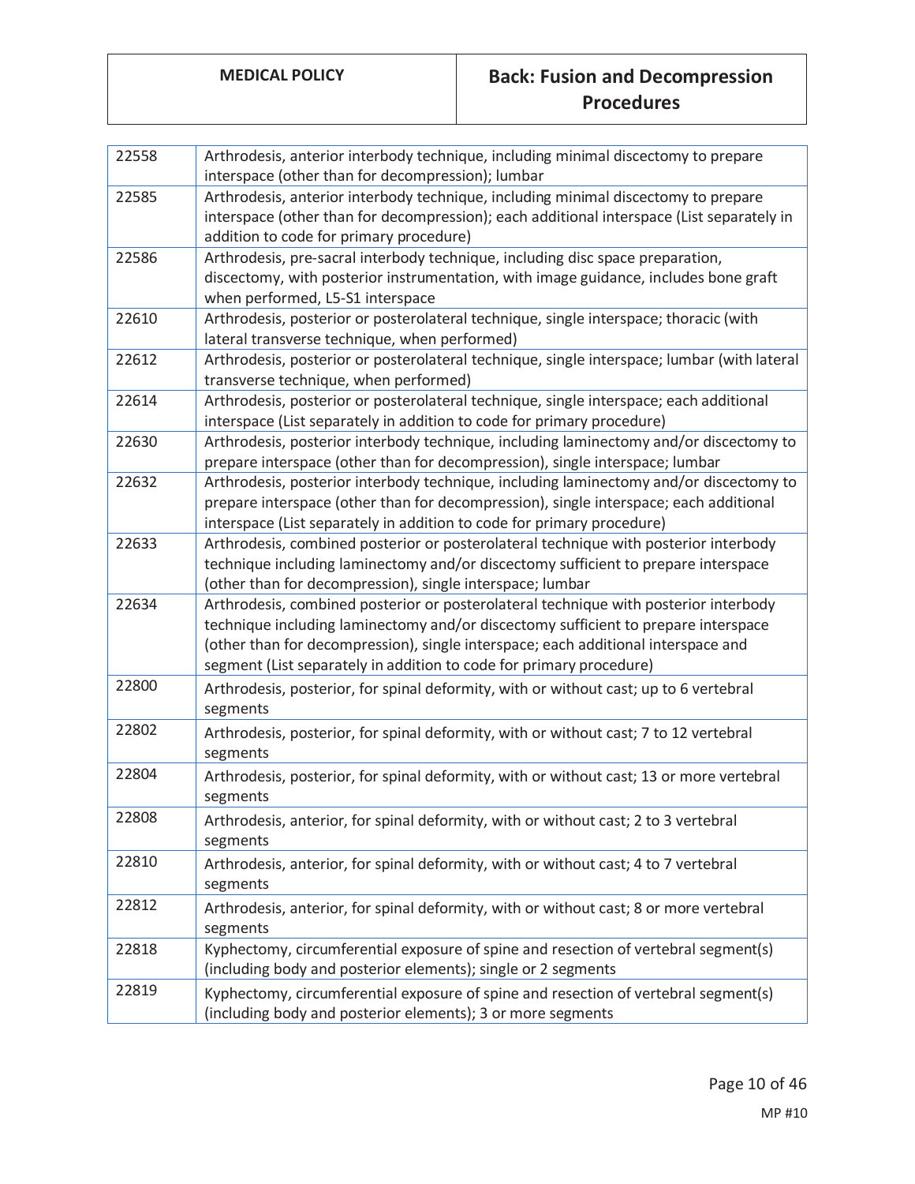| | |
|---|---|
| 22558 | Arthrodesis, anterior interbody technique, including minimal discectomy to prepare interspace (other than for decompression); lumbar |
| 22585 | Arthrodesis, anterior interbody technique, including minimal discectomy to prepare interspace (other than for decompression); each additional interspace (List separately in addition to code for primary procedure) |
| 22586 | Arthrodesis, pre-sacral interbody technique, including disc space preparation, discectomy, with posterior instrumentation, with image guidance, includes bone graft when performed, L5-S1 interspace |
| 22610 | Arthrodesis, posterior or posterolateral technique, single interspace; thoracic (with lateral transverse technique, when performed) |
| 22612 | Arthrodesis, posterior or posterolateral technique, single interspace; lumbar (with lateral transverse technique, when performed) |
| 22614 | Arthrodesis, posterior or posterolateral technique, single interspace; each additional interspace (List separately in addition to code for primary procedure) |
| 22630 | Arthrodesis, posterior interbody technique, including laminectomy and/or discectomy to prepare interspace (other than for decompression), single interspace; lumbar |
| 22632 | Arthrodesis, posterior interbody technique, including laminectomy and/or discectomy to prepare interspace (other than for decompression), single interspace; each additional interspace (List separately in addition to code for primary procedure) |
| 22633 | Arthrodesis, combined posterior or posterolateral technique with posterior interbody technique including laminectomy and/or discectomy sufficient to prepare interspace (other than for decompression), single interspace; lumbar |
| 22634 | Arthrodesis, combined posterior or posterolateral technique with posterior interbody technique including laminectomy and/or discectomy sufficient to prepare interspace (other than for decompression), single interspace; each additional interspace and segment (List separately in addition to code for primary procedure) |
| 22800 | Arthrodesis, posterior, for spinal deformity, with or without cast; up to 6 vertebral segments |
| 22802 | Arthrodesis, posterior, for spinal deformity, with or without cast; 7 to 12 vertebral segments |
| 22804 | Arthrodesis, posterior, for spinal deformity, with or without cast; 13 or more vertebral segments |
| 22808 | Arthrodesis, anterior, for spinal deformity, with or without cast; 2 to 3 vertebral segments |
| 22810 | Arthrodesis, anterior, for spinal deformity, with or without cast; 4 to 7 vertebral segments |
| 22812 | Arthrodesis, anterior, for spinal deformity, with or without cast; 8 or more vertebral segments |
| 22818 | Kyphectomy, circumferential exposure of spine and resection of vertebral segment(s) (including body and posterior elements); single or 2 segments |
| 22819 | Kyphectomy, circumferential exposure of spine and resection of vertebral segment(s) (including body and posterior elements); 3 or more segments |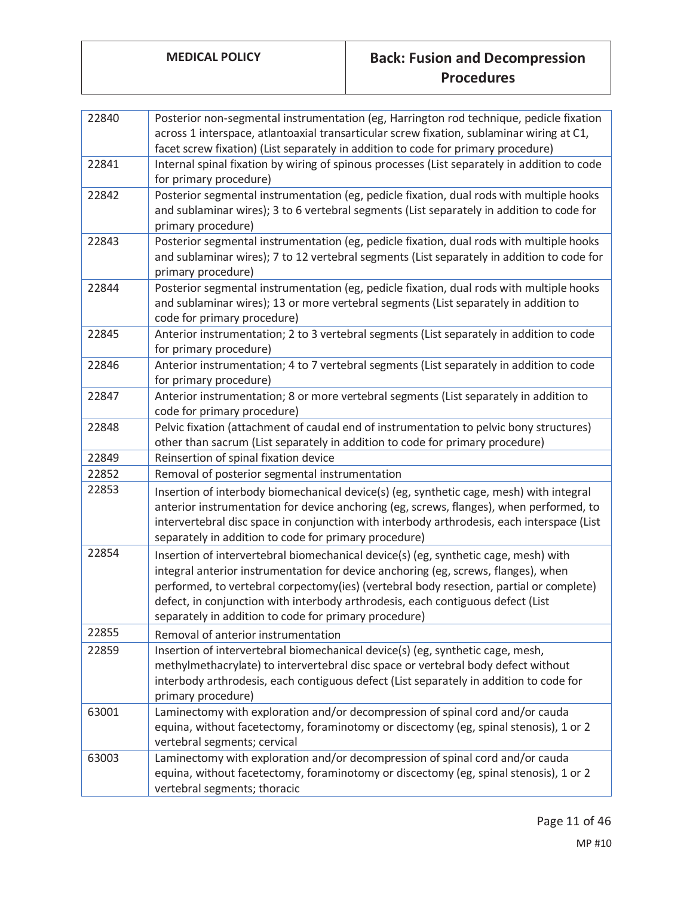| | |
|---|---|
| 22840 | Posterior non-segmental instrumentation (eg, Harrington rod technique, pedicle fixation across 1 interspace, atlantoaxial transarticular screw fixation, sublaminar wiring at C1, facet screw fixation) (List separately in addition to code for primary procedure) |
| 22841 | Internal spinal fixation by wiring of spinous processes (List separately in addition to code for primary procedure) |
| 22842 | Posterior segmental instrumentation (eg, pedicle fixation, dual rods with multiple hooks and sublaminar wires); 3 to 6 vertebral segments (List separately in addition to code for primary procedure) |
| 22843 | Posterior segmental instrumentation (eg, pedicle fixation, dual rods with multiple hooks and sublaminar wires); 7 to 12 vertebral segments (List separately in addition to code for primary procedure) |
| 22844 | Posterior segmental instrumentation (eg, pedicle fixation, dual rods with multiple hooks and sublaminar wires); 13 or more vertebral segments (List separately in addition to code for primary procedure) |
| 22845 | Anterior instrumentation; 2 to 3 vertebral segments (List separately in addition to code for primary procedure) |
| 22846 | Anterior instrumentation; 4 to 7 vertebral segments (List separately in addition to code for primary procedure) |
| 22847 | Anterior instrumentation; 8 or more vertebral segments (List separately in addition to code for primary procedure) |
| 22848 | Pelvic fixation (attachment of caudal end of instrumentation to pelvic bony structures) other than sacrum (List separately in addition to code for primary procedure) |
| 22849 | Reinsertion of spinal fixation device |
| 22852 | Removal of posterior segmental instrumentation |
| 22853 | Insertion of interbody biomechanical device(s) (eg, synthetic cage, mesh) with integral anterior instrumentation for device anchoring (eg, screws, flanges), when performed, to intervertebral disc space in conjunction with interbody arthrodesis, each interspace (List separately in addition to code for primary procedure) |
| 22854 | Insertion of intervertebral biomechanical device(s) (eg, synthetic cage, mesh) with integral anterior instrumentation for device anchoring (eg, screws, flanges), when performed, to vertebral corpectomy(ies) (vertebral body resection, partial or complete) defect, in conjunction with interbody arthrodesis, each contiguous defect (List separately in addition to code for primary procedure) |
| 22855 | Removal of anterior instrumentation |
| 22859 | Insertion of intervertebral biomechanical device(s) (eg, synthetic cage, mesh, methylmethacrylate) to intervertebral disc space or vertebral body defect without interbody arthrodesis, each contiguous defect (List separately in addition to code for primary procedure) |
| 63001 | Laminectomy with exploration and/or decompression of spinal cord and/or cauda equina, without facetectomy, foraminotomy or discectomy (eg, spinal stenosis), 1 or 2 vertebral segments; cervical |
| 63003 | Laminectomy with exploration and/or decompression of spinal cord and/or cauda equina, without facetectomy, foraminotomy or discectomy (eg, spinal stenosis), 1 or 2 vertebral segments; thoracic |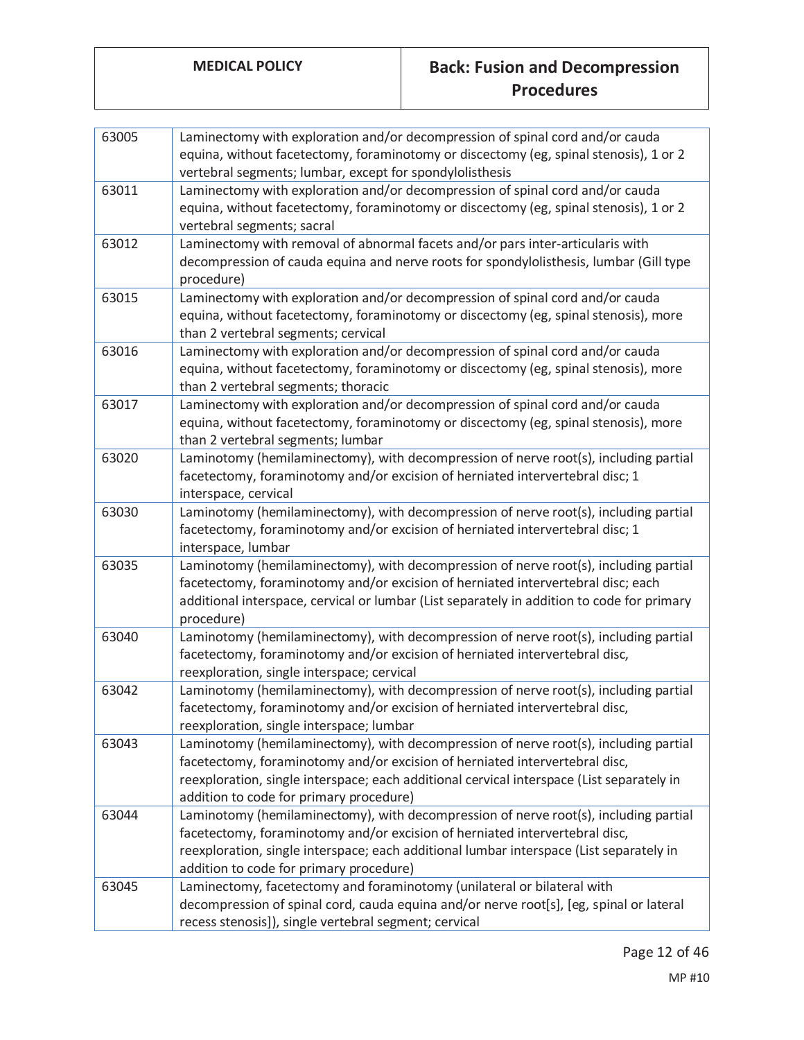| | |
|---|---|
| 63005 | Laminectomy with exploration and/or decompression of spinal cord and/or cauda equina, without facetectomy, foraminotomy or discectomy (eg, spinal stenosis), 1 or 2 vertebral segments; lumbar, except for spondylolisthesis |
| 63011 | Laminectomy with exploration and/or decompression of spinal cord and/or cauda equina, without facetectomy, foraminotomy or discectomy (eg, spinal stenosis), 1 or 2 vertebral segments; sacral |
| 63012 | Laminectomy with removal of abnormal facets and/or pars inter-articularis with decompression of cauda equina and nerve roots for spondylolisthesis, lumbar (Gill type procedure) |
| 63015 | Laminectomy with exploration and/or decompression of spinal cord and/or cauda equina, without facetectomy, foraminotomy or discectomy (eg, spinal stenosis), more than 2 vertebral segments; cervical |
| 63016 | Laminectomy with exploration and/or decompression of spinal cord and/or cauda equina, without facetectomy, foraminotomy or discectomy (eg, spinal stenosis), more than 2 vertebral segments; thoracic |
| 63017 | Laminectomy with exploration and/or decompression of spinal cord and/or cauda equina, without facetectomy, foraminotomy or discectomy (eg, spinal stenosis), more than 2 vertebral segments; lumbar |
| 63020 | Laminotomy (hemilaminectomy), with decompression of nerve root(s), including partial facetectomy, foraminotomy and/or excision of herniated intervertebral disc; 1 interspace, cervical |
| 63030 | Laminotomy (hemilaminectomy), with decompression of nerve root(s), including partial facetectomy, foraminotomy and/or excision of herniated intervertebral disc; 1 interspace, lumbar |
| 63035 | Laminotomy (hemilaminectomy), with decompression of nerve root(s), including partial facetectomy, foraminotomy and/or excision of herniated intervertebral disc; each additional interspace, cervical or lumbar (List separately in addition to code for primary procedure) |
| 63040 | Laminotomy (hemilaminectomy), with decompression of nerve root(s), including partial facetectomy, foraminotomy and/or excision of herniated intervertebral disc, reexploration, single interspace; cervical |
| 63042 | Laminotomy (hemilaminectomy), with decompression of nerve root(s), including partial facetectomy, foraminotomy and/or excision of herniated intervertebral disc, reexploration, single interspace; lumbar |
| 63043 | Laminotomy (hemilaminectomy), with decompression of nerve root(s), including partial facetectomy, foraminotomy and/or excision of herniated intervertebral disc, reexploration, single interspace; each additional cervical interspace (List separately in addition to code for primary procedure) |
| 63044 | Laminotomy (hemilaminectomy), with decompression of nerve root(s), including partial facetectomy, foraminotomy and/or excision of herniated intervertebral disc, reexploration, single interspace; each additional lumbar interspace (List separately in addition to code for primary procedure) |
| 63045 | Laminectomy, facetectomy and foraminotomy (unilateral or bilateral with decompression of spinal cord, cauda equina and/or nerve root[s], [eg, spinal or lateral recess stenosis]), single vertebral segment; cervical |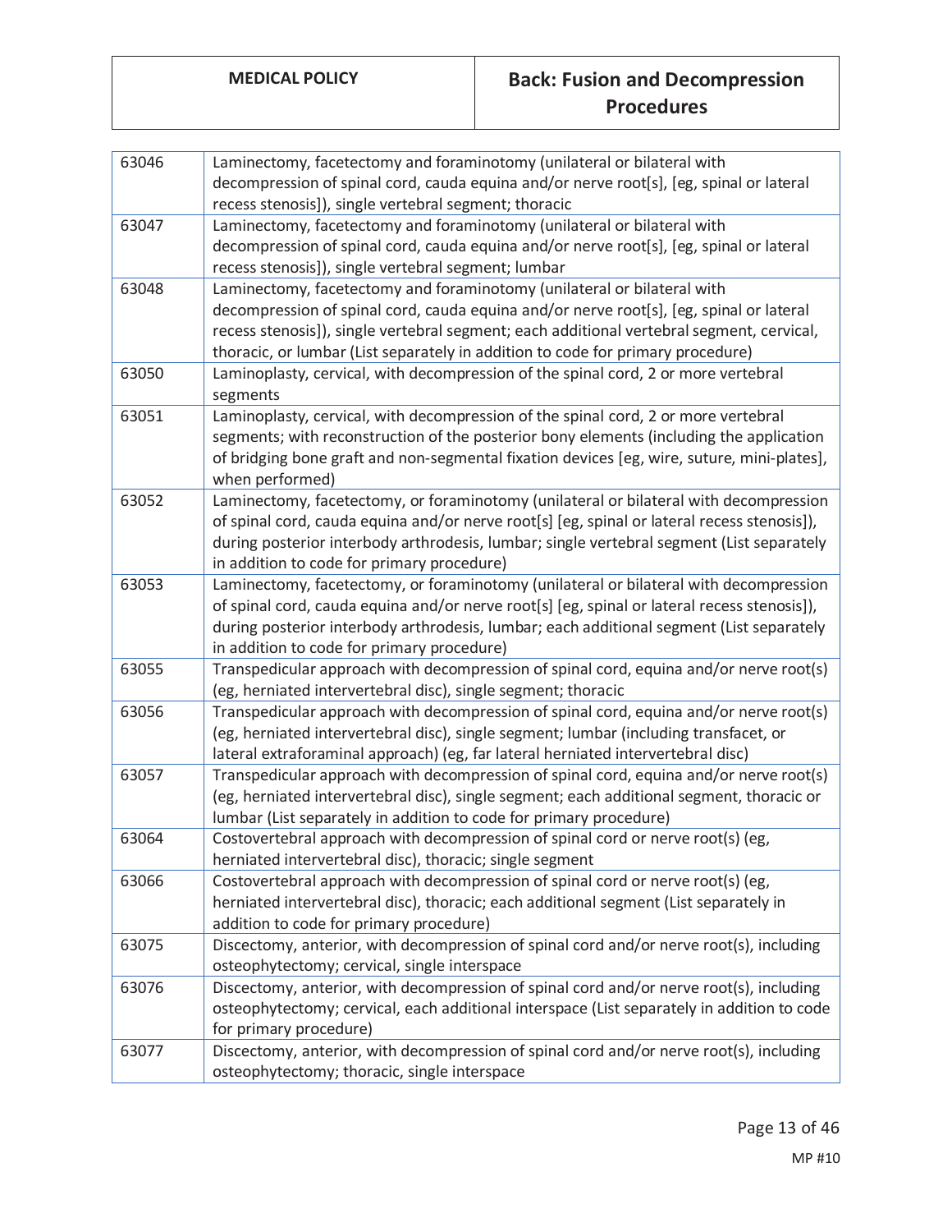| 63046 | Laminectomy, facetectomy and foraminotomy (unilateral or bilateral with decompression of spinal cord, cauda equina and/or nerve root[s], [eg, spinal or lateral recess stenosis]), single vertebral segment; thoracic |
|---|---|
| 63047 | Laminectomy, facetectomy and foraminotomy (unilateral or bilateral with decompression of spinal cord, cauda equina and/or nerve root[s], [eg, spinal or lateral recess stenosis]), single vertebral segment; lumbar |
| 63048 | Laminectomy, facetectomy and foraminotomy (unilateral or bilateral with decompression of spinal cord, cauda equina and/or nerve root[s], [eg, spinal or lateral recess stenosis]), single vertebral segment; each additional vertebral segment, cervical, thoracic, or lumbar (List separately in addition to code for primary procedure) |
| 63050 | Laminoplasty, cervical, with decompression of the spinal cord, 2 or more vertebral segments |
| 63051 | Laminoplasty, cervical, with decompression of the spinal cord, 2 or more vertebral segments; with reconstruction of the posterior bony elements (including the application of bridging bone graft and non-segmental fixation devices [eg, wire, suture, mini-plates], when performed) |
| 63052 | Laminectomy, facetectomy, or foraminotomy (unilateral or bilateral with decompression of spinal cord, cauda equina and/or nerve root[s] [eg, spinal or lateral recess stenosis]), during posterior interbody arthrodesis, lumbar; single vertebral segment (List separately in addition to code for primary procedure) |
| 63053 | Laminectomy, facetectomy, or foraminotomy (unilateral or bilateral with decompression of spinal cord, cauda equina and/or nerve root[s] [eg, spinal or lateral recess stenosis]), during posterior interbody arthrodesis, lumbar; each additional segment (List separately in addition to code for primary procedure) |
| 63055 | Transpedicular approach with decompression of spinal cord, equina and/or nerve root(s) (eg, herniated intervertebral disc), single segment; thoracic |
| 63056 | Transpedicular approach with decompression of spinal cord, equina and/or nerve root(s) (eg, herniated intervertebral disc), single segment; lumbar (including transfacet, or lateral extraforaminal approach) (eg, far lateral herniated intervertebral disc) |
| 63057 | Transpedicular approach with decompression of spinal cord, equina and/or nerve root(s) (eg, herniated intervertebral disc), single segment; each additional segment, thoracic or lumbar (List separately in addition to code for primary procedure) |
| 63064 | Costovertebral approach with decompression of spinal cord or nerve root(s) (eg, herniated intervertebral disc), thoracic; single segment |
| 63066 | Costovertebral approach with decompression of spinal cord or nerve root(s) (eg, herniated intervertebral disc), thoracic; each additional segment (List separately in addition to code for primary procedure) |
| 63075 | Discectomy, anterior, with decompression of spinal cord and/or nerve root(s), including osteophytectomy; cervical, single interspace |
| 63076 | Discectomy, anterior, with decompression of spinal cord and/or nerve root(s), including osteophytectomy; cervical, each additional interspace (List separately in addition to code for primary procedure) |
| 63077 | Discectomy, anterior, with decompression of spinal cord and/or nerve root(s), including osteophytectomy; thoracic, single interspace |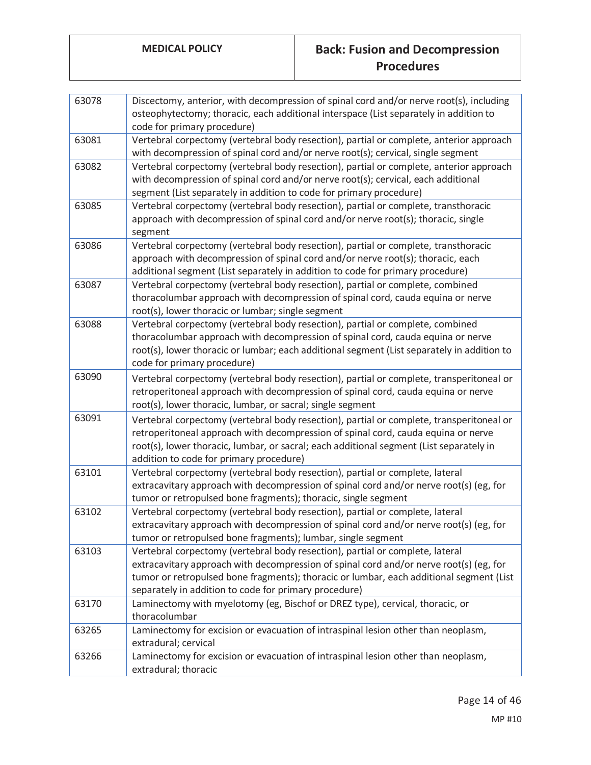| 63078 | Discectomy, anterior, with decompression of spinal cord and/or nerve root(s), including osteophytectomy; thoracic, each additional interspace (List separately in addition to code for primary procedure) |
|---|---|
| 63081 | Vertebral corpectomy (vertebral body resection), partial or complete, anterior approach with decompression of spinal cord and/or nerve root(s); cervical, single segment |
| 63082 | Vertebral corpectomy (vertebral body resection), partial or complete, anterior approach with decompression of spinal cord and/or nerve root(s); cervical, each additional segment (List separately in addition to code for primary procedure) |
| 63085 | Vertebral corpectomy (vertebral body resection), partial or complete, transthoracic approach with decompression of spinal cord and/or nerve root(s); thoracic, single segment |
| 63086 | Vertebral corpectomy (vertebral body resection), partial or complete, transthoracic approach with decompression of spinal cord and/or nerve root(s); thoracic, each additional segment (List separately in addition to code for primary procedure) |
| 63087 | Vertebral corpectomy (vertebral body resection), partial or complete, combined thoracolumbar approach with decompression of spinal cord, cauda equina or nerve root(s), lower thoracic or lumbar; single segment |
| 63088 | Vertebral corpectomy (vertebral body resection), partial or complete, combined thoracolumbar approach with decompression of spinal cord, cauda equina or nerve root(s), lower thoracic or lumbar; each additional segment (List separately in addition to code for primary procedure) |
| 63090 | Vertebral corpectomy (vertebral body resection), partial or complete, transperitoneal or retroperitoneal approach with decompression of spinal cord, cauda equina or nerve root(s), lower thoracic, lumbar, or sacral; single segment |
| 63091 | Vertebral corpectomy (vertebral body resection), partial or complete, transperitoneal or retroperitoneal approach with decompression of spinal cord, cauda equina or nerve root(s), lower thoracic, lumbar, or sacral; each additional segment (List separately in addition to code for primary procedure) |
| 63101 | Vertebral corpectomy (vertebral body resection), partial or complete, lateral extracavitary approach with decompression of spinal cord and/or nerve root(s) (eg, for tumor or retropulsed bone fragments); thoracic, single segment |
| 63102 | Vertebral corpectomy (vertebral body resection), partial or complete, lateral extracavitary approach with decompression of spinal cord and/or nerve root(s) (eg, for tumor or retropulsed bone fragments); lumbar, single segment |
| 63103 | Vertebral corpectomy (vertebral body resection), partial or complete, lateral extracavitary approach with decompression of spinal cord and/or nerve root(s) (eg, for tumor or retropulsed bone fragments); thoracic or lumbar, each additional segment (List separately in addition to code for primary procedure) |
| 63170 | Laminectomy with myelotomy (eg, Bischof or DREZ type), cervical, thoracic, or thoracolumbar |
| 63265 | Laminectomy for excision or evacuation of intraspinal lesion other than neoplasm, extradural; cervical |
| 63266 | Laminectomy for excision or evacuation of intraspinal lesion other than neoplasm, extradural; thoracic |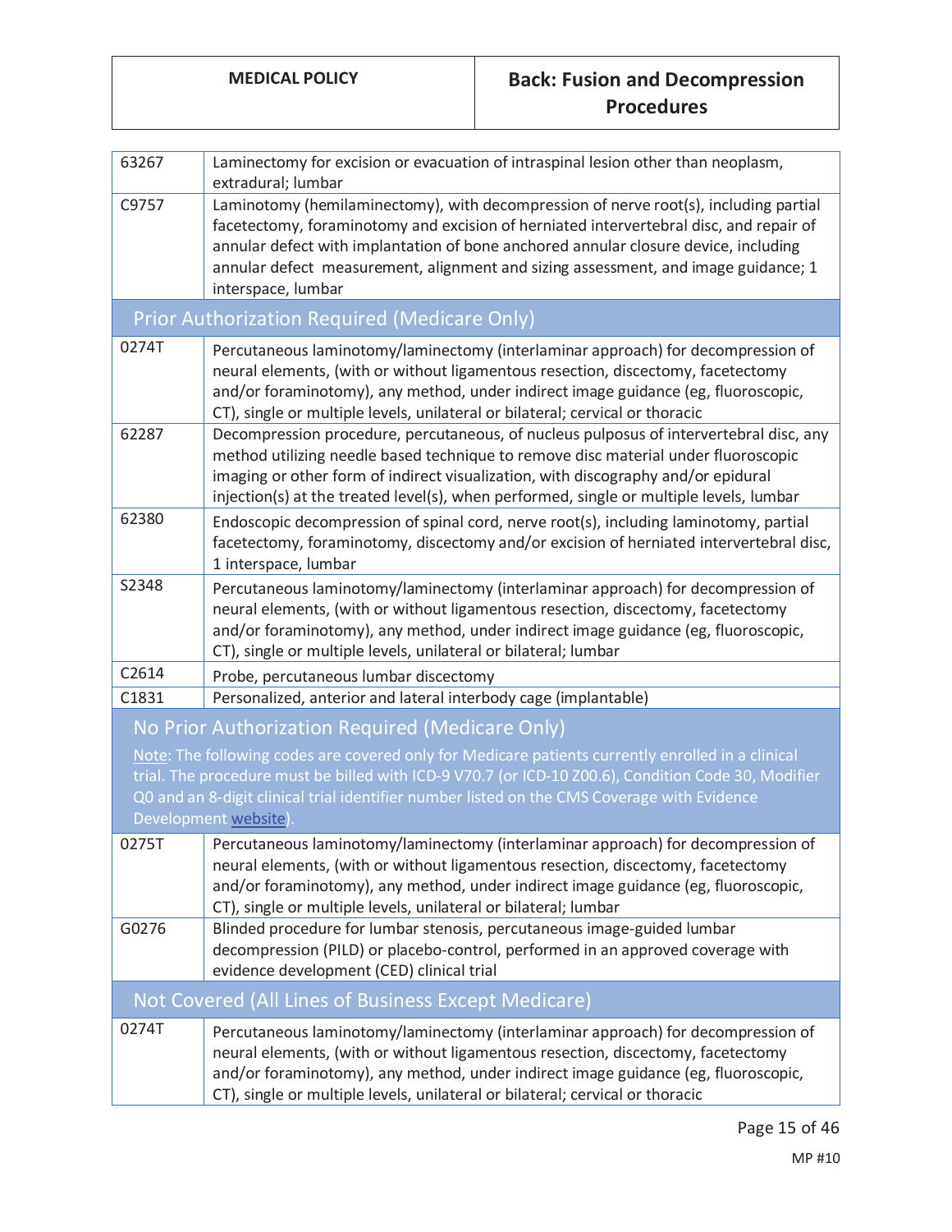| | |
|---|---|
| 63267 | Laminectomy for excision or evacuation of intraspinal lesion other than neoplasm, extradural; lumbar |
| C9757 | Laminotomy (hemilaminectomy), with decompression of nerve root(s), including partial facetectomy, foraminotomy and excision of herniated intervertebral disc, and repair of annular defect with implantation of bone anchored annular closure device, including annular defect measurement, alignment and sizing assessment, and image guidance; 1 interspace, lumbar |
| **Prior Authorization Required (Medicare Only)** | |
| 0274T | Percutaneous laminotomy/laminectomy (interlaminar approach) for decompression of neural elements, (with or without ligamentous resection, discectomy, facetectomy and/or foraminotomy), any method, under indirect image guidance (eg, fluoroscopic, CT), single or multiple levels, unilateral or bilateral; cervical or thoracic |
| 62287 | Decompression procedure, percutaneous, of nucleus pulposus of intervertebral disc, any method utilizing needle based technique to remove disc material under fluoroscopic imaging or other form of indirect visualization, with discography and/or epidural injection(s) at the treated level(s), when performed, single or multiple levels, lumbar |
| 62380 | Endoscopic decompression of spinal cord, nerve root(s), including laminotomy, partial facetectomy, foraminotomy, discectomy and/or excision of herniated intervertebral disc, 1 interspace, lumbar |
| S2348 | Percutaneous laminotomy/laminectomy (interlaminar approach) for decompression of neural elements, (with or without ligamentous resection, discectomy, facetectomy and/or foraminotomy), any method, under indirect image guidance (eg, fluoroscopic, CT), single or multiple levels, unilateral or bilateral; lumbar |
| C2614 | Probe, percutaneous lumbar discectomy |
| C1831 | Personalized, anterior and lateral interbody cage (implantable) |
| **No Prior Authorization Required (Medicare Only)** <br> Note: The following codes are covered only for Medicare patients currently enrolled in a clinical trial. The procedure must be billed with ICD-9 V70.7 (or ICD-10 Z00.6), Condition Code 30, Modifier Q0 and an 8-digit clinical trial identifier number listed on the CMS Coverage with Evidence Development website). | |
| 0275T | Percutaneous laminotomy/laminectomy (interlaminar approach) for decompression of neural elements, (with or without ligamentous resection, discectomy, facetectomy and/or foraminotomy), any method, under indirect image guidance (eg, fluoroscopic, CT), single or multiple levels, unilateral or bilateral; lumbar |
| G0276 | Blinded procedure for lumbar stenosis, percutaneous image-guided lumbar decompression (PILD) or placebo-control, performed in an approved coverage with evidence development (CED) clinical trial |
| **Not Covered (All Lines of Business Except Medicare)** | |
| 0274T | Percutaneous laminotomy/laminectomy (interlaminar approach) for decompression of neural elements, (with or without ligamentous resection, discectomy, facetectomy and/or foraminotomy), any method, under indirect image guidance (eg, fluoroscopic, CT), single or multiple levels, unilateral or bilateral; cervical or thoracic |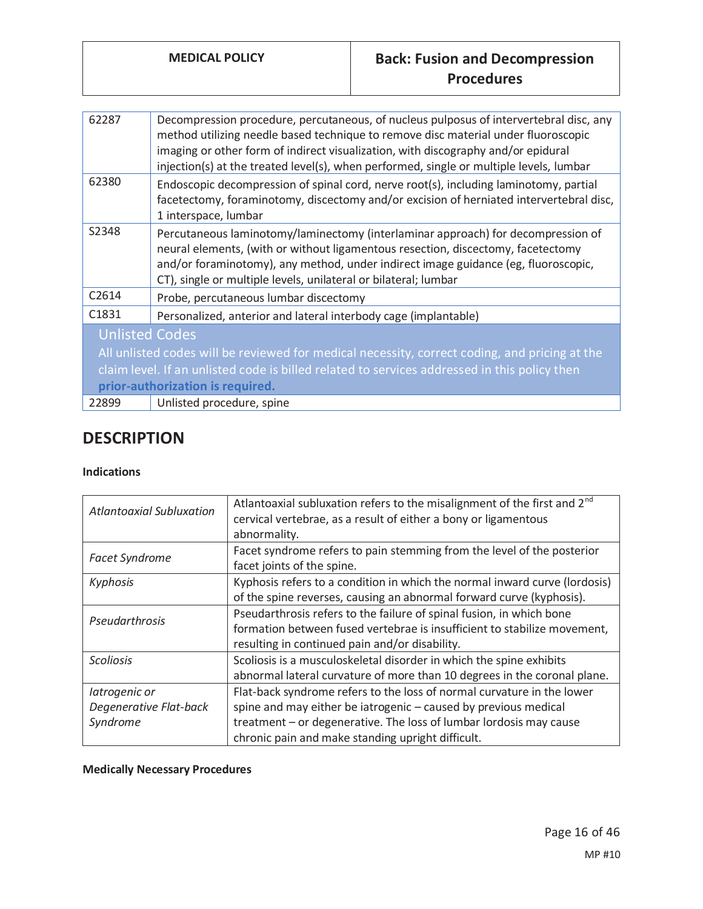| | |
|---|---|
| 62287 | Decompression procedure, percutaneous, of nucleus pulposus of intervertebral disc, any method utilizing needle based technique to remove disc material under fluoroscopic imaging or other form of indirect visualization, with discography and/or epidural injection(s) at the treated level(s), when performed, single or multiple levels, lumbar |
| 62380 | Endoscopic decompression of spinal cord, nerve root(s), including laminotomy, partial facetectomy, foraminotomy, discectomy and/or excision of herniated intervertebral disc, 1 interspace, lumbar |
| S2348 | Percutaneous laminotomy/laminectomy (interlaminar approach) for decompression of neural elements, (with or without ligamentous resection, discectomy, facetectomy and/or foraminotomy), any method, under indirect image guidance (eg, fluoroscopic, CT), single or multiple levels, unilateral or bilateral; lumbar |
| C2614 | Probe, percutaneous lumbar discectomy |
| C1831 | Personalized, anterior and lateral interbody cage (implantable) |
| **Unlisted Codes** All unlisted codes will be reviewed for medical necessity, correct coding, and pricing at the claim level. If an unlisted code is billed related to services addressed in this policy then **prior-authorization is required.** | |
| 22899 | Unlisted procedure, spine |

## DESCRIPTION

**Indications**

| | |
|---|---|
| *Atlantoaxial Subluxation* | Atlantoaxial subluxation refers to the misalignment of the first and 2nd cervical vertebrae, as a result of either a bony or ligamentous abnormality. |
| *Facet Syndrome* | Facet syndrome refers to pain stemming from the level of the posterior facet joints of the spine. |
| *Kyphosis* | Kyphosis refers to a condition in which the normal inward curve (lordosis) of the spine reverses, causing an abnormal forward curve (kyphosis). |
| *Pseudarthrosis* | Pseudarthrosis refers to the failure of spinal fusion, in which bone formation between fused vertebrae is insufficient to stabilize movement, resulting in continued pain and/or disability. |
| *Scoliosis* | Scoliosis is a musculoskeletal disorder in which the spine exhibits abnormal lateral curvature of more than 10 degrees in the coronal plane. |
| *Iatrogenic or Degenerative Flat-back Syndrome* | Flat-back syndrome refers to the loss of normal curvature in the lower spine and may either be iatrogenic – caused by previous medical treatment – or degenerative. The loss of lumbar lordosis may cause chronic pain and make standing upright difficult. |

**Medically Necessary Procedures**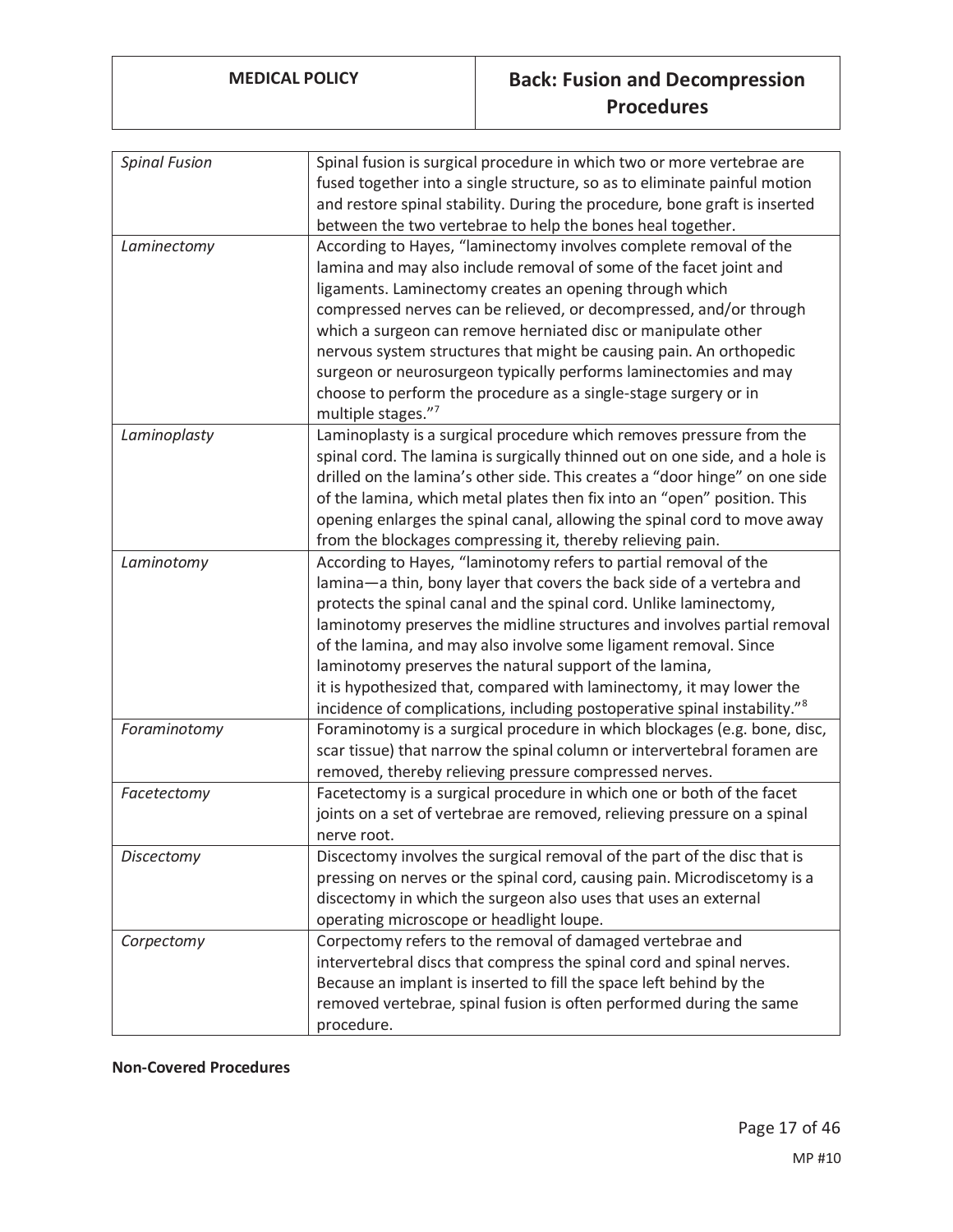| | |
|---|---|
| *Spinal Fusion* | Spinal fusion is surgical procedure in which two or more vertebrae are fused together into a single structure, so as to eliminate painful motion and restore spinal stability. During the procedure, bone graft is inserted between the two vertebrae to help the bones heal together. |
| *Laminectomy* | According to Hayes, "laminectomy involves complete removal of the lamina and may also include removal of some of the facet joint and ligaments. Laminectomy creates an opening through which compressed nerves can be relieved, or decompressed, and/or through which a surgeon can remove herniated disc or manipulate other nervous system structures that might be causing pain. An orthopedic surgeon or neurosurgeon typically performs laminectomies and may choose to perform the procedure as a single-stage surgery or in multiple stages."[7] |
| *Laminoplasty* | Laminoplasty is a surgical procedure which removes pressure from the spinal cord. The lamina is surgically thinned out on one side, and a hole is drilled on the lamina's other side. This creates a "door hinge" on one side of the lamina, which metal plates then fix into an "open" position. This opening enlarges the spinal canal, allowing the spinal cord to move away from the blockages compressing it, thereby relieving pain. |
| *Laminotomy* | According to Hayes, "laminotomy refers to partial removal of the lamina—a thin, bony layer that covers the back side of a vertebra and protects the spinal canal and the spinal cord. Unlike laminectomy, laminotomy preserves the midline structures and involves partial removal of the lamina, and may also involve some ligament removal. Since laminotomy preserves the natural support of the lamina, it is hypothesized that, compared with laminectomy, it may lower the incidence of complications, including postoperative spinal instability."[8] |
| *Foraminotomy* | Foraminotomy is a surgical procedure in which blockages (e.g. bone, disc, scar tissue) that narrow the spinal column or intervertebral foramen are removed, thereby relieving pressure compressed nerves. |
| *Facetectomy* | Facetectomy is a surgical procedure in which one or both of the facet joints on a set of vertebrae are removed, relieving pressure on a spinal nerve root. |
| *Discectomy* | Discectomy involves the surgical removal of the part of the disc that is pressing on nerves or the spinal cord, causing pain. Microdiscetomy is a discectomy in which the surgeon also uses that uses an external operating microscope or headlight loupe. |
| *Corpectomy* | Corpectomy refers to the removal of damaged vertebrae and intervertebral discs that compress the spinal cord and spinal nerves. Because an implant is inserted to fill the space left behind by the removed vertebrae, spinal fusion is often performed during the same procedure. |

**Non-Covered Procedures**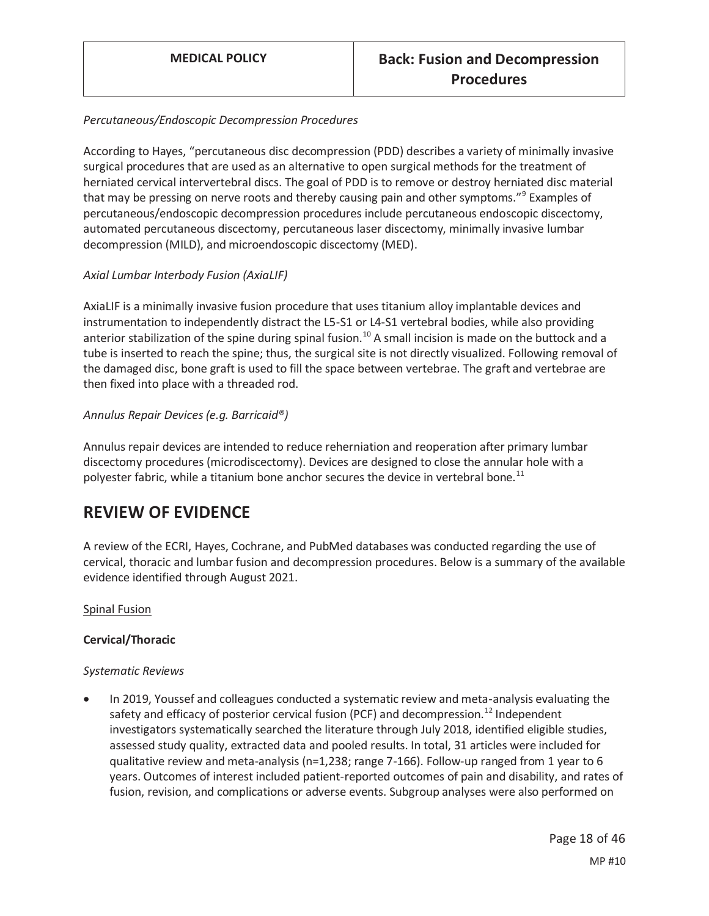*Percutaneous/Endoscopic Decompression Procedures*

According to Hayes, "percutaneous disc decompression (PDD) describes a variety of minimally invasive surgical procedures that are used as an alternative to open surgical methods for the treatment of herniated cervical intervertebral discs. The goal of PDD is to remove or destroy herniated disc material that may be pressing on nerve roots and thereby causing pain and other symptoms."[9] Examples of percutaneous/endoscopic decompression procedures include percutaneous endoscopic discectomy, automated percutaneous discectomy, percutaneous laser discectomy, minimally invasive lumbar decompression (MILD), and microendoscopic discectomy (MED).

*Axial Lumbar Interbody Fusion (AxiaLIF)*

AxiaLIF is a minimally invasive fusion procedure that uses titanium alloy implantable devices and instrumentation to independently distract the L5-S1 or L4-S1 vertebral bodies, while also providing anterior stabilization of the spine during spinal fusion.[10] A small incision is made on the buttock and a tube is inserted to reach the spine; thus, the surgical site is not directly visualized. Following removal of the damaged disc, bone graft is used to fill the space between vertebrae. The graft and vertebrae are then fixed into place with a threaded rod.

*Annulus Repair Devices (e.g. Barricaid®)*

Annulus repair devices are intended to reduce reherniation and reoperation after primary lumbar discectomy procedures (microdiscectomy). Devices are designed to close the annular hole with a polyester fabric, while a titanium bone anchor secures the device in vertebral bone.[11]

## REVIEW OF EVIDENCE

A review of the ECRI, Hayes, Cochrane, and PubMed databases was conducted regarding the use of cervical, thoracic and lumbar fusion and decompression procedures. Below is a summary of the available evidence identified through August 2021.

Spinal Fusion

**Cervical/Thoracic**

*Systematic Reviews*

- In 2019, Youssef and colleagues conducted a systematic review and meta-analysis evaluating the safety and efficacy of posterior cervical fusion (PCF) and decompression.[12] Independent investigators systematically searched the literature through July 2018, identified eligible studies, assessed study quality, extracted data and pooled results. In total, 31 articles were included for qualitative review and meta-analysis (n=1,238; range 7-166). Follow-up ranged from 1 year to 6 years. Outcomes of interest included patient-reported outcomes of pain and disability, and rates of fusion, revision, and complications or adverse events. Subgroup analyses were also performed on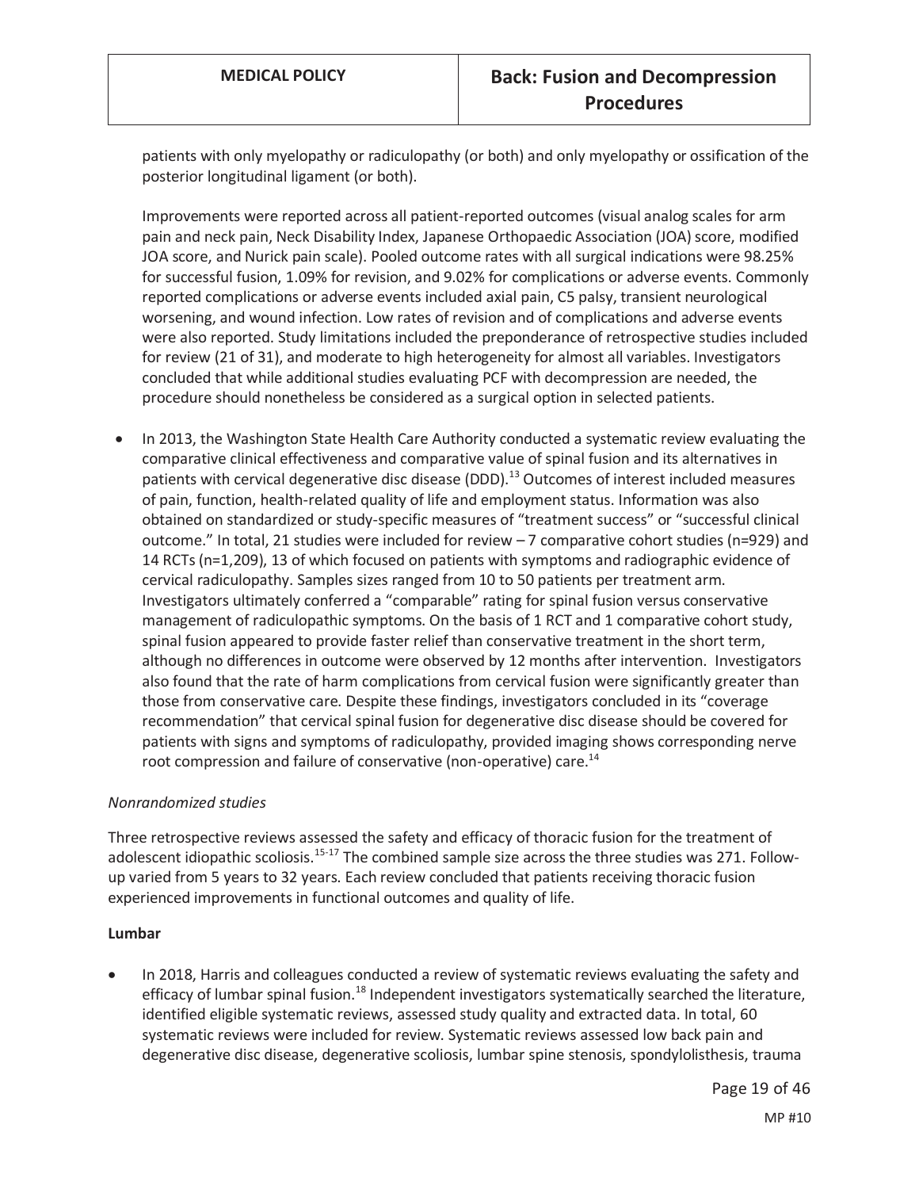patients with only myelopathy or radiculopathy (or both) and only myelopathy or ossification of the posterior longitudinal ligament (or both).

Improvements were reported across all patient-reported outcomes (visual analog scales for arm pain and neck pain, Neck Disability Index, Japanese Orthopaedic Association (JOA) score, modified JOA score, and Nurick pain scale). Pooled outcome rates with all surgical indications were 98.25% for successful fusion, 1.09% for revision, and 9.02% for complications or adverse events. Commonly reported complications or adverse events included axial pain, C5 palsy, transient neurological worsening, and wound infection. Low rates of revision and of complications and adverse events were also reported. Study limitations included the preponderance of retrospective studies included for review (21 of 31), and moderate to high heterogeneity for almost all variables. Investigators concluded that while additional studies evaluating PCF with decompression are needed, the procedure should nonetheless be considered as a surgical option in selected patients.

- In 2013, the Washington State Health Care Authority conducted a systematic review evaluating the comparative clinical effectiveness and comparative value of spinal fusion and its alternatives in patients with cervical degenerative disc disease (DDD).[13] Outcomes of interest included measures of pain, function, health-related quality of life and employment status. Information was also obtained on standardized or study-specific measures of "treatment success" or "successful clinical outcome." In total, 21 studies were included for review – 7 comparative cohort studies (n=929) and 14 RCTs (n=1,209), 13 of which focused on patients with symptoms and radiographic evidence of cervical radiculopathy. Samples sizes ranged from 10 to 50 patients per treatment arm. Investigators ultimately conferred a "comparable" rating for spinal fusion versus conservative management of radiculopathic symptoms. On the basis of 1 RCT and 1 comparative cohort study, spinal fusion appeared to provide faster relief than conservative treatment in the short term, although no differences in outcome were observed by 12 months after intervention. Investigators also found that the rate of harm complications from cervical fusion were significantly greater than those from conservative care. Despite these findings, investigators concluded in its "coverage recommendation" that cervical spinal fusion for degenerative disc disease should be covered for patients with signs and symptoms of radiculopathy, provided imaging shows corresponding nerve root compression and failure of conservative (non-operative) care.[14]

*Nonrandomized studies*

Three retrospective reviews assessed the safety and efficacy of thoracic fusion for the treatment of adolescent idiopathic scoliosis.[15-17] The combined sample size across the three studies was 271. Follow-up varied from 5 years to 32 years. Each review concluded that patients receiving thoracic fusion experienced improvements in functional outcomes and quality of life.

**Lumbar**

- In 2018, Harris and colleagues conducted a review of systematic reviews evaluating the safety and efficacy of lumbar spinal fusion.[18] Independent investigators systematically searched the literature, identified eligible systematic reviews, assessed study quality and extracted data. In total, 60 systematic reviews were included for review. Systematic reviews assessed low back pain and degenerative disc disease, degenerative scoliosis, lumbar spine stenosis, spondylolisthesis, trauma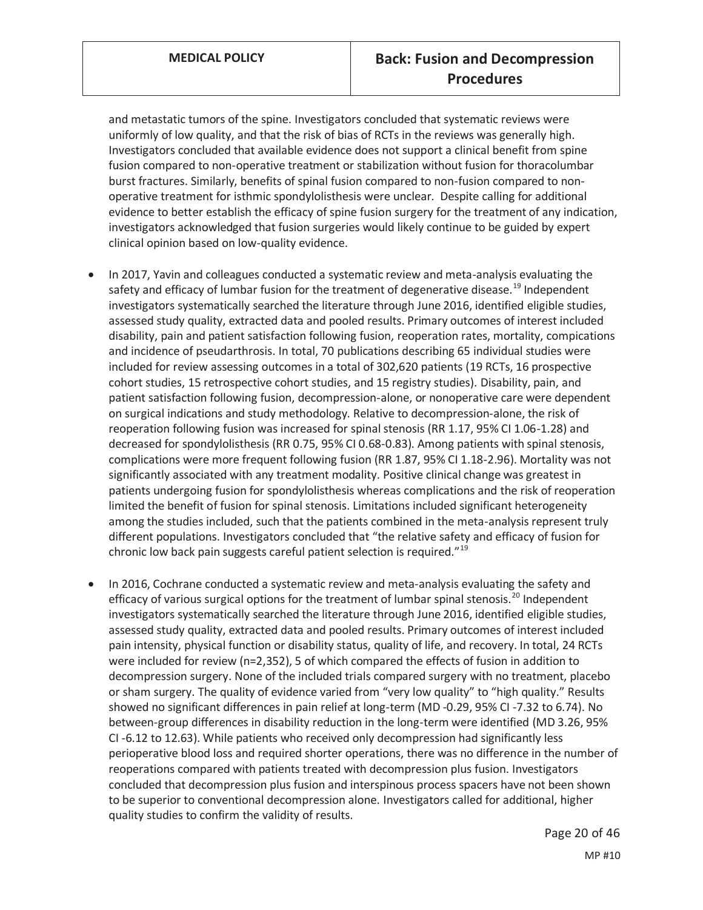and metastatic tumors of the spine. Investigators concluded that systematic reviews were uniformly of low quality, and that the risk of bias of RCTs in the reviews was generally high. Investigators concluded that available evidence does not support a clinical benefit from spine fusion compared to non-operative treatment or stabilization without fusion for thoracolumbar burst fractures. Similarly, benefits of spinal fusion compared to non-fusion compared to non-operative treatment for isthmic spondylolisthesis were unclear. Despite calling for additional evidence to better establish the efficacy of spine fusion surgery for the treatment of any indication, investigators acknowledged that fusion surgeries would likely continue to be guided by expert clinical opinion based on low-quality evidence.

- In 2017, Yavin and colleagues conducted a systematic review and meta-analysis evaluating the safety and efficacy of lumbar fusion for the treatment of degenerative disease.[19] Independent investigators systematically searched the literature through June 2016, identified eligible studies, assessed study quality, extracted data and pooled results. Primary outcomes of interest included disability, pain and patient satisfaction following fusion, reoperation rates, mortality, compications and incidence of pseudarthrosis. In total, 70 publications describing 65 individual studies were included for review assessing outcomes in a total of 302,620 patients (19 RCTs, 16 prospective cohort studies, 15 retrospective cohort studies, and 15 registry studies). Disability, pain, and patient satisfaction following fusion, decompression-alone, or nonoperative care were dependent on surgical indications and study methodology. Relative to decompression-alone, the risk of reoperation following fusion was increased for spinal stenosis (RR 1.17, 95% CI 1.06-1.28) and decreased for spondylolisthesis (RR 0.75, 95% CI 0.68-0.83). Among patients with spinal stenosis, complications were more frequent following fusion (RR 1.87, 95% CI 1.18-2.96). Mortality was not significantly associated with any treatment modality. Positive clinical change was greatest in patients undergoing fusion for spondylolisthesis whereas complications and the risk of reoperation limited the benefit of fusion for spinal stenosis. Limitations included significant heterogeneity among the studies included, such that the patients combined in the meta-analysis represent truly different populations. Investigators concluded that "the relative safety and efficacy of fusion for chronic low back pain suggests careful patient selection is required."[19]

- In 2016, Cochrane conducted a systematic review and meta-analysis evaluating the safety and efficacy of various surgical options for the treatment of lumbar spinal stenosis.[20] Independent investigators systematically searched the literature through June 2016, identified eligible studies, assessed study quality, extracted data and pooled results. Primary outcomes of interest included pain intensity, physical function or disability status, quality of life, and recovery. In total, 24 RCTs were included for review (n=2,352), 5 of which compared the effects of fusion in addition to decompression surgery. None of the included trials compared surgery with no treatment, placebo or sham surgery. The quality of evidence varied from "very low quality" to "high quality." Results showed no significant differences in pain relief at long-term (MD -0.29, 95% CI -7.32 to 6.74). No between-group differences in disability reduction in the long-term were identified (MD 3.26, 95% CI -6.12 to 12.63). While patients who received only decompression had significantly less perioperative blood loss and required shorter operations, there was no difference in the number of reoperations compared with patients treated with decompression plus fusion. Investigators concluded that decompression plus fusion and interspinous process spacers have not been shown to be superior to conventional decompression alone. Investigators called for additional, higher quality studies to confirm the validity of results.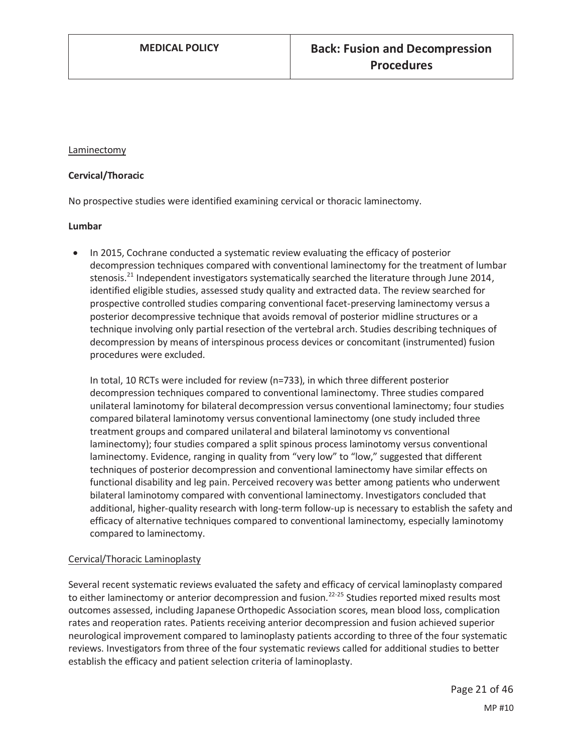Laminectomy

**Cervical/Thoracic**

No prospective studies were identified examining cervical or thoracic laminectomy.

**Lumbar**

- In 2015, Cochrane conducted a systematic review evaluating the efficacy of posterior decompression techniques compared with conventional laminectomy for the treatment of lumbar stenosis.[21] Independent investigators systematically searched the literature through June 2014, identified eligible studies, assessed study quality and extracted data. The review searched for prospective controlled studies comparing conventional facet-preserving laminectomy versus a posterior decompressive technique that avoids removal of posterior midline structures or a technique involving only partial resection of the vertebral arch. Studies describing techniques of decompression by means of interspinous process devices or concomitant (instrumented) fusion procedures were excluded.

  In total, 10 RCTs were included for review (n=733), in which three different posterior decompression techniques compared to conventional laminectomy. Three studies compared unilateral laminotomy for bilateral decompression versus conventional laminectomy; four studies compared bilateral laminotomy versus conventional laminectomy (one study included three treatment groups and compared unilateral and bilateral laminotomy vs conventional laminectomy); four studies compared a split spinous process laminotomy versus conventional laminectomy. Evidence, ranging in quality from "very low" to "low," suggested that different techniques of posterior decompression and conventional laminectomy have similar effects on functional disability and leg pain. Perceived recovery was better among patients who underwent bilateral laminotomy compared with conventional laminectomy. Investigators concluded that additional, higher-quality research with long-term follow-up is necessary to establish the safety and efficacy of alternative techniques compared to conventional laminectomy, especially laminotomy compared to laminectomy.

Cervical/Thoracic Laminoplasty

Several recent systematic reviews evaluated the safety and efficacy of cervical laminoplasty compared to either laminectomy or anterior decompression and fusion.[22-25] Studies reported mixed results most outcomes assessed, including Japanese Orthopedic Association scores, mean blood loss, complication rates and reoperation rates. Patients receiving anterior decompression and fusion achieved superior neurological improvement compared to laminoplasty patients according to three of the four systematic reviews. Investigators from three of the four systematic reviews called for additional studies to better establish the efficacy and patient selection criteria of laminoplasty.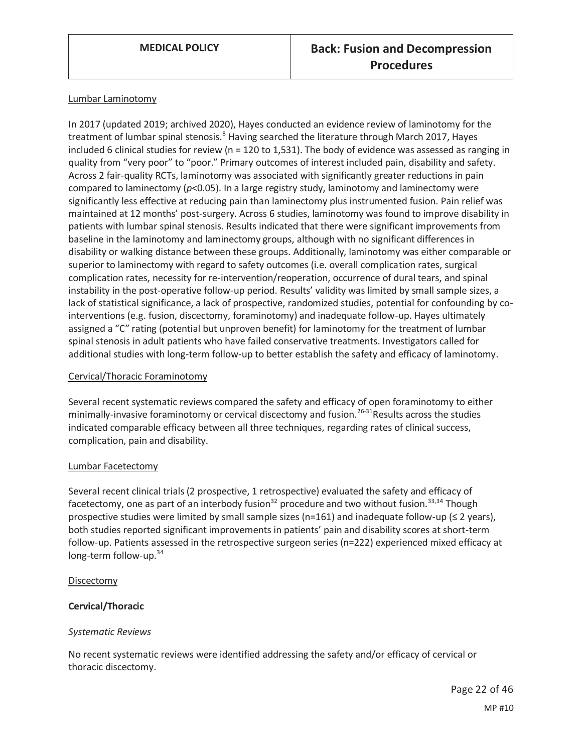Lumbar Laminotomy

In 2017 (updated 2019; archived 2020), Hayes conducted an evidence review of laminotomy for the treatment of lumbar spinal stenosis.[8] Having searched the literature through March 2017, Hayes included 6 clinical studies for review (n = 120 to 1,531). The body of evidence was assessed as ranging in quality from "very poor" to "poor." Primary outcomes of interest included pain, disability and safety. Across 2 fair-quality RCTs, laminotomy was associated with significantly greater reductions in pain compared to laminectomy ($p<0.05$). In a large registry study, laminotomy and laminectomy were significantly less effective at reducing pain than laminectomy plus instrumented fusion. Pain relief was maintained at 12 months' post-surgery. Across 6 studies, laminotomy was found to improve disability in patients with lumbar spinal stenosis. Results indicated that there were significant improvements from baseline in the laminotomy and laminectomy groups, although with no significant differences in disability or walking distance between these groups. Additionally, laminotomy was either comparable or superior to laminectomy with regard to safety outcomes (i.e. overall complication rates, surgical complication rates, necessity for re-intervention/reoperation, occurrence of dural tears, and spinal instability in the post-operative follow-up period. Results' validity was limited by small sample sizes, a lack of statistical significance, a lack of prospective, randomized studies, potential for confounding by co-interventions (e.g. fusion, discectomy, foraminotomy) and inadequate follow-up. Hayes ultimately assigned a "C" rating (potential but unproven benefit) for laminotomy for the treatment of lumbar spinal stenosis in adult patients who have failed conservative treatments. Investigators called for additional studies with long-term follow-up to better establish the safety and efficacy of laminotomy.

Cervical/Thoracic Foraminotomy

Several recent systematic reviews compared the safety and efficacy of open foraminotomy to either minimally-invasive foraminotomy or cervical discectomy and fusion.[26-31]Results across the studies indicated comparable efficacy between all three techniques, regarding rates of clinical success, complication, pain and disability.

Lumbar Facetectomy

Several recent clinical trials (2 prospective, 1 retrospective) evaluated the safety and efficacy of facetectomy, one as part of an interbody fusion[32] procedure and two without fusion.[33,34] Though prospective studies were limited by small sample sizes (n=161) and inadequate follow-up (≤ 2 years), both studies reported significant improvements in patients' pain and disability scores at short-term follow-up. Patients assessed in the retrospective surgeon series (n=222) experienced mixed efficacy at long-term follow-up.[34]

Discectomy

**Cervical/Thoracic**

*Systematic Reviews*

No recent systematic reviews were identified addressing the safety and/or efficacy of cervical or thoracic discectomy.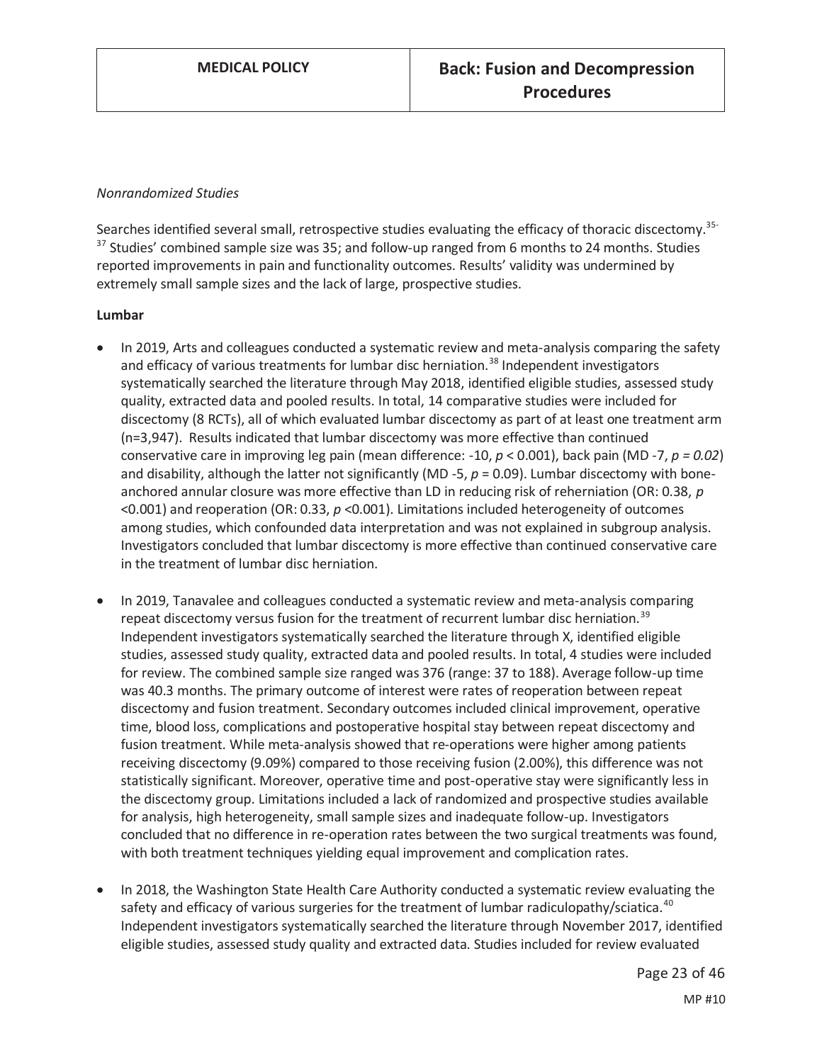*Nonrandomized Studies*

Searches identified several small, retrospective studies evaluating the efficacy of thoracic discectomy.[35-37] Studies' combined sample size was 35; and follow-up ranged from 6 months to 24 months. Studies reported improvements in pain and functionality outcomes. Results' validity was undermined by extremely small sample sizes and the lack of large, prospective studies.

**Lumbar**

- In 2019, Arts and colleagues conducted a systematic review and meta-analysis comparing the safety and efficacy of various treatments for lumbar disc herniation.[38] Independent investigators systematically searched the literature through May 2018, identified eligible studies, assessed study quality, extracted data and pooled results. In total, 14 comparative studies were included for discectomy (8 RCTs), all of which evaluated lumbar discectomy as part of at least one treatment arm (n=3,947). Results indicated that lumbar discectomy was more effective than continued conservative care in improving leg pain (mean difference: -10, $p < 0.001$), back pain (MD -7, $p = 0.02$) and disability, although the latter not significantly (MD -5, $p = 0.09$). Lumbar discectomy with bone-anchored annular closure was more effective than LD in reducing risk of reherniation (OR: 0.38, $p < 0.001$) and reoperation (OR: 0.33, $p < 0.001$). Limitations included heterogeneity of outcomes among studies, which confounded data interpretation and was not explained in subgroup analysis. Investigators concluded that lumbar discectomy is more effective than continued conservative care in the treatment of lumbar disc herniation.

- In 2019, Tanavalee and colleagues conducted a systematic review and meta-analysis comparing repeat discectomy versus fusion for the treatment of recurrent lumbar disc herniation.[39] Independent investigators systematically searched the literature through X, identified eligible studies, assessed study quality, extracted data and pooled results. In total, 4 studies were included for review. The combined sample size ranged was 376 (range: 37 to 188). Average follow-up time was 40.3 months. The primary outcome of interest were rates of reoperation between repeat discectomy and fusion treatment. Secondary outcomes included clinical improvement, operative time, blood loss, complications and postoperative hospital stay between repeat discectomy and fusion treatment. While meta-analysis showed that re-operations were higher among patients receiving discectomy (9.09%) compared to those receiving fusion (2.00%), this difference was not statistically significant. Moreover, operative time and post-operative stay were significantly less in the discectomy group. Limitations included a lack of randomized and prospective studies available for analysis, high heterogeneity, small sample sizes and inadequate follow-up. Investigators concluded that no difference in re-operation rates between the two surgical treatments was found, with both treatment techniques yielding equal improvement and complication rates.

- In 2018, the Washington State Health Care Authority conducted a systematic review evaluating the safety and efficacy of various surgeries for the treatment of lumbar radiculopathy/sciatica.[40] Independent investigators systematically searched the literature through November 2017, identified eligible studies, assessed study quality and extracted data. Studies included for review evaluated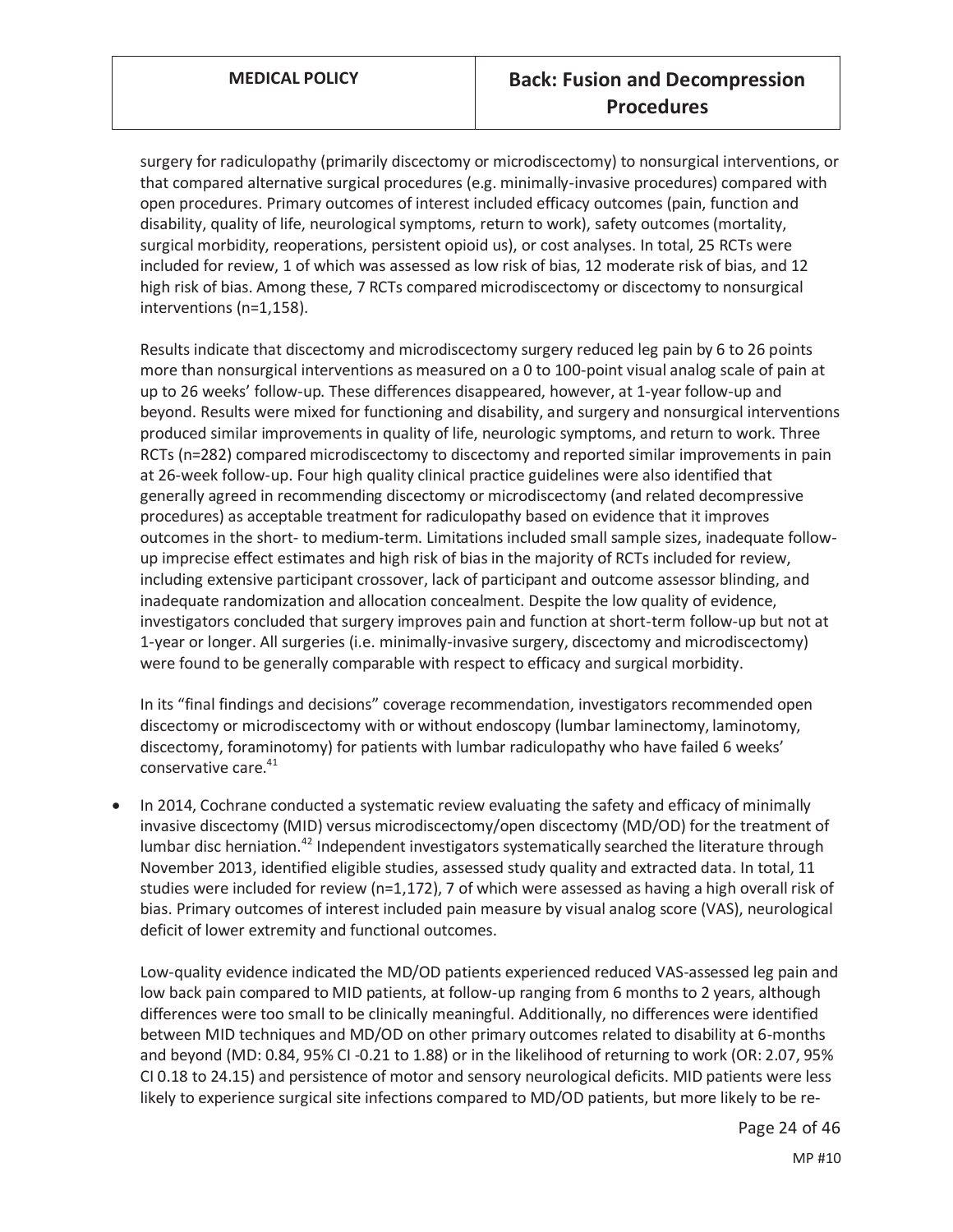surgery for radiculopathy (primarily discectomy or microdiscectomy) to nonsurgical interventions, or that compared alternative surgical procedures (e.g. minimally-invasive procedures) compared with open procedures. Primary outcomes of interest included efficacy outcomes (pain, function and disability, quality of life, neurological symptoms, return to work), safety outcomes (mortality, surgical morbidity, reoperations, persistent opioid us), or cost analyses. In total, 25 RCTs were included for review, 1 of which was assessed as low risk of bias, 12 moderate risk of bias, and 12 high risk of bias. Among these, 7 RCTs compared microdiscectomy or discectomy to nonsurgical interventions (n=1,158).

Results indicate that discectomy and microdiscectomy surgery reduced leg pain by 6 to 26 points more than nonsurgical interventions as measured on a 0 to 100-point visual analog scale of pain at up to 26 weeks' follow-up. These differences disappeared, however, at 1-year follow-up and beyond. Results were mixed for functioning and disability, and surgery and nonsurgical interventions produced similar improvements in quality of life, neurologic symptoms, and return to work. Three RCTs (n=282) compared microdiscectomy to discectomy and reported similar improvements in pain at 26-week follow-up. Four high quality clinical practice guidelines were also identified that generally agreed in recommending discectomy or microdiscectomy (and related decompressive procedures) as acceptable treatment for radiculopathy based on evidence that it improves outcomes in the short- to medium-term. Limitations included small sample sizes, inadequate follow-up imprecise effect estimates and high risk of bias in the majority of RCTs included for review, including extensive participant crossover, lack of participant and outcome assessor blinding, and inadequate randomization and allocation concealment. Despite the low quality of evidence, investigators concluded that surgery improves pain and function at short-term follow-up but not at 1-year or longer. All surgeries (i.e. minimally-invasive surgery, discectomy and microdiscectomy) were found to be generally comparable with respect to efficacy and surgical morbidity.

In its "final findings and decisions" coverage recommendation, investigators recommended open discectomy or microdiscectomy with or without endoscopy (lumbar laminectomy, laminotomy, discectomy, foraminotomy) for patients with lumbar radiculopathy who have failed 6 weeks' conservative care.[41]

- In 2014, Cochrane conducted a systematic review evaluating the safety and efficacy of minimally invasive discectomy (MID) versus microdiscectomy/open discectomy (MD/OD) for the treatment of lumbar disc herniation.[42] Independent investigators systematically searched the literature through November 2013, identified eligible studies, assessed study quality and extracted data. In total, 11 studies were included for review (n=1,172), 7 of which were assessed as having a high overall risk of bias. Primary outcomes of interest included pain measure by visual analog score (VAS), neurological deficit of lower extremity and functional outcomes.

  Low-quality evidence indicated the MD/OD patients experienced reduced VAS-assessed leg pain and low back pain compared to MID patients, at follow-up ranging from 6 months to 2 years, although differences were too small to be clinically meaningful. Additionally, no differences were identified between MID techniques and MD/OD on other primary outcomes related to disability at 6-months and beyond (MD: 0.84, 95% CI -0.21 to 1.88) or in the likelihood of returning to work (OR: 2.07, 95% CI 0.18 to 24.15) and persistence of motor and sensory neurological deficits. MID patients were less likely to experience surgical site infections compared to MD/OD patients, but more likely to be re-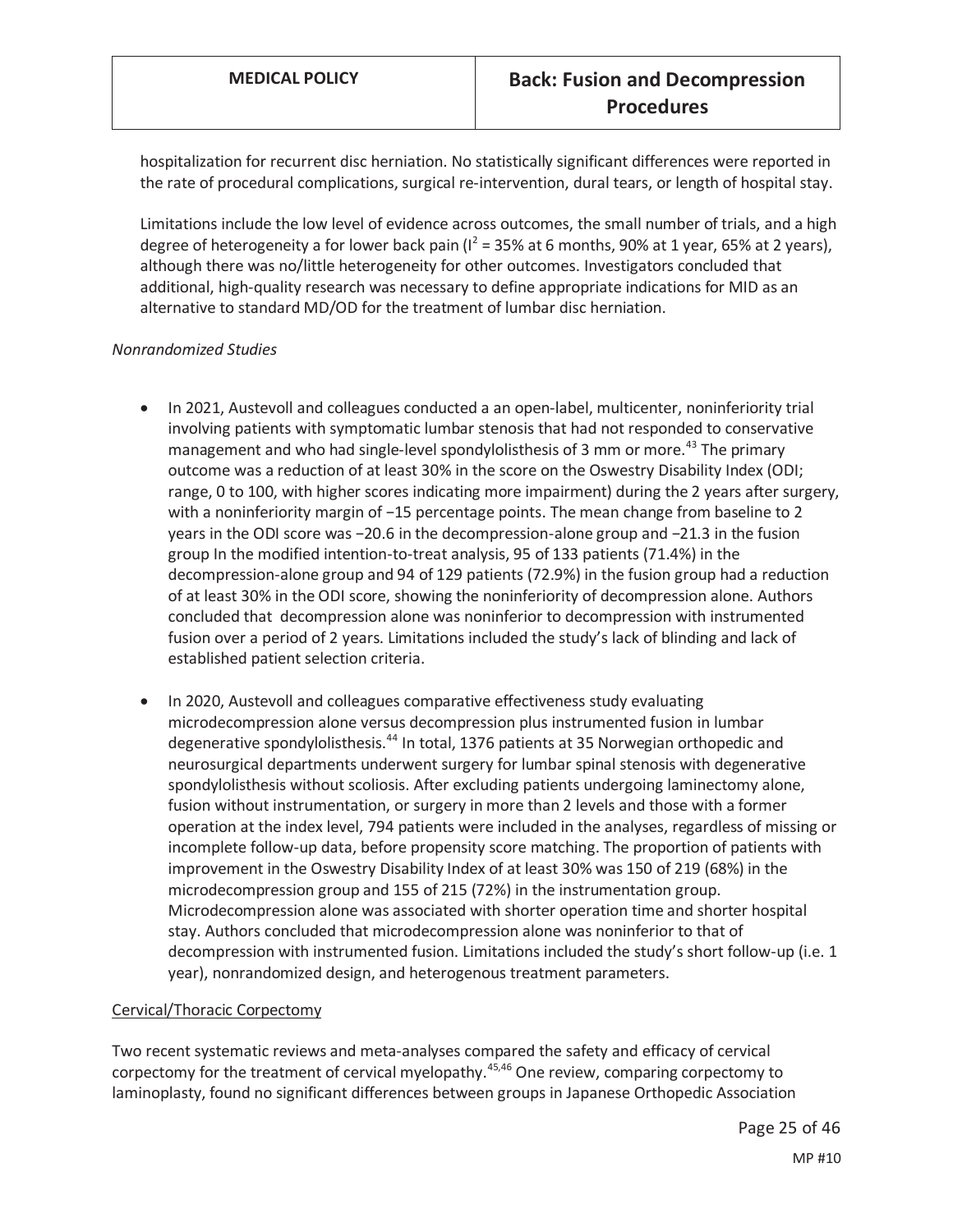hospitalization for recurrent disc herniation. No statistically significant differences were reported in the rate of procedural complications, surgical re-intervention, dural tears, or length of hospital stay.

Limitations include the low level of evidence across outcomes, the small number of trials, and a high degree of heterogeneity a for lower back pain ($I^2$ = 35% at 6 months, 90% at 1 year, 65% at 2 years), although there was no/little heterogeneity for other outcomes. Investigators concluded that additional, high-quality research was necessary to define appropriate indications for MID as an alternative to standard MD/OD for the treatment of lumbar disc herniation.

*Nonrandomized Studies*

- In 2021, Austevoll and colleagues conducted a an open-label, multicenter, noninferiority trial involving patients with symptomatic lumbar stenosis that had not responded to conservative management and who had single-level spondylolisthesis of 3 mm or more.[43] The primary outcome was a reduction of at least 30% in the score on the Oswestry Disability Index (ODI; range, 0 to 100, with higher scores indicating more impairment) during the 2 years after surgery, with a noninferiority margin of −15 percentage points. The mean change from baseline to 2 years in the ODI score was −20.6 in the decompression-alone group and −21.3 in the fusion group In the modified intention-to-treat analysis, 95 of 133 patients (71.4%) in the decompression-alone group and 94 of 129 patients (72.9%) in the fusion group had a reduction of at least 30% in the ODI score, showing the noninferiority of decompression alone. Authors concluded that decompression alone was noninferior to decompression with instrumented fusion over a period of 2 years. Limitations included the study's lack of blinding and lack of established patient selection criteria.
- In 2020, Austevoll and colleagues comparative effectiveness study evaluating microdecompression alone versus decompression plus instrumented fusion in lumbar degenerative spondylolisthesis.[44] In total, 1376 patients at 35 Norwegian orthopedic and neurosurgical departments underwent surgery for lumbar spinal stenosis with degenerative spondylolisthesis without scoliosis. After excluding patients undergoing laminectomy alone, fusion without instrumentation, or surgery in more than 2 levels and those with a former operation at the index level, 794 patients were included in the analyses, regardless of missing or incomplete follow-up data, before propensity score matching. The proportion of patients with improvement in the Oswestry Disability Index of at least 30% was 150 of 219 (68%) in the microdecompression group and 155 of 215 (72%) in the instrumentation group. Microdecompression alone was associated with shorter operation time and shorter hospital stay. Authors concluded that microdecompression alone was noninferior to that of decompression with instrumented fusion. Limitations included the study's short follow-up (i.e. 1 year), nonrandomized design, and heterogenous treatment parameters.

Cervical/Thoracic Corpectomy

Two recent systematic reviews and meta-analyses compared the safety and efficacy of cervical corpectomy for the treatment of cervical myelopathy.[45,46] One review, comparing corpectomy to laminoplasty, found no significant differences between groups in Japanese Orthopedic Association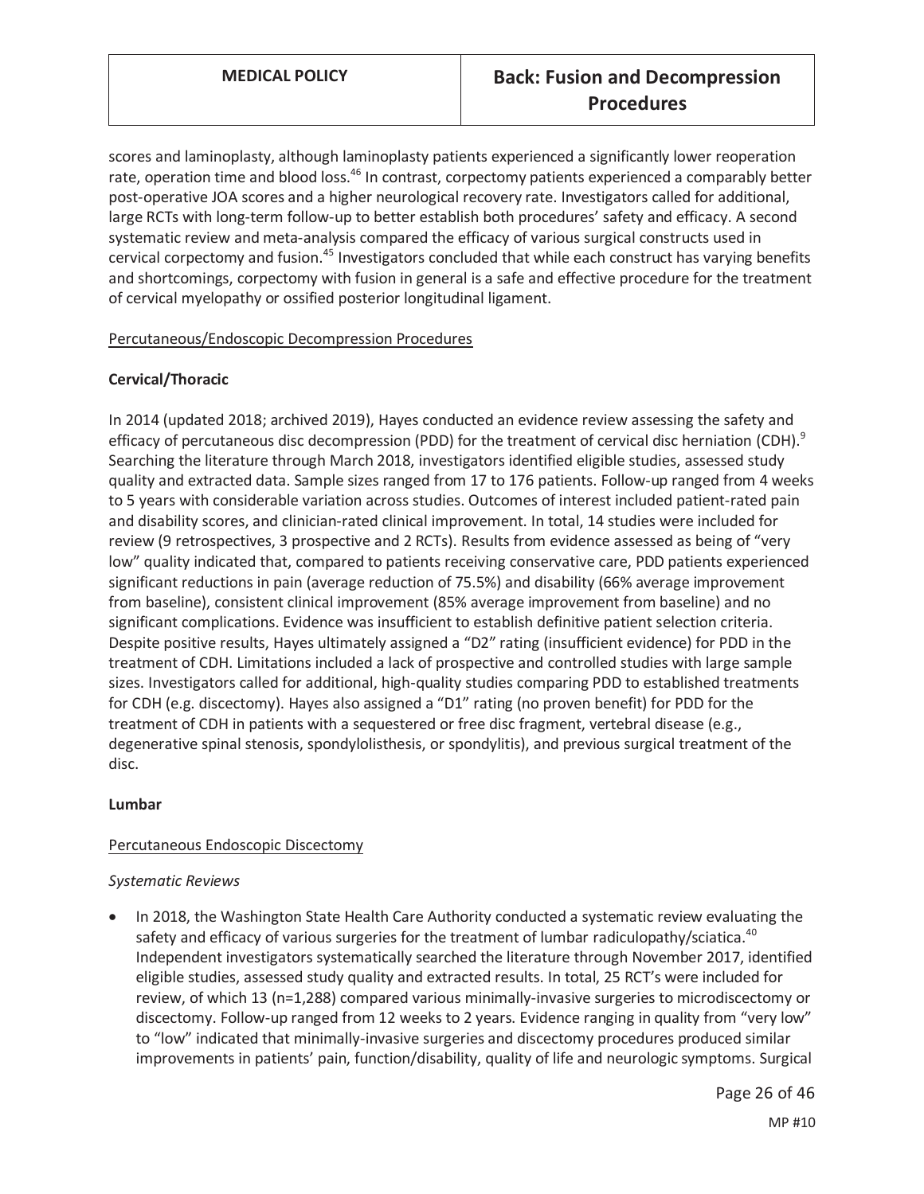scores and laminoplasty, although laminoplasty patients experienced a significantly lower reoperation rate, operation time and blood loss.[46] In contrast, corpectomy patients experienced a comparably better post-operative JOA scores and a higher neurological recovery rate. Investigators called for additional, large RCTs with long-term follow-up to better establish both procedures' safety and efficacy. A second systematic review and meta-analysis compared the efficacy of various surgical constructs used in cervical corpectomy and fusion.[45] Investigators concluded that while each construct has varying benefits and shortcomings, corpectomy with fusion in general is a safe and effective procedure for the treatment of cervical myelopathy or ossified posterior longitudinal ligament.

<u>Percutaneous/Endoscopic Decompression Procedures</u>

**Cervical/Thoracic**

In 2014 (updated 2018; archived 2019), Hayes conducted an evidence review assessing the safety and efficacy of percutaneous disc decompression (PDD) for the treatment of cervical disc herniation (CDH).[9] Searching the literature through March 2018, investigators identified eligible studies, assessed study quality and extracted data. Sample sizes ranged from 17 to 176 patients. Follow-up ranged from 4 weeks to 5 years with considerable variation across studies. Outcomes of interest included patient-rated pain and disability scores, and clinician-rated clinical improvement. In total, 14 studies were included for review (9 retrospectives, 3 prospective and 2 RCTs). Results from evidence assessed as being of "very low" quality indicated that, compared to patients receiving conservative care, PDD patients experienced significant reductions in pain (average reduction of 75.5%) and disability (66% average improvement from baseline), consistent clinical improvement (85% average improvement from baseline) and no significant complications. Evidence was insufficient to establish definitive patient selection criteria. Despite positive results, Hayes ultimately assigned a "D2" rating (insufficient evidence) for PDD in the treatment of CDH. Limitations included a lack of prospective and controlled studies with large sample sizes. Investigators called for additional, high-quality studies comparing PDD to established treatments for CDH (e.g. discectomy). Hayes also assigned a "D1" rating (no proven benefit) for PDD for the treatment of CDH in patients with a sequestered or free disc fragment, vertebral disease (e.g., degenerative spinal stenosis, spondylolisthesis, or spondylitis), and previous surgical treatment of the disc.

**Lumbar**

<u>Percutaneous Endoscopic Discectomy</u>

*Systematic Reviews*

- In 2018, the Washington State Health Care Authority conducted a systematic review evaluating the safety and efficacy of various surgeries for the treatment of lumbar radiculopathy/sciatica.[40] Independent investigators systematically searched the literature through November 2017, identified eligible studies, assessed study quality and extracted results. In total, 25 RCT's were included for review, of which 13 (n=1,288) compared various minimally-invasive surgeries to microdiscectomy or discectomy. Follow-up ranged from 12 weeks to 2 years. Evidence ranging in quality from "very low" to "low" indicated that minimally-invasive surgeries and discectomy procedures produced similar improvements in patients' pain, function/disability, quality of life and neurologic symptoms. Surgical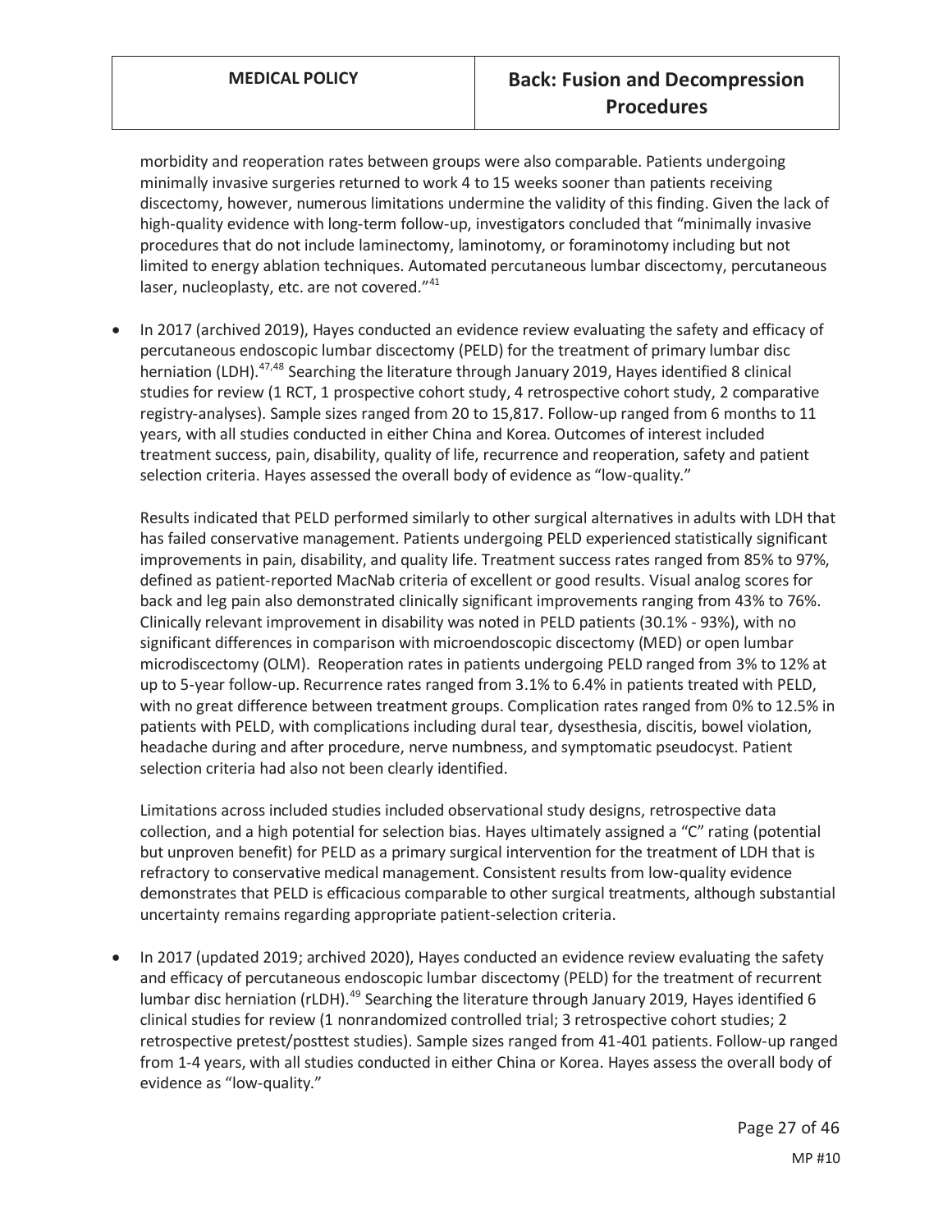morbidity and reoperation rates between groups were also comparable. Patients undergoing minimally invasive surgeries returned to work 4 to 15 weeks sooner than patients receiving discectomy, however, numerous limitations undermine the validity of this finding. Given the lack of high-quality evidence with long-term follow-up, investigators concluded that "minimally invasive procedures that do not include laminectomy, laminotomy, or foraminotomy including but not limited to energy ablation techniques. Automated percutaneous lumbar discectomy, percutaneous laser, nucleoplasty, etc. are not covered."[41]

- In 2017 (archived 2019), Hayes conducted an evidence review evaluating the safety and efficacy of percutaneous endoscopic lumbar discectomy (PELD) for the treatment of primary lumbar disc herniation (LDH).[47,48] Searching the literature through January 2019, Hayes identified 8 clinical studies for review (1 RCT, 1 prospective cohort study, 4 retrospective cohort study, 2 comparative registry-analyses). Sample sizes ranged from 20 to 15,817. Follow-up ranged from 6 months to 11 years, with all studies conducted in either China and Korea. Outcomes of interest included treatment success, pain, disability, quality of life, recurrence and reoperation, safety and patient selection criteria. Hayes assessed the overall body of evidence as "low-quality."

  Results indicated that PELD performed similarly to other surgical alternatives in adults with LDH that has failed conservative management. Patients undergoing PELD experienced statistically significant improvements in pain, disability, and quality life. Treatment success rates ranged from 85% to 97%, defined as patient-reported MacNab criteria of excellent or good results. Visual analog scores for back and leg pain also demonstrated clinically significant improvements ranging from 43% to 76%. Clinically relevant improvement in disability was noted in PELD patients (30.1% - 93%), with no significant differences in comparison with microendoscopic discectomy (MED) or open lumbar microdiscectomy (OLM). Reoperation rates in patients undergoing PELD ranged from 3% to 12% at up to 5-year follow-up. Recurrence rates ranged from 3.1% to 6.4% in patients treated with PELD, with no great difference between treatment groups. Complication rates ranged from 0% to 12.5% in patients with PELD, with complications including dural tear, dysesthesia, discitis, bowel violation, headache during and after procedure, nerve numbness, and symptomatic pseudocyst. Patient selection criteria had also not been clearly identified.

  Limitations across included studies included observational study designs, retrospective data collection, and a high potential for selection bias. Hayes ultimately assigned a "C" rating (potential but unproven benefit) for PELD as a primary surgical intervention for the treatment of LDH that is refractory to conservative medical management. Consistent results from low-quality evidence demonstrates that PELD is efficacious comparable to other surgical treatments, although substantial uncertainty remains regarding appropriate patient-selection criteria.

- In 2017 (updated 2019; archived 2020), Hayes conducted an evidence review evaluating the safety and efficacy of percutaneous endoscopic lumbar discectomy (PELD) for the treatment of recurrent lumbar disc herniation (rLDH).[49] Searching the literature through January 2019, Hayes identified 6 clinical studies for review (1 nonrandomized controlled trial; 3 retrospective cohort studies; 2 retrospective pretest/posttest studies). Sample sizes ranged from 41-401 patients. Follow-up ranged from 1-4 years, with all studies conducted in either China or Korea. Hayes assess the overall body of evidence as "low-quality."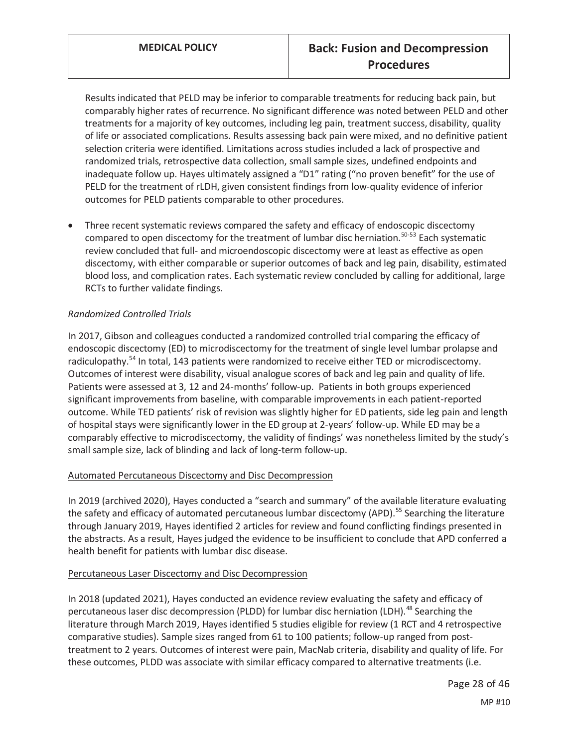Results indicated that PELD may be inferior to comparable treatments for reducing back pain, but comparably higher rates of recurrence. No significant difference was noted between PELD and other treatments for a majority of key outcomes, including leg pain, treatment success, disability, quality of life or associated complications. Results assessing back pain were mixed, and no definitive patient selection criteria were identified. Limitations across studies included a lack of prospective and randomized trials, retrospective data collection, small sample sizes, undefined endpoints and inadequate follow up. Hayes ultimately assigned a "D1" rating ("no proven benefit" for the use of PELD for the treatment of rLDH, given consistent findings from low-quality evidence of inferior outcomes for PELD patients comparable to other procedures.

- Three recent systematic reviews compared the safety and efficacy of endoscopic discectomy compared to open discectomy for the treatment of lumbar disc herniation.[50-53] Each systematic review concluded that full- and microendoscopic discectomy were at least as effective as open discectomy, with either comparable or superior outcomes of back and leg pain, disability, estimated blood loss, and complication rates. Each systematic review concluded by calling for additional, large RCTs to further validate findings.

*Randomized Controlled Trials*

In 2017, Gibson and colleagues conducted a randomized controlled trial comparing the efficacy of endoscopic discectomy (ED) to microdiscectomy for the treatment of single level lumbar prolapse and radiculopathy.[54] In total, 143 patients were randomized to receive either TED or microdiscectomy. Outcomes of interest were disability, visual analogue scores of back and leg pain and quality of life. Patients were assessed at 3, 12 and 24-months' follow-up. Patients in both groups experienced significant improvements from baseline, with comparable improvements in each patient-reported outcome. While TED patients' risk of revision was slightly higher for ED patients, side leg pain and length of hospital stays were significantly lower in the ED group at 2-years' follow-up. While ED may be a comparably effective to microdiscectomy, the validity of findings' was nonetheless limited by the study's small sample size, lack of blinding and lack of long-term follow-up.

<u>Automated Percutaneous Discectomy and Disc Decompression</u>

In 2019 (archived 2020), Hayes conducted a "search and summary" of the available literature evaluating the safety and efficacy of automated percutaneous lumbar discectomy (APD).[55] Searching the literature through January 2019, Hayes identified 2 articles for review and found conflicting findings presented in the abstracts. As a result, Hayes judged the evidence to be insufficient to conclude that APD conferred a health benefit for patients with lumbar disc disease.

<u>Percutaneous Laser Discectomy and Disc Decompression</u>

In 2018 (updated 2021), Hayes conducted an evidence review evaluating the safety and efficacy of percutaneous laser disc decompression (PLDD) for lumbar disc herniation (LDH).[48] Searching the literature through March 2019, Hayes identified 5 studies eligible for review (1 RCT and 4 retrospective comparative studies). Sample sizes ranged from 61 to 100 patients; follow-up ranged from post-treatment to 2 years. Outcomes of interest were pain, MacNab criteria, disability and quality of life. For these outcomes, PLDD was associate with similar efficacy compared to alternative treatments (i.e.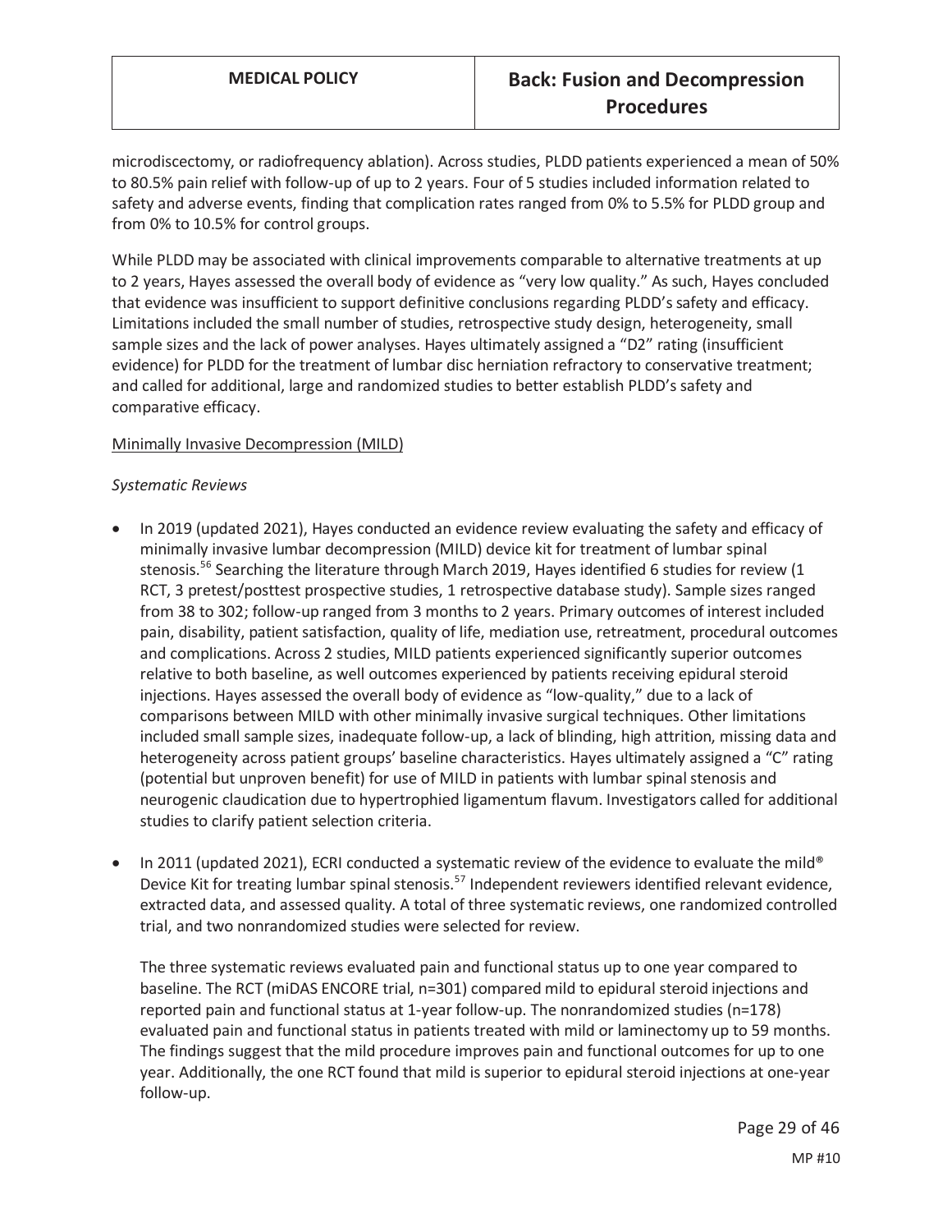microdiscectomy, or radiofrequency ablation). Across studies, PLDD patients experienced a mean of 50% to 80.5% pain relief with follow-up of up to 2 years. Four of 5 studies included information related to safety and adverse events, finding that complication rates ranged from 0% to 5.5% for PLDD group and from 0% to 10.5% for control groups.

While PLDD may be associated with clinical improvements comparable to alternative treatments at up to 2 years, Hayes assessed the overall body of evidence as "very low quality." As such, Hayes concluded that evidence was insufficient to support definitive conclusions regarding PLDD's safety and efficacy. Limitations included the small number of studies, retrospective study design, heterogeneity, small sample sizes and the lack of power analyses. Hayes ultimately assigned a "D2" rating (insufficient evidence) for PLDD for the treatment of lumbar disc herniation refractory to conservative treatment; and called for additional, large and randomized studies to better establish PLDD's safety and comparative efficacy.

Minimally Invasive Decompression (MILD)

*Systematic Reviews*

- In 2019 (updated 2021), Hayes conducted an evidence review evaluating the safety and efficacy of minimally invasive lumbar decompression (MILD) device kit for treatment of lumbar spinal stenosis.[56] Searching the literature through March 2019, Hayes identified 6 studies for review (1 RCT, 3 pretest/posttest prospective studies, 1 retrospective database study). Sample sizes ranged from 38 to 302; follow-up ranged from 3 months to 2 years. Primary outcomes of interest included pain, disability, patient satisfaction, quality of life, mediation use, retreatment, procedural outcomes and complications. Across 2 studies, MILD patients experienced significantly superior outcomes relative to both baseline, as well outcomes experienced by patients receiving epidural steroid injections. Hayes assessed the overall body of evidence as "low-quality," due to a lack of comparisons between MILD with other minimally invasive surgical techniques. Other limitations included small sample sizes, inadequate follow-up, a lack of blinding, high attrition, missing data and heterogeneity across patient groups' baseline characteristics. Hayes ultimately assigned a "C" rating (potential but unproven benefit) for use of MILD in patients with lumbar spinal stenosis and neurogenic claudication due to hypertrophied ligamentum flavum. Investigators called for additional studies to clarify patient selection criteria.

- In 2011 (updated 2021), ECRI conducted a systematic review of the evidence to evaluate the mild® Device Kit for treating lumbar spinal stenosis.[57] Independent reviewers identified relevant evidence, extracted data, and assessed quality. A total of three systematic reviews, one randomized controlled trial, and two nonrandomized studies were selected for review.

  The three systematic reviews evaluated pain and functional status up to one year compared to baseline. The RCT (miDAS ENCORE trial, n=301) compared mild to epidural steroid injections and reported pain and functional status at 1-year follow-up. The nonrandomized studies (n=178) evaluated pain and functional status in patients treated with mild or laminectomy up to 59 months. The findings suggest that the mild procedure improves pain and functional outcomes for up to one year. Additionally, the one RCT found that mild is superior to epidural steroid injections at one-year follow-up.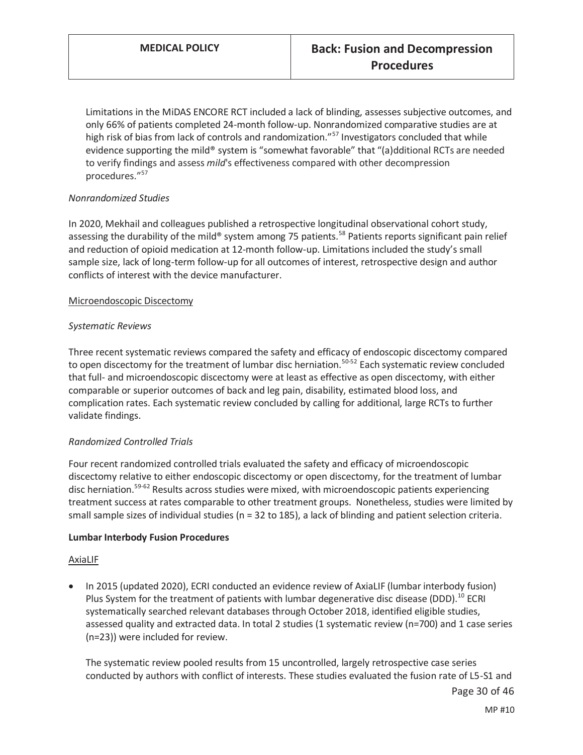Limitations in the MiDAS ENCORE RCT included a lack of blinding, assesses subjective outcomes, and only 66% of patients completed 24-month follow-up. Nonrandomized comparative studies are at high risk of bias from lack of controls and randomization."[57] Investigators concluded that while evidence supporting the mild® system is "somewhat favorable" that "(a)dditional RCTs are needed to verify findings and assess *mild*'s effectiveness compared with other decompression procedures."[57]

*Nonrandomized Studies*

In 2020, Mekhail and colleagues published a retrospective longitudinal observational cohort study, assessing the durability of the mild® system among 75 patients.[58] Patients reports significant pain relief and reduction of opioid medication at 12-month follow-up. Limitations included the study's small sample size, lack of long-term follow-up for all outcomes of interest, retrospective design and author conflicts of interest with the device manufacturer.

<u>Microendoscopic Discectomy</u>

*Systematic Reviews*

Three recent systematic reviews compared the safety and efficacy of endoscopic discectomy compared to open discectomy for the treatment of lumbar disc herniation.[50-52] Each systematic review concluded that full- and microendoscopic discectomy were at least as effective as open discectomy, with either comparable or superior outcomes of back and leg pain, disability, estimated blood loss, and complication rates. Each systematic review concluded by calling for additional, large RCTs to further validate findings.

*Randomized Controlled Trials*

Four recent randomized controlled trials evaluated the safety and efficacy of microendoscopic discectomy relative to either endoscopic discectomy or open discectomy, for the treatment of lumbar disc herniation.[59-62] Results across studies were mixed, with microendoscopic patients experiencing treatment success at rates comparable to other treatment groups. Nonetheless, studies were limited by small sample sizes of individual studies (n = 32 to 185), a lack of blinding and patient selection criteria.

**Lumbar Interbody Fusion Procedures**

<u>AxiaLIF</u>

- In 2015 (updated 2020), ECRI conducted an evidence review of AxiaLIF (lumbar interbody fusion) Plus System for the treatment of patients with lumbar degenerative disc disease (DDD).[10] ECRI systematically searched relevant databases through October 2018, identified eligible studies, assessed quality and extracted data. In total 2 studies (1 systematic review (n=700) and 1 case series (n=23)) were included for review.

  The systematic review pooled results from 15 uncontrolled, largely retrospective case series conducted by authors with conflict of interests. These studies evaluated the fusion rate of L5-S1 and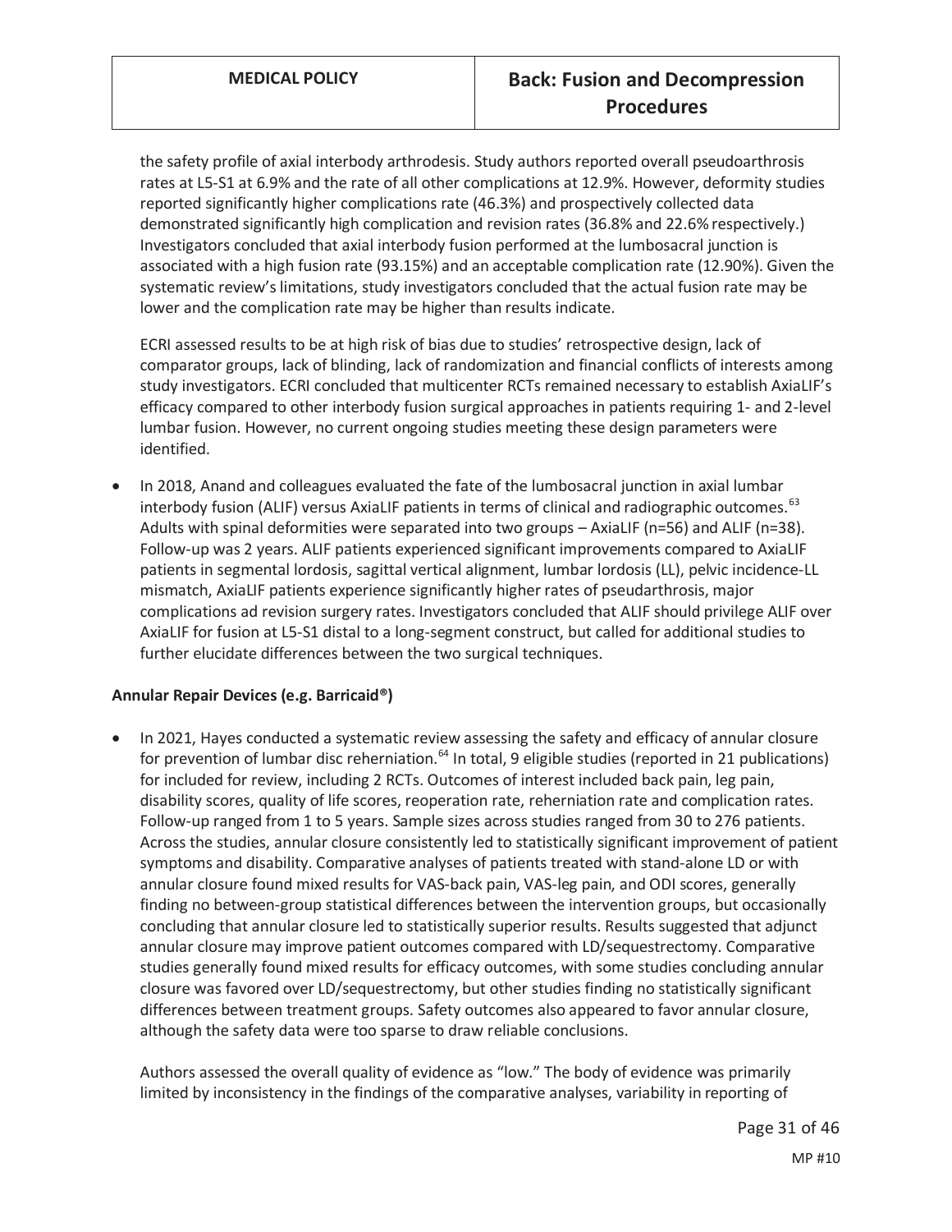the safety profile of axial interbody arthrodesis. Study authors reported overall pseudoarthrosis rates at L5-S1 at 6.9% and the rate of all other complications at 12.9%. However, deformity studies reported significantly higher complications rate (46.3%) and prospectively collected data demonstrated significantly high complication and revision rates (36.8% and 22.6% respectively.) Investigators concluded that axial interbody fusion performed at the lumbosacral junction is associated with a high fusion rate (93.15%) and an acceptable complication rate (12.90%). Given the systematic review's limitations, study investigators concluded that the actual fusion rate may be lower and the complication rate may be higher than results indicate.

ECRI assessed results to be at high risk of bias due to studies' retrospective design, lack of comparator groups, lack of blinding, lack of randomization and financial conflicts of interests among study investigators. ECRI concluded that multicenter RCTs remained necessary to establish AxiaLIF's efficacy compared to other interbody fusion surgical approaches in patients requiring 1- and 2-level lumbar fusion. However, no current ongoing studies meeting these design parameters were identified.

- In 2018, Anand and colleagues evaluated the fate of the lumbosacral junction in axial lumbar interbody fusion (ALIF) versus AxiaLIF patients in terms of clinical and radiographic outcomes.[63] Adults with spinal deformities were separated into two groups – AxiaLIF (n=56) and ALIF (n=38). Follow-up was 2 years. ALIF patients experienced significant improvements compared to AxiaLIF patients in segmental lordosis, sagittal vertical alignment, lumbar lordosis (LL), pelvic incidence-LL mismatch, AxiaLIF patients experience significantly higher rates of pseudarthrosis, major complications ad revision surgery rates. Investigators concluded that ALIF should privilege ALIF over AxiaLIF for fusion at L5-S1 distal to a long-segment construct, but called for additional studies to further elucidate differences between the two surgical techniques.

**Annular Repair Devices (e.g. Barricaid®)**

- In 2021, Hayes conducted a systematic review assessing the safety and efficacy of annular closure for prevention of lumbar disc reherniation.[64] In total, 9 eligible studies (reported in 21 publications) for included for review, including 2 RCTs. Outcomes of interest included back pain, leg pain, disability scores, quality of life scores, reoperation rate, reherniation rate and complication rates. Follow-up ranged from 1 to 5 years. Sample sizes across studies ranged from 30 to 276 patients. Across the studies, annular closure consistently led to statistically significant improvement of patient symptoms and disability. Comparative analyses of patients treated with stand-alone LD or with annular closure found mixed results for VAS-back pain, VAS-leg pain, and ODI scores, generally finding no between-group statistical differences between the intervention groups, but occasionally concluding that annular closure led to statistically superior results. Results suggested that adjunct annular closure may improve patient outcomes compared with LD/sequestrectomy. Comparative studies generally found mixed results for efficacy outcomes, with some studies concluding annular closure was favored over LD/sequestrectomy, but other studies finding no statistically significant differences between treatment groups. Safety outcomes also appeared to favor annular closure, although the safety data were too sparse to draw reliable conclusions.

  Authors assessed the overall quality of evidence as "low." The body of evidence was primarily limited by inconsistency in the findings of the comparative analyses, variability in reporting of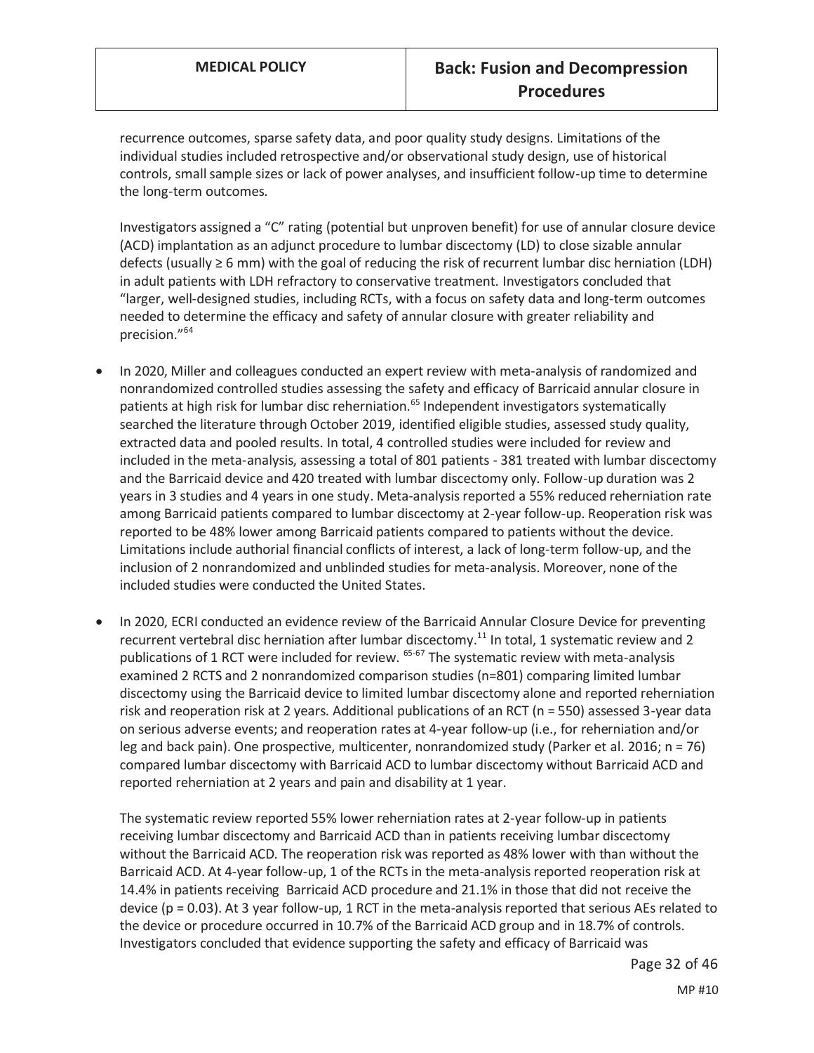recurrence outcomes, sparse safety data, and poor quality study designs. Limitations of the individual studies included retrospective and/or observational study design, use of historical controls, small sample sizes or lack of power analyses, and insufficient follow-up time to determine the long-term outcomes.

Investigators assigned a "C" rating (potential but unproven benefit) for use of annular closure device (ACD) implantation as an adjunct procedure to lumbar discectomy (LD) to close sizable annular defects (usually ≥ 6 mm) with the goal of reducing the risk of recurrent lumbar disc herniation (LDH) in adult patients with LDH refractory to conservative treatment. Investigators concluded that "larger, well-designed studies, including RCTs, with a focus on safety data and long-term outcomes needed to determine the efficacy and safety of annular closure with greater reliability and precision."[64]

- In 2020, Miller and colleagues conducted an expert review with meta-analysis of randomized and nonrandomized controlled studies assessing the safety and efficacy of Barricaid annular closure in patients at high risk for lumbar disc reherniation.[65] Independent investigators systematically searched the literature through October 2019, identified eligible studies, assessed study quality, extracted data and pooled results. In total, 4 controlled studies were included for review and included in the meta-analysis, assessing a total of 801 patients - 381 treated with lumbar discectomy and the Barricaid device and 420 treated with lumbar discectomy only. Follow-up duration was 2 years in 3 studies and 4 years in one study. Meta-analysis reported a 55% reduced reherniation rate among Barricaid patients compared to lumbar discectomy at 2-year follow-up. Reoperation risk was reported to be 48% lower among Barricaid patients compared to patients without the device. Limitations include authorial financial conflicts of interest, a lack of long-term follow-up, and the inclusion of 2 nonrandomized and unblinded studies for meta-analysis. Moreover, none of the included studies were conducted the United States.

- In 2020, ECRI conducted an evidence review of the Barricaid Annular Closure Device for preventing recurrent vertebral disc herniation after lumbar discectomy.[11] In total, 1 systematic review and 2 publications of 1 RCT were included for review. [65-67] The systematic review with meta-analysis examined 2 RCTS and 2 nonrandomized comparison studies (n=801) comparing limited lumbar discectomy using the Barricaid device to limited lumbar discectomy alone and reported reherniation risk and reoperation risk at 2 years. Additional publications of an RCT (n = 550) assessed 3-year data on serious adverse events; and reoperation rates at 4-year follow-up (i.e., for reherniation and/or leg and back pain). One prospective, multicenter, nonrandomized study (Parker et al. 2016; n = 76) compared lumbar discectomy with Barricaid ACD to lumbar discectomy without Barricaid ACD and reported reherniation at 2 years and pain and disability at 1 year.

  The systematic review reported 55% lower reherniation rates at 2-year follow-up in patients receiving lumbar discectomy and Barricaid ACD than in patients receiving lumbar discectomy without the Barricaid ACD. The reoperation risk was reported as 48% lower with than without the Barricaid ACD. At 4-year follow-up, 1 of the RCTs in the meta-analysis reported reoperation risk at 14.4% in patients receiving Barricaid ACD procedure and 21.1% in those that did not receive the device ($p = 0.03$). At 3 year follow-up, 1 RCT in the meta-analysis reported that serious AEs related to the device or procedure occurred in 10.7% of the Barricaid ACD group and in 18.7% of controls. Investigators concluded that evidence supporting the safety and efficacy of Barricaid was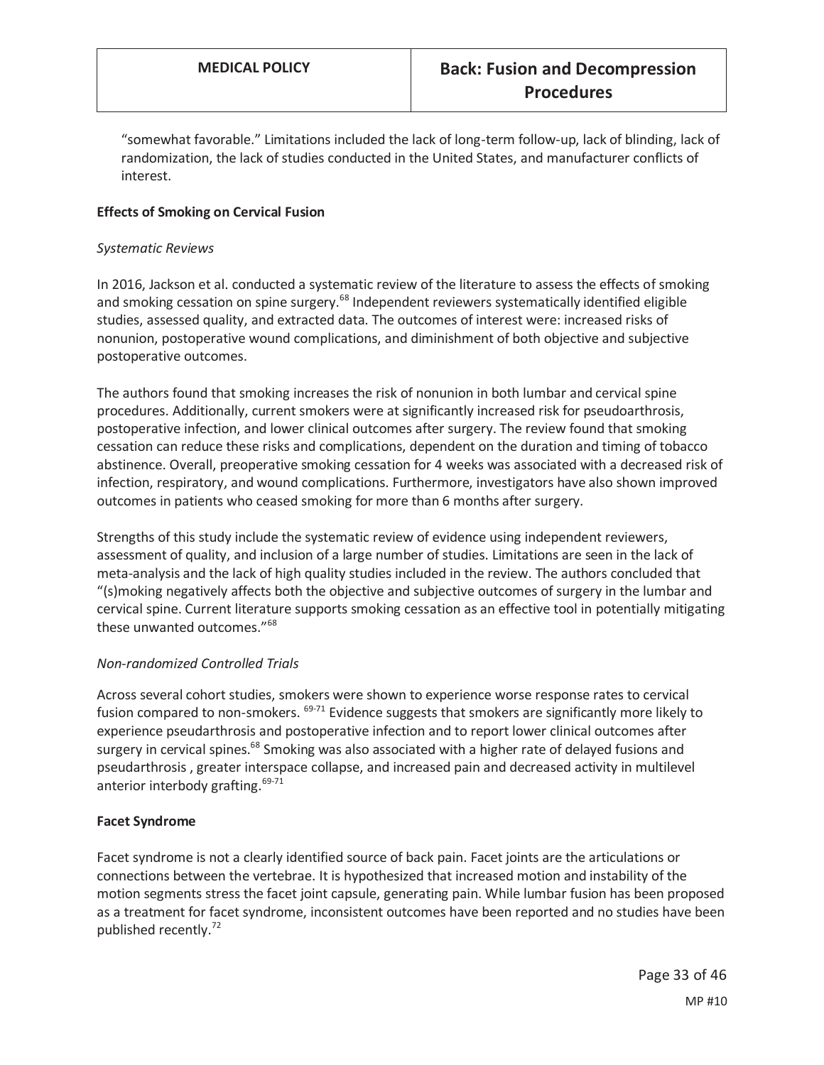"somewhat favorable." Limitations included the lack of long-term follow-up, lack of blinding, lack of randomization, the lack of studies conducted in the United States, and manufacturer conflicts of interest.

**Effects of Smoking on Cervical Fusion**

*Systematic Reviews*

In 2016, Jackson et al. conducted a systematic review of the literature to assess the effects of smoking and smoking cessation on spine surgery.[68] Independent reviewers systematically identified eligible studies, assessed quality, and extracted data. The outcomes of interest were: increased risks of nonunion, postoperative wound complications, and diminishment of both objective and subjective postoperative outcomes.

The authors found that smoking increases the risk of nonunion in both lumbar and cervical spine procedures. Additionally, current smokers were at significantly increased risk for pseudoarthrosis, postoperative infection, and lower clinical outcomes after surgery. The review found that smoking cessation can reduce these risks and complications, dependent on the duration and timing of tobacco abstinence. Overall, preoperative smoking cessation for 4 weeks was associated with a decreased risk of infection, respiratory, and wound complications. Furthermore, investigators have also shown improved outcomes in patients who ceased smoking for more than 6 months after surgery.

Strengths of this study include the systematic review of evidence using independent reviewers, assessment of quality, and inclusion of a large number of studies. Limitations are seen in the lack of meta-analysis and the lack of high quality studies included in the review. The authors concluded that "(s)moking negatively affects both the objective and subjective outcomes of surgery in the lumbar and cervical spine. Current literature supports smoking cessation as an effective tool in potentially mitigating these unwanted outcomes."[68]

*Non-randomized Controlled Trials*

Across several cohort studies, smokers were shown to experience worse response rates to cervical fusion compared to non-smokers. [69-71] Evidence suggests that smokers are significantly more likely to experience pseudarthrosis and postoperative infection and to report lower clinical outcomes after surgery in cervical spines.[68] Smoking was also associated with a higher rate of delayed fusions and pseudarthrosis , greater interspace collapse, and increased pain and decreased activity in multilevel anterior interbody grafting.[69-71]

**Facet Syndrome**

Facet syndrome is not a clearly identified source of back pain. Facet joints are the articulations or connections between the vertebrae. It is hypothesized that increased motion and instability of the motion segments stress the facet joint capsule, generating pain. While lumbar fusion has been proposed as a treatment for facet syndrome, inconsistent outcomes have been reported and no studies have been published recently.[72]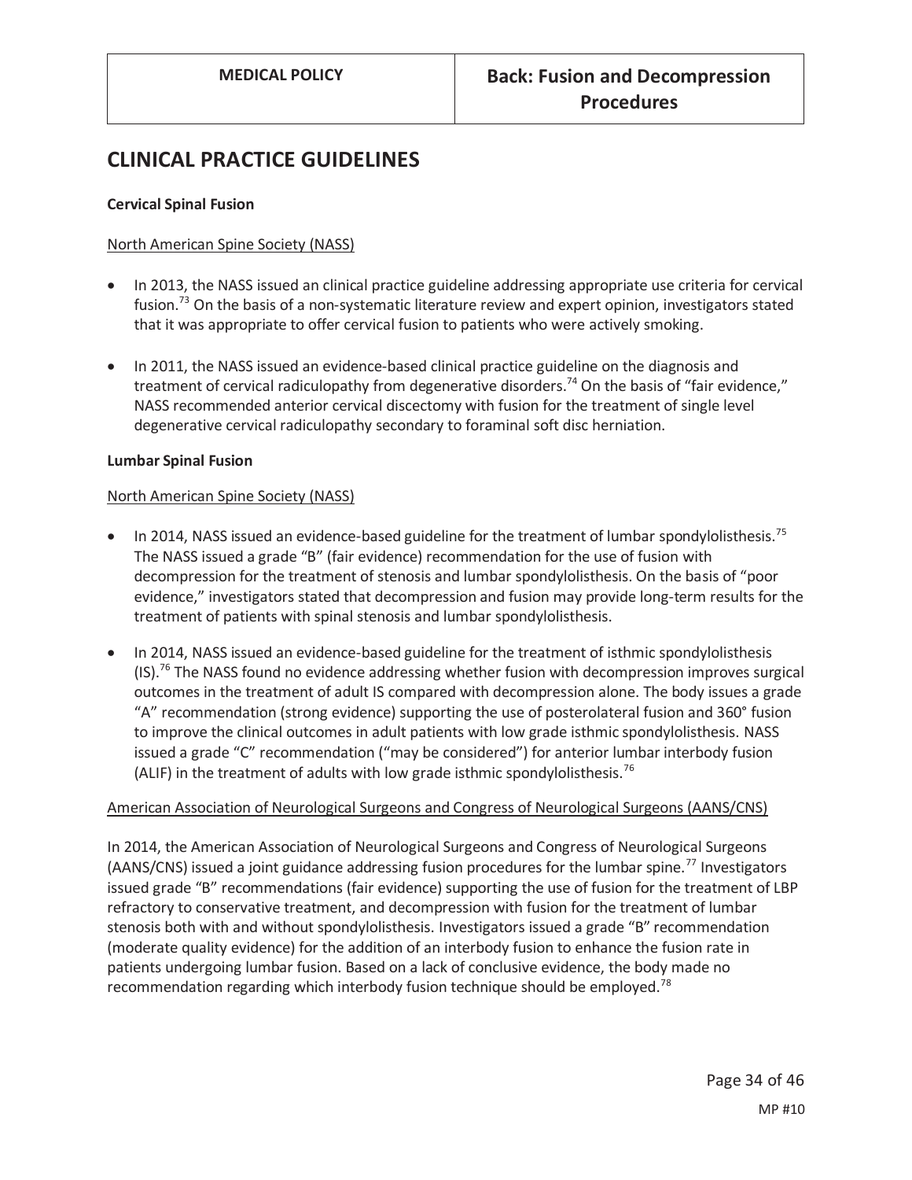## CLINICAL PRACTICE GUIDELINES

### Cervical Spinal Fusion

North American Spine Society (NASS)

- In 2013, the NASS issued an clinical practice guideline addressing appropriate use criteria for cervical fusion.[73] On the basis of a non-systematic literature review and expert opinion, investigators stated that it was appropriate to offer cervical fusion to patients who were actively smoking.
- In 2011, the NASS issued an evidence-based clinical practice guideline on the diagnosis and treatment of cervical radiculopathy from degenerative disorders.[74] On the basis of "fair evidence," NASS recommended anterior cervical discectomy with fusion for the treatment of single level degenerative cervical radiculopathy secondary to foraminal soft disc herniation.

### Lumbar Spinal Fusion

North American Spine Society (NASS)

- In 2014, NASS issued an evidence-based guideline for the treatment of lumbar spondylolisthesis.[75] The NASS issued a grade "B" (fair evidence) recommendation for the use of fusion with decompression for the treatment of stenosis and lumbar spondylolisthesis. On the basis of "poor evidence," investigators stated that decompression and fusion may provide long-term results for the treatment of patients with spinal stenosis and lumbar spondylolisthesis.
- In 2014, NASS issued an evidence-based guideline for the treatment of isthmic spondylolisthesis (IS).[76] The NASS found no evidence addressing whether fusion with decompression improves surgical outcomes in the treatment of adult IS compared with decompression alone. The body issues a grade "A" recommendation (strong evidence) supporting the use of posterolateral fusion and 360° fusion to improve the clinical outcomes in adult patients with low grade isthmic spondylolisthesis. NASS issued a grade "C" recommendation ("may be considered") for anterior lumbar interbody fusion (ALIF) in the treatment of adults with low grade isthmic spondylolisthesis.[76]

American Association of Neurological Surgeons and Congress of Neurological Surgeons (AANS/CNS)

In 2014, the American Association of Neurological Surgeons and Congress of Neurological Surgeons (AANS/CNS) issued a joint guidance addressing fusion procedures for the lumbar spine.[77] Investigators issued grade "B" recommendations (fair evidence) supporting the use of fusion for the treatment of LBP refractory to conservative treatment, and decompression with fusion for the treatment of lumbar stenosis both with and without spondylolisthesis. Investigators issued a grade "B" recommendation (moderate quality evidence) for the addition of an interbody fusion to enhance the fusion rate in patients undergoing lumbar fusion. Based on a lack of conclusive evidence, the body made no recommendation regarding which interbody fusion technique should be employed.[78]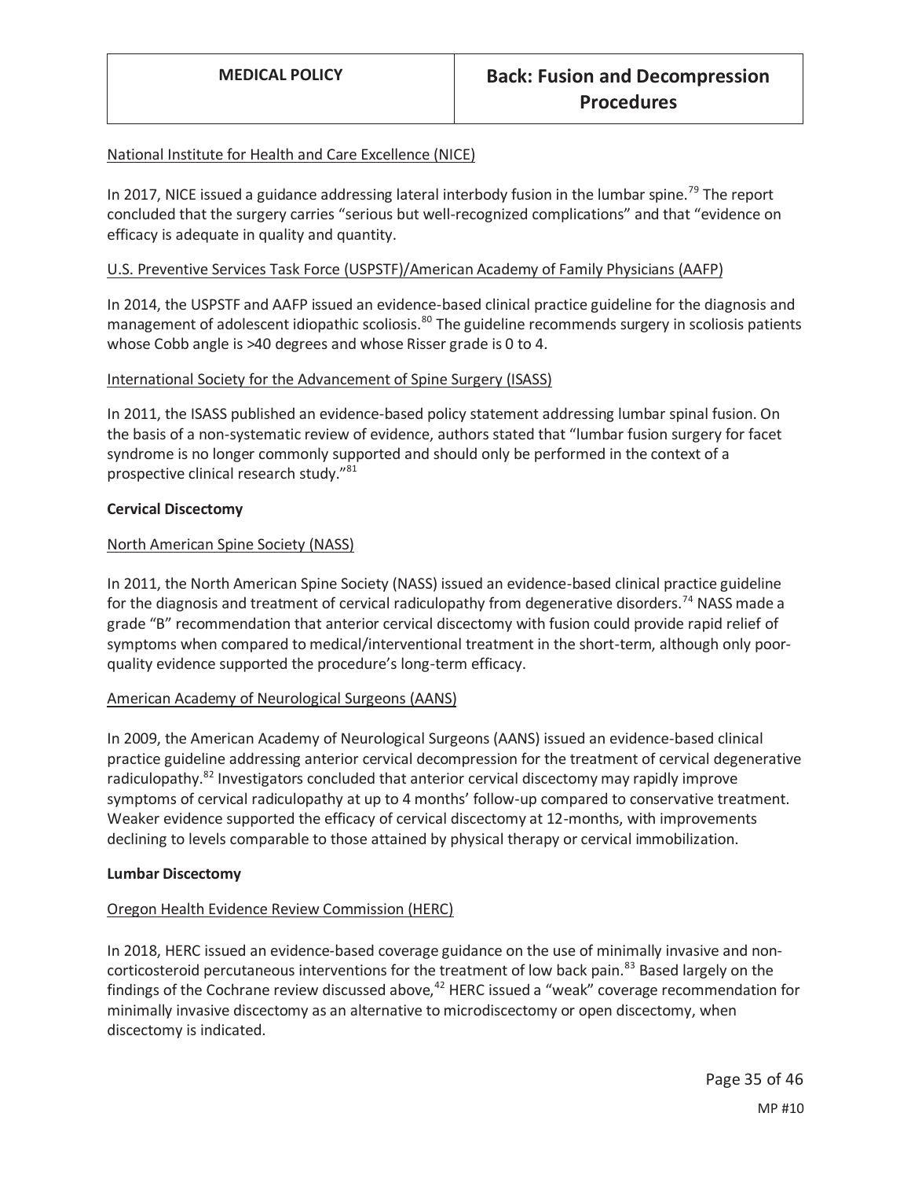National Institute for Health and Care Excellence (NICE)

In 2017, NICE issued a guidance addressing lateral interbody fusion in the lumbar spine.[79] The report concluded that the surgery carries "serious but well-recognized complications" and that "evidence on efficacy is adequate in quality and quantity.

U.S. Preventive Services Task Force (USPSTF)/American Academy of Family Physicians (AAFP)

In 2014, the USPSTF and AAFP issued an evidence-based clinical practice guideline for the diagnosis and management of adolescent idiopathic scoliosis.[80] The guideline recommends surgery in scoliosis patients whose Cobb angle is >40 degrees and whose Risser grade is 0 to 4.

International Society for the Advancement of Spine Surgery (ISASS)

In 2011, the ISASS published an evidence-based policy statement addressing lumbar spinal fusion. On the basis of a non-systematic review of evidence, authors stated that "lumbar fusion surgery for facet syndrome is no longer commonly supported and should only be performed in the context of a prospective clinical research study."[81]

**Cervical Discectomy**

North American Spine Society (NASS)

In 2011, the North American Spine Society (NASS) issued an evidence-based clinical practice guideline for the diagnosis and treatment of cervical radiculopathy from degenerative disorders.[74] NASS made a grade "B" recommendation that anterior cervical discectomy with fusion could provide rapid relief of symptoms when compared to medical/interventional treatment in the short-term, although only poor-quality evidence supported the procedure's long-term efficacy.

American Academy of Neurological Surgeons (AANS)

In 2009, the American Academy of Neurological Surgeons (AANS) issued an evidence-based clinical practice guideline addressing anterior cervical decompression for the treatment of cervical degenerative radiculopathy.[82] Investigators concluded that anterior cervical discectomy may rapidly improve symptoms of cervical radiculopathy at up to 4 months' follow-up compared to conservative treatment. Weaker evidence supported the efficacy of cervical discectomy at 12-months, with improvements declining to levels comparable to those attained by physical therapy or cervical immobilization.

**Lumbar Discectomy**

Oregon Health Evidence Review Commission (HERC)

In 2018, HERC issued an evidence-based coverage guidance on the use of minimally invasive and non-corticosteroid percutaneous interventions for the treatment of low back pain.[83] Based largely on the findings of the Cochrane review discussed above,[42] HERC issued a "weak" coverage recommendation for minimally invasive discectomy as an alternative to microdiscectomy or open discectomy, when discectomy is indicated.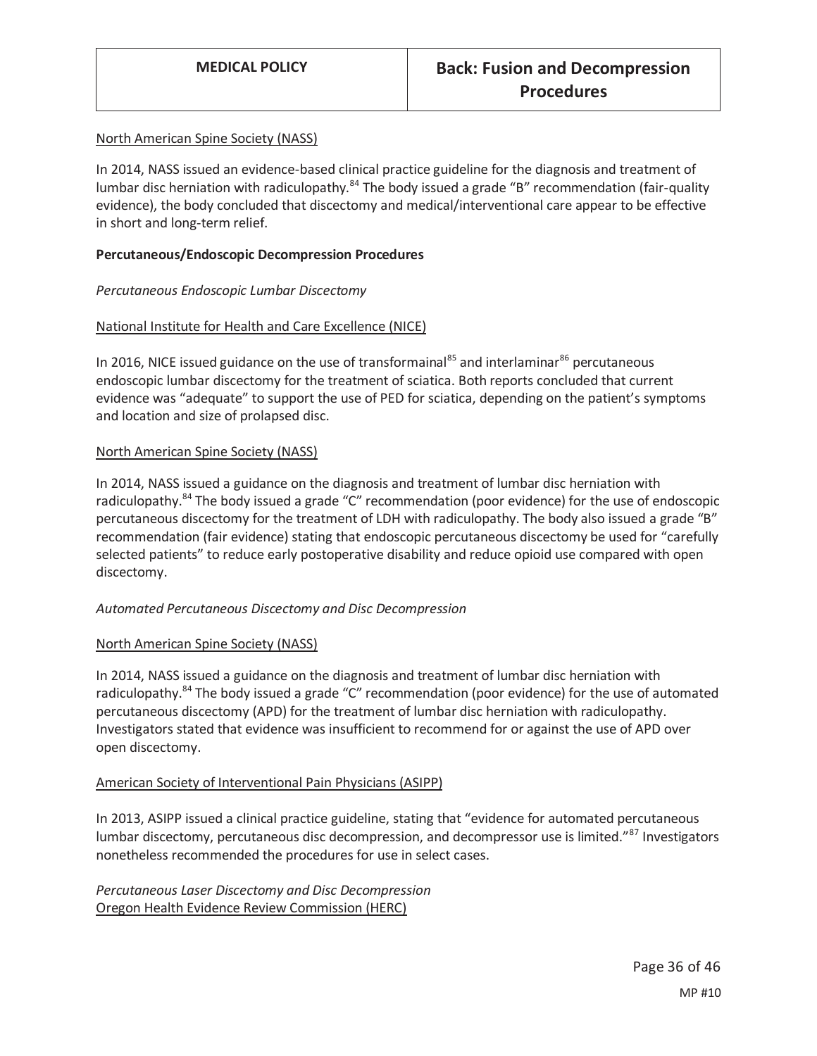North American Spine Society (NASS)

In 2014, NASS issued an evidence-based clinical practice guideline for the diagnosis and treatment of lumbar disc herniation with radiculopathy.[84] The body issued a grade "B" recommendation (fair-quality evidence), the body concluded that discectomy and medical/interventional care appear to be effective in short and long-term relief.

**Percutaneous/Endoscopic Decompression Procedures**

*Percutaneous Endoscopic Lumbar Discectomy*

National Institute for Health and Care Excellence (NICE)

In 2016, NICE issued guidance on the use of transformainal[85] and interlaminar[86] percutaneous endoscopic lumbar discectomy for the treatment of sciatica. Both reports concluded that current evidence was "adequate" to support the use of PED for sciatica, depending on the patient's symptoms and location and size of prolapsed disc.

North American Spine Society (NASS)

In 2014, NASS issued a guidance on the diagnosis and treatment of lumbar disc herniation with radiculopathy.[84] The body issued a grade "C" recommendation (poor evidence) for the use of endoscopic percutaneous discectomy for the treatment of LDH with radiculopathy. The body also issued a grade "B" recommendation (fair evidence) stating that endoscopic percutaneous discectomy be used for "carefully selected patients" to reduce early postoperative disability and reduce opioid use compared with open discectomy.

*Automated Percutaneous Discectomy and Disc Decompression*

North American Spine Society (NASS)

In 2014, NASS issued a guidance on the diagnosis and treatment of lumbar disc herniation with radiculopathy.[84] The body issued a grade "C" recommendation (poor evidence) for the use of automated percutaneous discectomy (APD) for the treatment of lumbar disc herniation with radiculopathy. Investigators stated that evidence was insufficient to recommend for or against the use of APD over open discectomy.

American Society of Interventional Pain Physicians (ASIPP)

In 2013, ASIPP issued a clinical practice guideline, stating that "evidence for automated percutaneous lumbar discectomy, percutaneous disc decompression, and decompressor use is limited."[87] Investigators nonetheless recommended the procedures for use in select cases.

*Percutaneous Laser Discectomy and Disc Decompression*

Oregon Health Evidence Review Commission (HERC)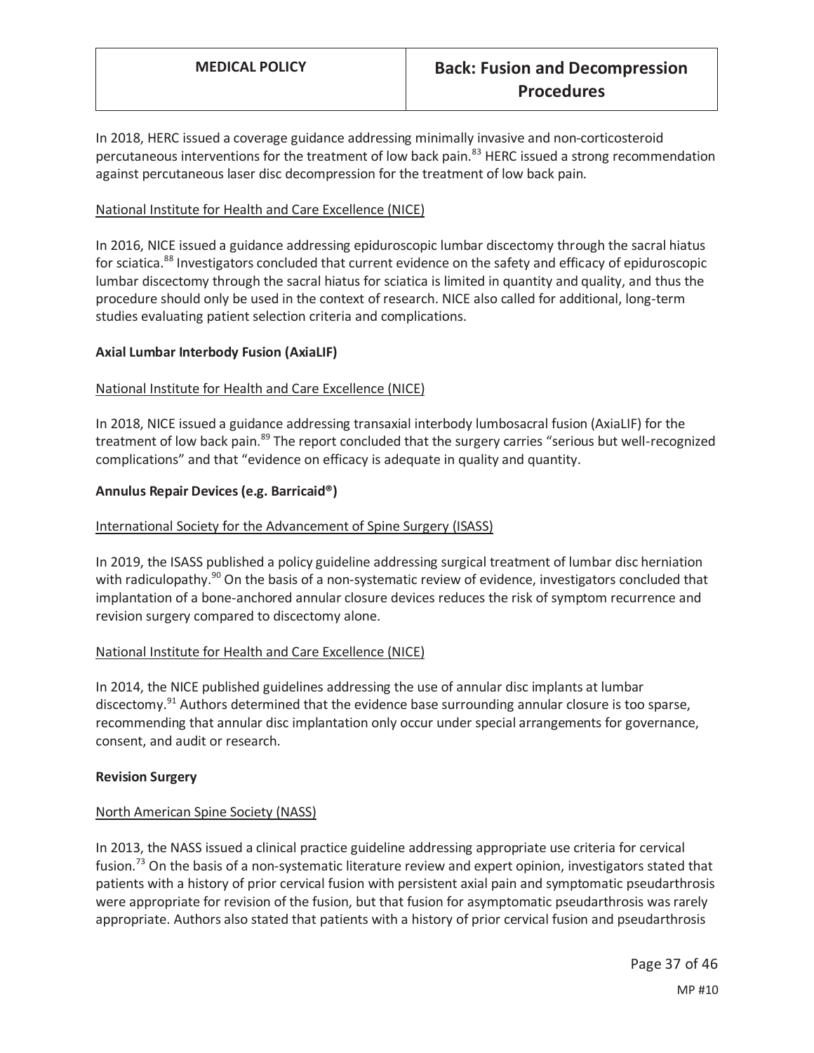In 2018, HERC issued a coverage guidance addressing minimally invasive and non-corticosteroid percutaneous interventions for the treatment of low back pain.[83] HERC issued a strong recommendation against percutaneous laser disc decompression for the treatment of low back pain.

National Institute for Health and Care Excellence (NICE)

In 2016, NICE issued a guidance addressing epiduroscopic lumbar discectomy through the sacral hiatus for sciatica.[88] Investigators concluded that current evidence on the safety and efficacy of epiduroscopic lumbar discectomy through the sacral hiatus for sciatica is limited in quantity and quality, and thus the procedure should only be used in the context of research. NICE also called for additional, long-term studies evaluating patient selection criteria and complications.

**Axial Lumbar Interbody Fusion (AxiaLIF)**

National Institute for Health and Care Excellence (NICE)

In 2018, NICE issued a guidance addressing transaxial interbody lumbosacral fusion (AxiaLIF) for the treatment of low back pain.[89] The report concluded that the surgery carries "serious but well-recognized complications" and that "evidence on efficacy is adequate in quality and quantity.

**Annulus Repair Devices (e.g. Barricaid®)**

International Society for the Advancement of Spine Surgery (ISASS)

In 2019, the ISASS published a policy guideline addressing surgical treatment of lumbar disc herniation with radiculopathy.[90] On the basis of a non-systematic review of evidence, investigators concluded that implantation of a bone-anchored annular closure devices reduces the risk of symptom recurrence and revision surgery compared to discectomy alone.

National Institute for Health and Care Excellence (NICE)

In 2014, the NICE published guidelines addressing the use of annular disc implants at lumbar discectomy.[91] Authors determined that the evidence base surrounding annular closure is too sparse, recommending that annular disc implantation only occur under special arrangements for governance, consent, and audit or research.

**Revision Surgery**

North American Spine Society (NASS)

In 2013, the NASS issued a clinical practice guideline addressing appropriate use criteria for cervical fusion.[73] On the basis of a non-systematic literature review and expert opinion, investigators stated that patients with a history of prior cervical fusion with persistent axial pain and symptomatic pseudarthrosis were appropriate for revision of the fusion, but that fusion for asymptomatic pseudarthrosis was rarely appropriate. Authors also stated that patients with a history of prior cervical fusion and pseudarthrosis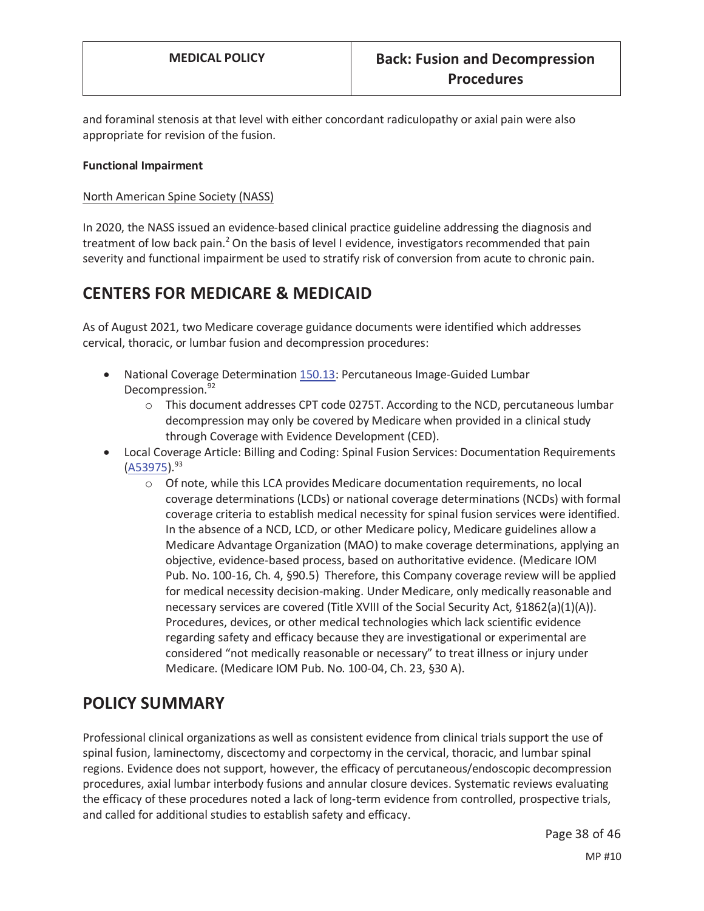and foraminal stenosis at that level with either concordant radiculopathy or axial pain were also appropriate for revision of the fusion.

**Functional Impairment**

North American Spine Society (NASS)

In 2020, the NASS issued an evidence-based clinical practice guideline addressing the diagnosis and treatment of low back pain.[2] On the basis of level I evidence, investigators recommended that pain severity and functional impairment be used to stratify risk of conversion from acute to chronic pain.

# CENTERS FOR MEDICARE & MEDICAID

As of August 2021, two Medicare coverage guidance documents were identified which addresses cervical, thoracic, or lumbar fusion and decompression procedures:

- National Coverage Determination 150.13: Percutaneous Image-Guided Lumbar Decompression.[92]
  - This document addresses CPT code 0275T. According to the NCD, percutaneous lumbar decompression may only be covered by Medicare when provided in a clinical study through Coverage with Evidence Development (CED).
- Local Coverage Article: Billing and Coding: Spinal Fusion Services: Documentation Requirements (A53975).[93]
  - Of note, while this LCA provides Medicare documentation requirements, no local coverage determinations (LCDs) or national coverage determinations (NCDs) with formal coverage criteria to establish medical necessity for spinal fusion services were identified. In the absence of a NCD, LCD, or other Medicare policy, Medicare guidelines allow a Medicare Advantage Organization (MAO) to make coverage determinations, applying an objective, evidence-based process, based on authoritative evidence. (Medicare IOM Pub. No. 100-16, Ch. 4, §90.5) Therefore, this Company coverage review will be applied for medical necessity decision-making. Under Medicare, only medically reasonable and necessary services are covered (Title XVIII of the Social Security Act, §1862(a)(1)(A)). Procedures, devices, or other medical technologies which lack scientific evidence regarding safety and efficacy because they are investigational or experimental are considered "not medically reasonable or necessary" to treat illness or injury under Medicare. (Medicare IOM Pub. No. 100-04, Ch. 23, §30 A).

# POLICY SUMMARY

Professional clinical organizations as well as consistent evidence from clinical trials support the use of spinal fusion, laminectomy, discectomy and corpectomy in the cervical, thoracic, and lumbar spinal regions. Evidence does not support, however, the efficacy of percutaneous/endoscopic decompression procedures, axial lumbar interbody fusions and annular closure devices. Systematic reviews evaluating the efficacy of these procedures noted a lack of long-term evidence from controlled, prospective trials, and called for additional studies to establish safety and efficacy.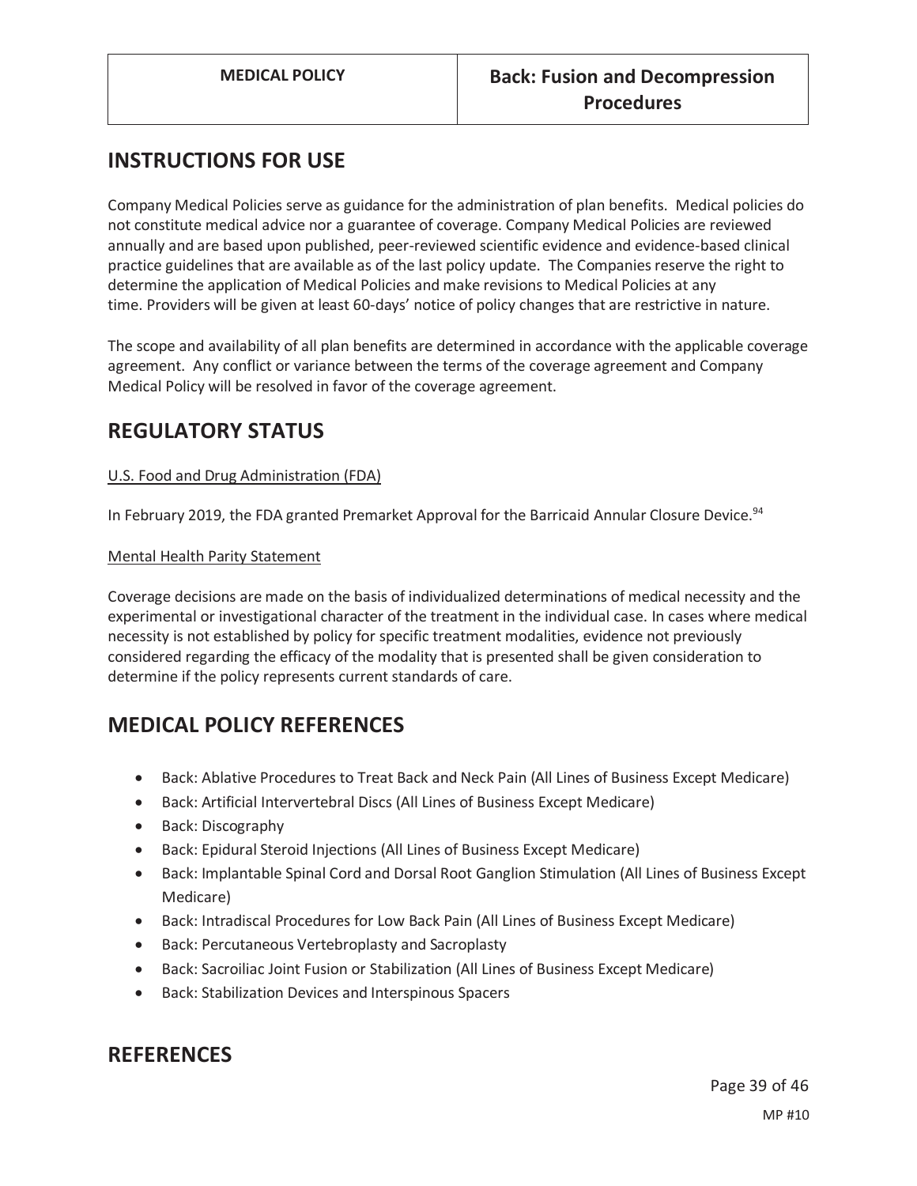## INSTRUCTIONS FOR USE

Company Medical Policies serve as guidance for the administration of plan benefits. Medical policies do not constitute medical advice nor a guarantee of coverage. Company Medical Policies are reviewed annually and are based upon published, peer-reviewed scientific evidence and evidence-based clinical practice guidelines that are available as of the last policy update. The Companies reserve the right to determine the application of Medical Policies and make revisions to Medical Policies at any time. Providers will be given at least 60-days' notice of policy changes that are restrictive in nature.

The scope and availability of all plan benefits are determined in accordance with the applicable coverage agreement. Any conflict or variance between the terms of the coverage agreement and Company Medical Policy will be resolved in favor of the coverage agreement.

## REGULATORY STATUS

U.S. Food and Drug Administration (FDA)

In February 2019, the FDA granted Premarket Approval for the Barricaid Annular Closure Device.[94]

Mental Health Parity Statement

Coverage decisions are made on the basis of individualized determinations of medical necessity and the experimental or investigational character of the treatment in the individual case. In cases where medical necessity is not established by policy for specific treatment modalities, evidence not previously considered regarding the efficacy of the modality that is presented shall be given consideration to determine if the policy represents current standards of care.

## MEDICAL POLICY REFERENCES

- Back: Ablative Procedures to Treat Back and Neck Pain (All Lines of Business Except Medicare)
- Back: Artificial Intervertebral Discs (All Lines of Business Except Medicare)
- Back: Discography
- Back: Epidural Steroid Injections (All Lines of Business Except Medicare)
- Back: Implantable Spinal Cord and Dorsal Root Ganglion Stimulation (All Lines of Business Except Medicare)
- Back: Intradiscal Procedures for Low Back Pain (All Lines of Business Except Medicare)
- Back: Percutaneous Vertebroplasty and Sacroplasty
- Back: Sacroiliac Joint Fusion or Stabilization (All Lines of Business Except Medicare)
- Back: Stabilization Devices and Interspinous Spacers

## REFERENCES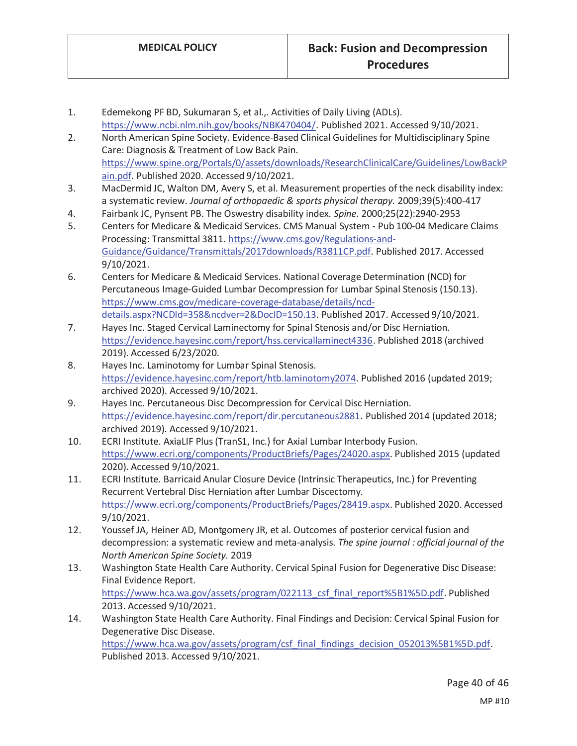1. Edemekong PF BD, Sukumaran S, et al.,. Activities of Daily Living (ADLs). https://www.ncbi.nlm.nih.gov/books/NBK470404/. Published 2021. Accessed 9/10/2021.
2. North American Spine Society. Evidence-Based Clinical Guidelines for Multidisciplinary Spine Care: Diagnosis & Treatment of Low Back Pain. https://www.spine.org/Portals/0/assets/downloads/ResearchClinicalCare/Guidelines/LowBackPain.pdf. Published 2020. Accessed 9/10/2021.
3. MacDermid JC, Walton DM, Avery S, et al. Measurement properties of the neck disability index: a systematic review. *Journal of orthopaedic & sports physical therapy.* 2009;39(5):400-417
4. Fairbank JC, Pynsent PB. The Oswestry disability index. *Spine.* 2000;25(22):2940-2953
5. Centers for Medicare & Medicaid Services. CMS Manual System - Pub 100-04 Medicare Claims Processing: Transmittal 3811. https://www.cms.gov/Regulations-and-Guidance/Guidance/Transmittals/2017downloads/R3811CP.pdf. Published 2017. Accessed 9/10/2021.
6. Centers for Medicare & Medicaid Services. National Coverage Determination (NCD) for Percutaneous Image-Guided Lumbar Decompression for Lumbar Spinal Stenosis (150.13). https://www.cms.gov/medicare-coverage-database/details/ncd-details.aspx?NCDId=358&ncdver=2&DocID=150.13. Published 2017. Accessed 9/10/2021.
7. Hayes Inc. Staged Cervical Laminectomy for Spinal Stenosis and/or Disc Herniation. https://evidence.hayesinc.com/report/hss.cervicallaminect4336. Published 2018 (archived 2019). Accessed 6/23/2020.
8. Hayes Inc. Laminotomy for Lumbar Spinal Stenosis. https://evidence.hayesinc.com/report/htb.laminotomy2074. Published 2016 (updated 2019; archived 2020). Accessed 9/10/2021.
9. Hayes Inc. Percutaneous Disc Decompression for Cervical Disc Herniation. https://evidence.hayesinc.com/report/dir.percutaneous2881. Published 2014 (updated 2018; archived 2019). Accessed 9/10/2021.
10. ECRI Institute. AxiaLIF Plus (TranS1, Inc.) for Axial Lumbar Interbody Fusion. https://www.ecri.org/components/ProductBriefs/Pages/24020.aspx. Published 2015 (updated 2020). Accessed 9/10/2021.
11. ECRI Institute. Barricaid Anular Closure Device (Intrinsic Therapeutics, Inc.) for Preventing Recurrent Vertebral Disc Herniation after Lumbar Discectomy. https://www.ecri.org/components/ProductBriefs/Pages/28419.aspx. Published 2020. Accessed 9/10/2021.
12. Youssef JA, Heiner AD, Montgomery JR, et al. Outcomes of posterior cervical fusion and decompression: a systematic review and meta-analysis. *The spine journal : official journal of the North American Spine Society.* 2019
13. Washington State Health Care Authority. Cervical Spinal Fusion for Degenerative Disc Disease: Final Evidence Report. https://www.hca.wa.gov/assets/program/022113_csf_final_report%5B1%5D.pdf. Published 2013. Accessed 9/10/2021.
14. Washington State Health Care Authority. Final Findings and Decision: Cervical Spinal Fusion for Degenerative Disc Disease. https://www.hca.wa.gov/assets/program/csf_final_findings_decision_052013%5B1%5D.pdf. Published 2013. Accessed 9/10/2021.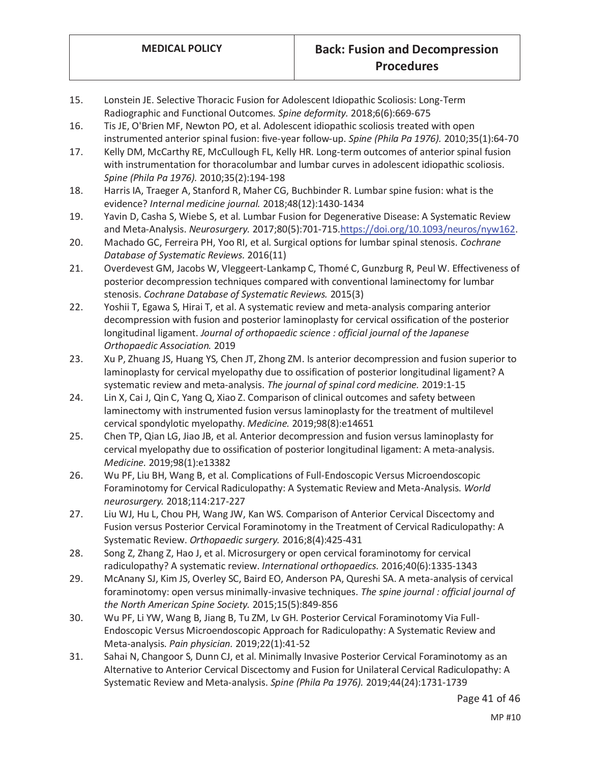15. Lonstein JE. Selective Thoracic Fusion for Adolescent Idiopathic Scoliosis: Long-Term Radiographic and Functional Outcomes. *Spine deformity.* 2018;6(6):669-675
16. Tis JE, O'Brien MF, Newton PO, et al. Adolescent idiopathic scoliosis treated with open instrumented anterior spinal fusion: five-year follow-up. *Spine (Phila Pa 1976).* 2010;35(1):64-70
17. Kelly DM, McCarthy RE, McCullough FL, Kelly HR. Long-term outcomes of anterior spinal fusion with instrumentation for thoracolumbar and lumbar curves in adolescent idiopathic scoliosis. *Spine (Phila Pa 1976).* 2010;35(2):194-198
18. Harris IA, Traeger A, Stanford R, Maher CG, Buchbinder R. Lumbar spine fusion: what is the evidence? *Internal medicine journal.* 2018;48(12):1430-1434
19. Yavin D, Casha S, Wiebe S, et al. Lumbar Fusion for Degenerative Disease: A Systematic Review and Meta-Analysis. *Neurosurgery.* 2017;80(5):701-715.https://doi.org/10.1093/neuros/nyw162.
20. Machado GC, Ferreira PH, Yoo RI, et al. Surgical options for lumbar spinal stenosis. *Cochrane Database of Systematic Reviews.* 2016(11)
21. Overdevest GM, Jacobs W, Vleggeert-Lankamp C, Thomé C, Gunzburg R, Peul W. Effectiveness of posterior decompression techniques compared with conventional laminectomy for lumbar stenosis. *Cochrane Database of Systematic Reviews.* 2015(3)
22. Yoshii T, Egawa S, Hirai T, et al. A systematic review and meta-analysis comparing anterior decompression with fusion and posterior laminoplasty for cervical ossification of the posterior longitudinal ligament. *Journal of orthopaedic science : official journal of the Japanese Orthopaedic Association.* 2019
23. Xu P, Zhuang JS, Huang YS, Chen JT, Zhong ZM. Is anterior decompression and fusion superior to laminoplasty for cervical myelopathy due to ossification of posterior longitudinal ligament? A systematic review and meta-analysis. *The journal of spinal cord medicine.* 2019:1-15
24. Lin X, Cai J, Qin C, Yang Q, Xiao Z. Comparison of clinical outcomes and safety between laminectomy with instrumented fusion versus laminoplasty for the treatment of multilevel cervical spondylotic myelopathy. *Medicine.* 2019;98(8):e14651
25. Chen TP, Qian LG, Jiao JB, et al. Anterior decompression and fusion versus laminoplasty for cervical myelopathy due to ossification of posterior longitudinal ligament: A meta-analysis. *Medicine.* 2019;98(1):e13382
26. Wu PF, Liu BH, Wang B, et al. Complications of Full-Endoscopic Versus Microendoscopic Foraminotomy for Cervical Radiculopathy: A Systematic Review and Meta-Analysis. *World neurosurgery.* 2018;114:217-227
27. Liu WJ, Hu L, Chou PH, Wang JW, Kan WS. Comparison of Anterior Cervical Discectomy and Fusion versus Posterior Cervical Foraminotomy in the Treatment of Cervical Radiculopathy: A Systematic Review. *Orthopaedic surgery.* 2016;8(4):425-431
28. Song Z, Zhang Z, Hao J, et al. Microsurgery or open cervical foraminotomy for cervical radiculopathy? A systematic review. *International orthopaedics.* 2016;40(6):1335-1343
29. McAnany SJ, Kim JS, Overley SC, Baird EO, Anderson PA, Qureshi SA. A meta-analysis of cervical foraminotomy: open versus minimally-invasive techniques. *The spine journal : official journal of the North American Spine Society.* 2015;15(5):849-856
30. Wu PF, Li YW, Wang B, Jiang B, Tu ZM, Lv GH. Posterior Cervical Foraminotomy Via Full-Endoscopic Versus Microendoscopic Approach for Radiculopathy: A Systematic Review and Meta-analysis. *Pain physician.* 2019;22(1):41-52
31. Sahai N, Changoor S, Dunn CJ, et al. Minimally Invasive Posterior Cervical Foraminotomy as an Alternative to Anterior Cervical Discectomy and Fusion for Unilateral Cervical Radiculopathy: A Systematic Review and Meta-analysis. *Spine (Phila Pa 1976).* 2019;44(24):1731-1739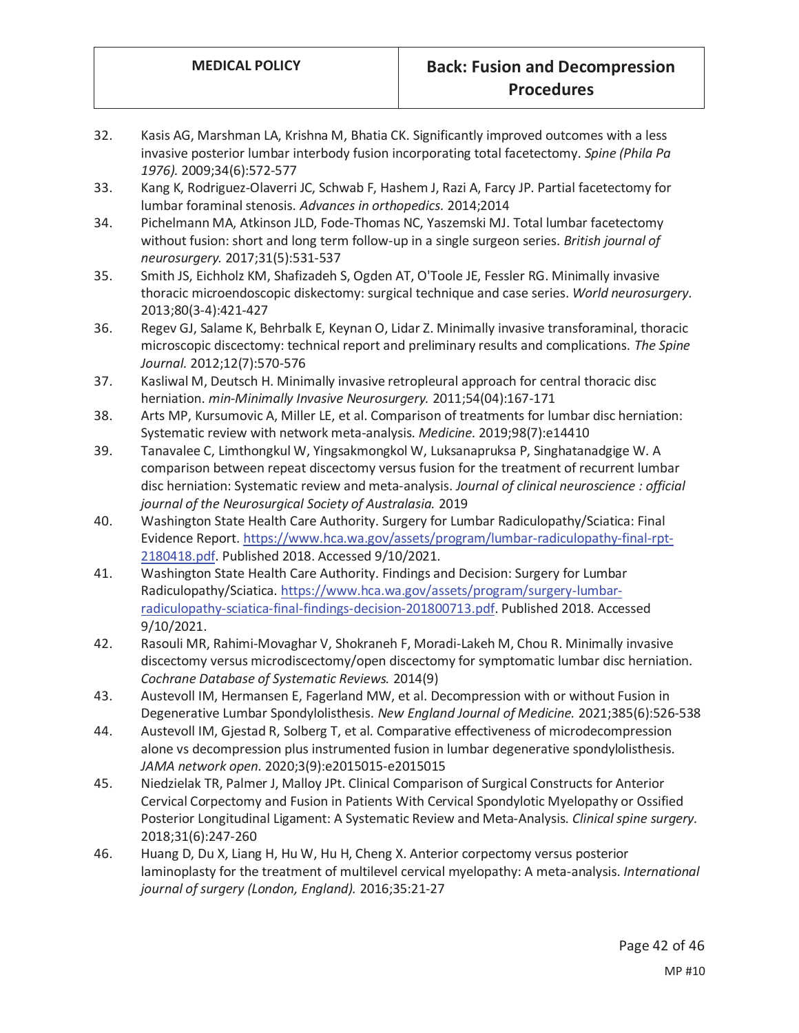32. Kasis AG, Marshman LA, Krishna M, Bhatia CK. Significantly improved outcomes with a less invasive posterior lumbar interbody fusion incorporating total facetectomy. *Spine (Phila Pa 1976).* 2009;34(6):572-577
33. Kang K, Rodriguez-Olaverri JC, Schwab F, Hashem J, Razi A, Farcy JP. Partial facetectomy for lumbar foraminal stenosis. *Advances in orthopedics.* 2014;2014
34. Pichelmann MA, Atkinson JLD, Fode-Thomas NC, Yaszemski MJ. Total lumbar facetectomy without fusion: short and long term follow-up in a single surgeon series. *British journal of neurosurgery.* 2017;31(5):531-537
35. Smith JS, Eichholz KM, Shafizadeh S, Ogden AT, O'Toole JE, Fessler RG. Minimally invasive thoracic microendoscopic diskectomy: surgical technique and case series. *World neurosurgery.* 2013;80(3-4):421-427
36. Regev GJ, Salame K, Behrbalk E, Keynan O, Lidar Z. Minimally invasive transforaminal, thoracic microscopic discectomy: technical report and preliminary results and complications. *The Spine Journal.* 2012;12(7):570-576
37. Kasliwal M, Deutsch H. Minimally invasive retropleural approach for central thoracic disc herniation. *min-Minimally Invasive Neurosurgery.* 2011;54(04):167-171
38. Arts MP, Kursumovic A, Miller LE, et al. Comparison of treatments for lumbar disc herniation: Systematic review with network meta-analysis. *Medicine.* 2019;98(7):e14410
39. Tanavalee C, Limthongkul W, Yingsakmongkol W, Luksanapruksa P, Singhatanadgige W. A comparison between repeat discectomy versus fusion for the treatment of recurrent lumbar disc herniation: Systematic review and meta-analysis. *Journal of clinical neuroscience : official journal of the Neurosurgical Society of Australasia.* 2019
40. Washington State Health Care Authority. Surgery for Lumbar Radiculopathy/Sciatica: Final Evidence Report. https://www.hca.wa.gov/assets/program/lumbar-radiculopathy-final-rpt-2180418.pdf. Published 2018. Accessed 9/10/2021.
41. Washington State Health Care Authority. Findings and Decision: Surgery for Lumbar Radiculopathy/Sciatica. https://www.hca.wa.gov/assets/program/surgery-lumbar-radiculopathy-sciatica-final-findings-decision-201800713.pdf. Published 2018. Accessed 9/10/2021.
42. Rasouli MR, Rahimi-Movaghar V, Shokraneh F, Moradi-Lakeh M, Chou R. Minimally invasive discectomy versus microdiscectomy/open discectomy for symptomatic lumbar disc herniation. *Cochrane Database of Systematic Reviews.* 2014(9)
43. Austevoll IM, Hermansen E, Fagerland MW, et al. Decompression with or without Fusion in Degenerative Lumbar Spondylolisthesis. *New England Journal of Medicine.* 2021;385(6):526-538
44. Austevoll IM, Gjestad R, Solberg T, et al. Comparative effectiveness of microdecompression alone vs decompression plus instrumented fusion in lumbar degenerative spondylolisthesis. *JAMA network open.* 2020;3(9):e2015015-e2015015
45. Niedzielak TR, Palmer J, Malloy JPt. Clinical Comparison of Surgical Constructs for Anterior Cervical Corpectomy and Fusion in Patients With Cervical Spondylotic Myelopathy or Ossified Posterior Longitudinal Ligament: A Systematic Review and Meta-Analysis. *Clinical spine surgery.* 2018;31(6):247-260
46. Huang D, Du X, Liang H, Hu W, Hu H, Cheng X. Anterior corpectomy versus posterior laminoplasty for the treatment of multilevel cervical myelopathy: A meta-analysis. *International journal of surgery (London, England).* 2016;35:21-27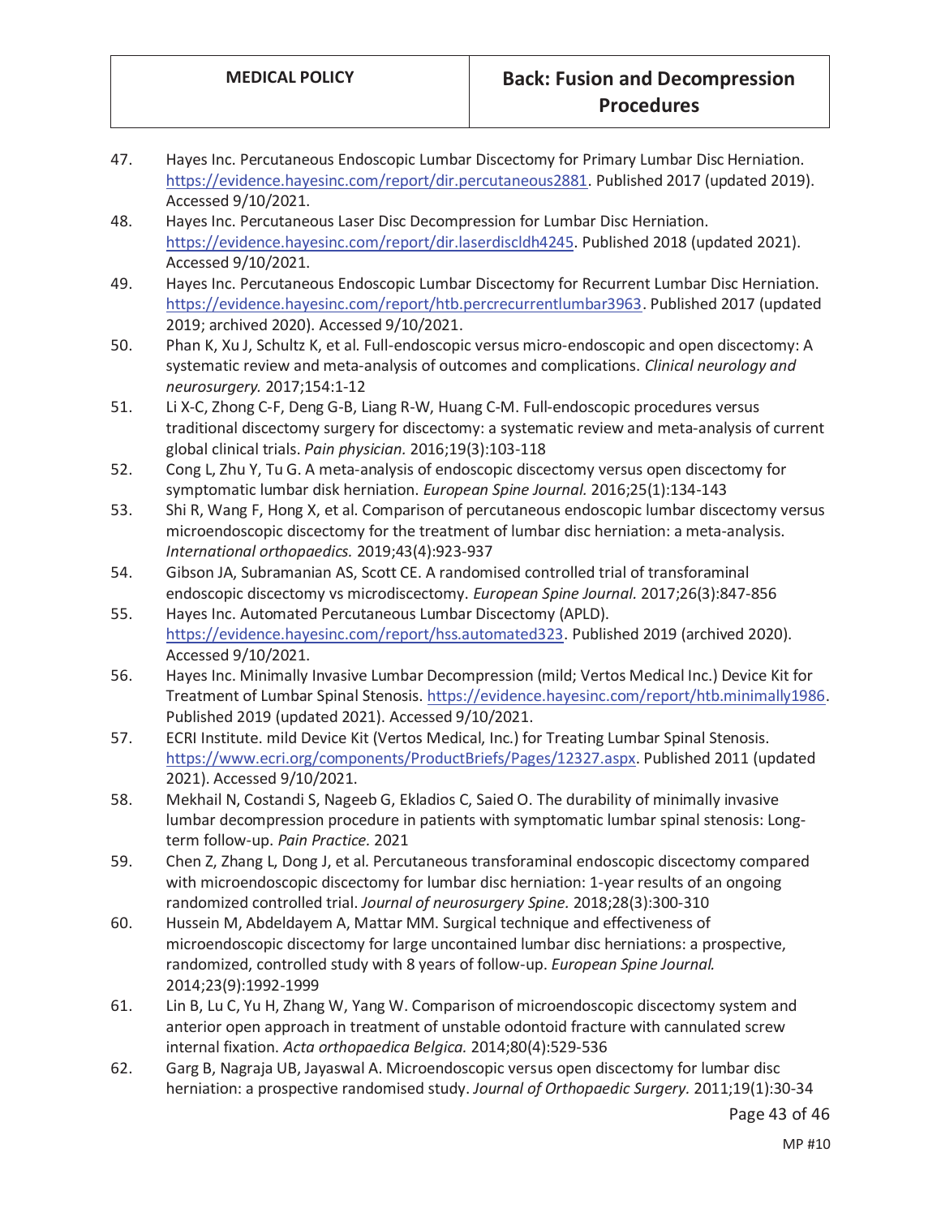47. Hayes Inc. Percutaneous Endoscopic Lumbar Discectomy for Primary Lumbar Disc Herniation. https://evidence.hayesinc.com/report/dir.percutaneous2881. Published 2017 (updated 2019). Accessed 9/10/2021.
48. Hayes Inc. Percutaneous Laser Disc Decompression for Lumbar Disc Herniation. https://evidence.hayesinc.com/report/dir.laserdiscldh4245. Published 2018 (updated 2021). Accessed 9/10/2021.
49. Hayes Inc. Percutaneous Endoscopic Lumbar Discectomy for Recurrent Lumbar Disc Herniation. https://evidence.hayesinc.com/report/htb.percrecurrentlumbar3963. Published 2017 (updated 2019; archived 2020). Accessed 9/10/2021.
50. Phan K, Xu J, Schultz K, et al. Full-endoscopic versus micro-endoscopic and open discectomy: A systematic review and meta-analysis of outcomes and complications. *Clinical neurology and neurosurgery.* 2017;154:1-12
51. Li X-C, Zhong C-F, Deng G-B, Liang R-W, Huang C-M. Full-endoscopic procedures versus traditional discectomy surgery for discectomy: a systematic review and meta-analysis of current global clinical trials. *Pain physician.* 2016;19(3):103-118
52. Cong L, Zhu Y, Tu G. A meta-analysis of endoscopic discectomy versus open discectomy for symptomatic lumbar disk herniation. *European Spine Journal.* 2016;25(1):134-143
53. Shi R, Wang F, Hong X, et al. Comparison of percutaneous endoscopic lumbar discectomy versus microendoscopic discectomy for the treatment of lumbar disc herniation: a meta-analysis. *International orthopaedics.* 2019;43(4):923-937
54. Gibson JA, Subramanian AS, Scott CE. A randomised controlled trial of transforaminal endoscopic discectomy vs microdiscectomy. *European Spine Journal.* 2017;26(3):847-856
55. Hayes Inc. Automated Percutaneous Lumbar Discectomy (APLD). https://evidence.hayesinc.com/report/hss.automated323. Published 2019 (archived 2020). Accessed 9/10/2021.
56. Hayes Inc. Minimally Invasive Lumbar Decompression (mild; Vertos Medical Inc.) Device Kit for Treatment of Lumbar Spinal Stenosis. https://evidence.hayesinc.com/report/htb.minimally1986. Published 2019 (updated 2021). Accessed 9/10/2021.
57. ECRI Institute. mild Device Kit (Vertos Medical, Inc.) for Treating Lumbar Spinal Stenosis. https://www.ecri.org/components/ProductBriefs/Pages/12327.aspx. Published 2011 (updated 2021). Accessed 9/10/2021.
58. Mekhail N, Costandi S, Nageeb G, Ekladios C, Saied O. The durability of minimally invasive lumbar decompression procedure in patients with symptomatic lumbar spinal stenosis: Long-term follow-up. *Pain Practice.* 2021
59. Chen Z, Zhang L, Dong J, et al. Percutaneous transforaminal endoscopic discectomy compared with microendoscopic discectomy for lumbar disc herniation: 1-year results of an ongoing randomized controlled trial. *Journal of neurosurgery Spine.* 2018;28(3):300-310
60. Hussein M, Abdeldayem A, Mattar MM. Surgical technique and effectiveness of microendoscopic discectomy for large uncontained lumbar disc herniations: a prospective, randomized, controlled study with 8 years of follow-up. *European Spine Journal.* 2014;23(9):1992-1999
61. Lin B, Lu C, Yu H, Zhang W, Yang W. Comparison of microendoscopic discectomy system and anterior open approach in treatment of unstable odontoid fracture with cannulated screw internal fixation. *Acta orthopaedica Belgica.* 2014;80(4):529-536
62. Garg B, Nagraja UB, Jayaswal A. Microendoscopic versus open discectomy for lumbar disc herniation: a prospective randomised study. *Journal of Orthopaedic Surgery.* 2011;19(1):30-34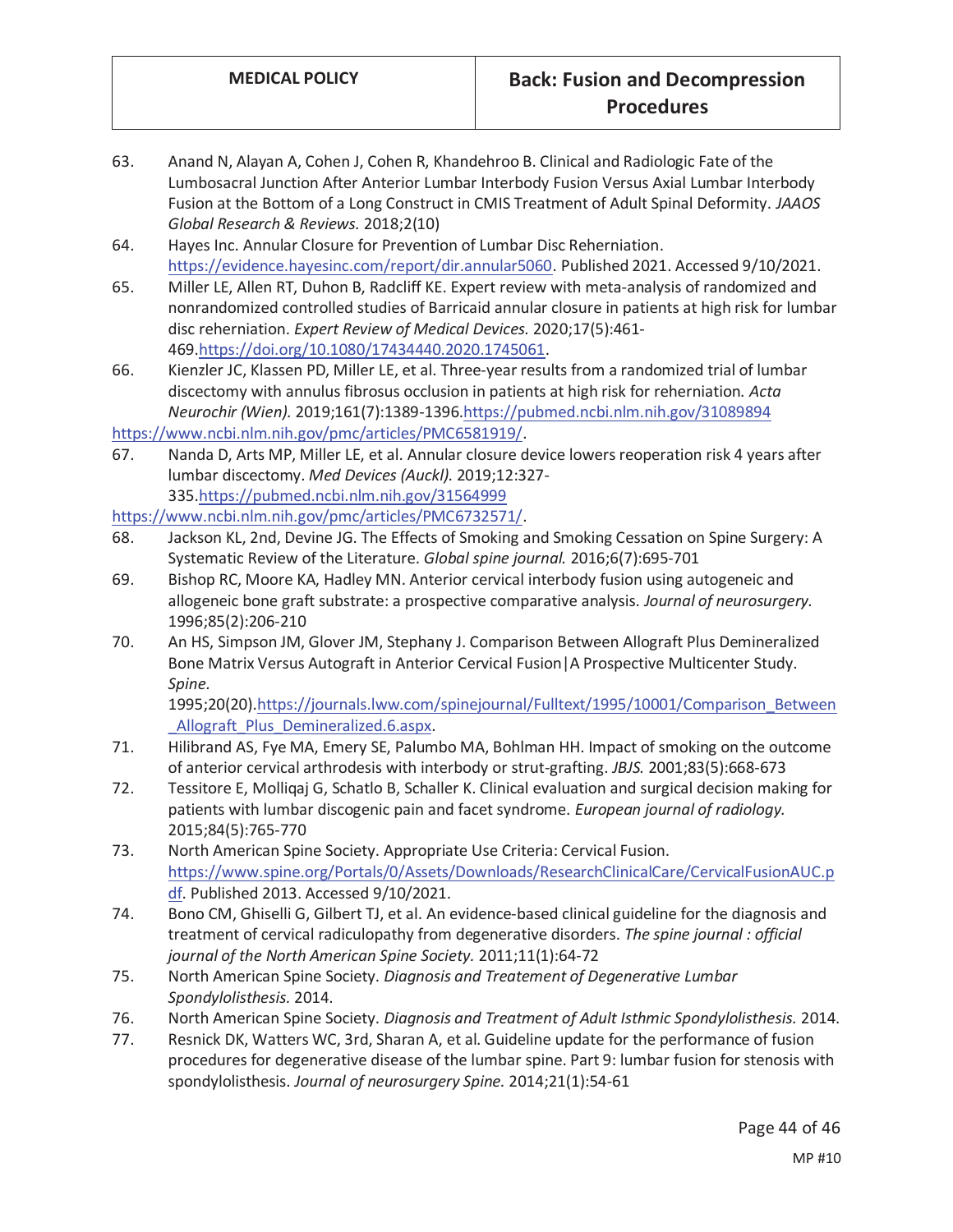63. Anand N, Alayan A, Cohen J, Cohen R, Khandehroo B. Clinical and Radiologic Fate of the Lumbosacral Junction After Anterior Lumbar Interbody Fusion Versus Axial Lumbar Interbody Fusion at the Bottom of a Long Construct in CMIS Treatment of Adult Spinal Deformity. *JAAOS Global Research & Reviews.* 2018;2(10)
64. Hayes Inc. Annular Closure for Prevention of Lumbar Disc Reherniation. https://evidence.hayesinc.com/report/dir.annular5060. Published 2021. Accessed 9/10/2021.
65. Miller LE, Allen RT, Duhon B, Radcliff KE. Expert review with meta-analysis of randomized and nonrandomized controlled studies of Barricaid annular closure in patients at high risk for lumbar disc reherniation. *Expert Review of Medical Devices.* 2020;17(5):461-469.https://doi.org/10.1080/17434440.2020.1745061.
66. Kienzler JC, Klassen PD, Miller LE, et al. Three-year results from a randomized trial of lumbar discectomy with annulus fibrosus occlusion in patients at high risk for reherniation. *Acta Neurochir (Wien).* 2019;161(7):1389-1396.https://pubmed.ncbi.nlm.nih.gov/31089894 https://www.ncbi.nlm.nih.gov/pmc/articles/PMC6581919/.
67. Nanda D, Arts MP, Miller LE, et al. Annular closure device lowers reoperation risk 4 years after lumbar discectomy. *Med Devices (Auckl).* 2019;12:327-335.https://pubmed.ncbi.nlm.nih.gov/31564999 https://www.ncbi.nlm.nih.gov/pmc/articles/PMC6732571/.
68. Jackson KL, 2nd, Devine JG. The Effects of Smoking and Smoking Cessation on Spine Surgery: A Systematic Review of the Literature. *Global spine journal.* 2016;6(7):695-701
69. Bishop RC, Moore KA, Hadley MN. Anterior cervical interbody fusion using autogeneic and allogeneic bone graft substrate: a prospective comparative analysis. *Journal of neurosurgery.* 1996;85(2):206-210
70. An HS, Simpson JM, Glover JM, Stephany J. Comparison Between Allograft Plus Demineralized Bone Matrix Versus Autograft in Anterior Cervical Fusion|A Prospective Multicenter Study. *Spine.* 1995;20(20).https://journals.lww.com/spinejournal/Fulltext/1995/10001/Comparison_Between_Allograft_Plus_Demineralized.6.aspx.
71. Hilibrand AS, Fye MA, Emery SE, Palumbo MA, Bohlman HH. Impact of smoking on the outcome of anterior cervical arthrodesis with interbody or strut-grafting. *JBJS.* 2001;83(5):668-673
72. Tessitore E, Molliqaj G, Schatlo B, Schaller K. Clinical evaluation and surgical decision making for patients with lumbar discogenic pain and facet syndrome. *European journal of radiology.* 2015;84(5):765-770
73. North American Spine Society. Appropriate Use Criteria: Cervical Fusion. https://www.spine.org/Portals/0/Assets/Downloads/ResearchClinicalCare/CervicalFusionAUC.pdf. Published 2013. Accessed 9/10/2021.
74. Bono CM, Ghiselli G, Gilbert TJ, et al. An evidence-based clinical guideline for the diagnosis and treatment of cervical radiculopathy from degenerative disorders. *The spine journal : official journal of the North American Spine Society.* 2011;11(1):64-72
75. North American Spine Society. *Diagnosis and Treatement of Degenerative Lumbar Spondylolisthesis.* 2014.
76. North American Spine Society. *Diagnosis and Treatment of Adult Isthmic Spondylolisthesis.* 2014.
77. Resnick DK, Watters WC, 3rd, Sharan A, et al. Guideline update for the performance of fusion procedures for degenerative disease of the lumbar spine. Part 9: lumbar fusion for stenosis with spondylolisthesis. *Journal of neurosurgery Spine.* 2014;21(1):54-61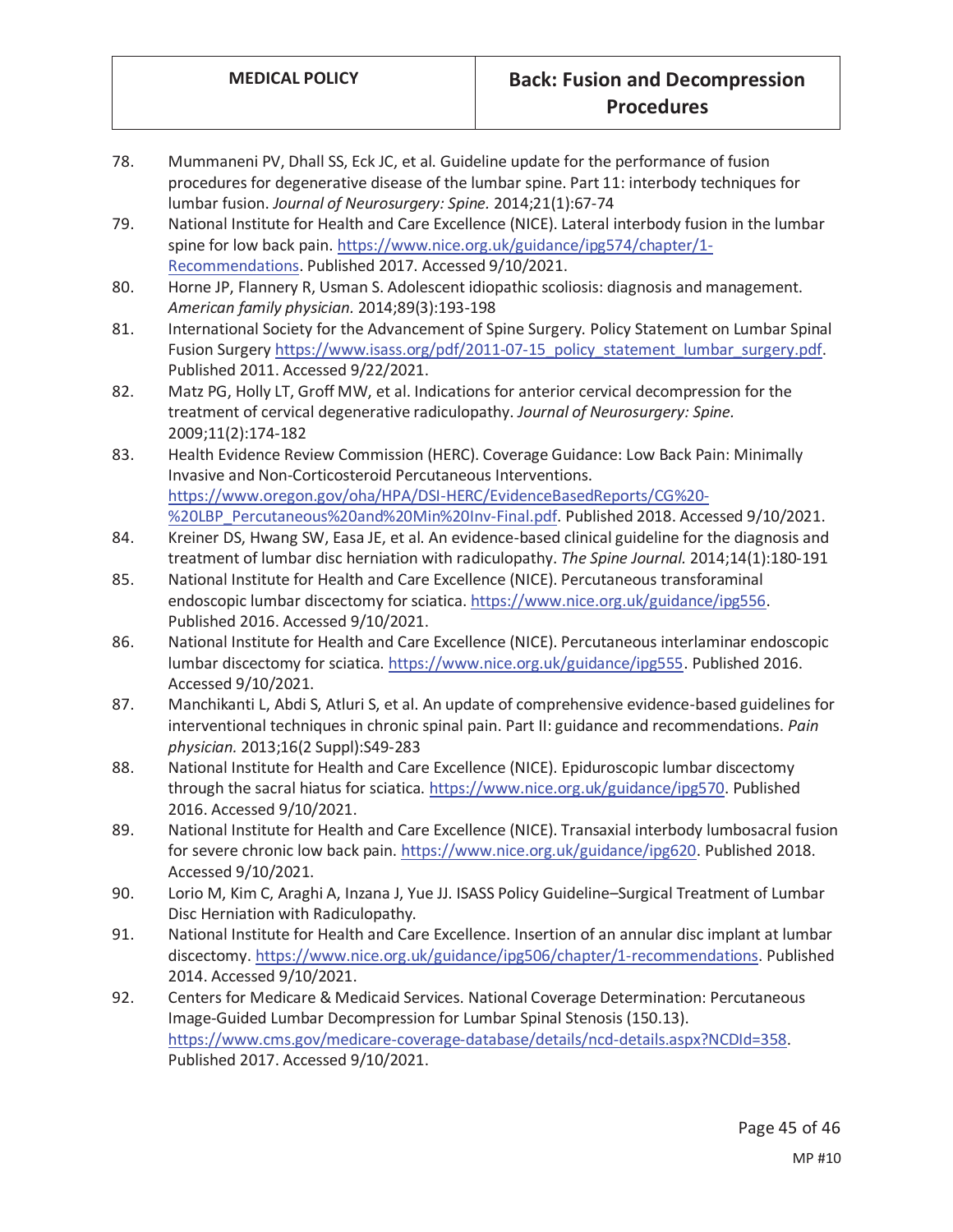78. Mummaneni PV, Dhall SS, Eck JC, et al. Guideline update for the performance of fusion procedures for degenerative disease of the lumbar spine. Part 11: interbody techniques for lumbar fusion. *Journal of Neurosurgery: Spine.* 2014;21(1):67-74
79. National Institute for Health and Care Excellence (NICE). Lateral interbody fusion in the lumbar spine for low back pain. https://www.nice.org.uk/guidance/ipg574/chapter/1-Recommendations. Published 2017. Accessed 9/10/2021.
80. Horne JP, Flannery R, Usman S. Adolescent idiopathic scoliosis: diagnosis and management. *American family physician.* 2014;89(3):193-198
81. International Society for the Advancement of Spine Surgery. Policy Statement on Lumbar Spinal Fusion Surgery https://www.isass.org/pdf/2011-07-15_policy_statement_lumbar_surgery.pdf. Published 2011. Accessed 9/22/2021.
82. Matz PG, Holly LT, Groff MW, et al. Indications for anterior cervical decompression for the treatment of cervical degenerative radiculopathy. *Journal of Neurosurgery: Spine.* 2009;11(2):174-182
83. Health Evidence Review Commission (HERC). Coverage Guidance: Low Back Pain: Minimally Invasive and Non-Corticosteroid Percutaneous Interventions. https://www.oregon.gov/oha/HPA/DSI-HERC/EvidenceBasedReports/CG%20-%20LBP_Percutaneous%20and%20Min%20Inv-Final.pdf. Published 2018. Accessed 9/10/2021.
84. Kreiner DS, Hwang SW, Easa JE, et al. An evidence-based clinical guideline for the diagnosis and treatment of lumbar disc herniation with radiculopathy. *The Spine Journal.* 2014;14(1):180-191
85. National Institute for Health and Care Excellence (NICE). Percutaneous transforaminal endoscopic lumbar discectomy for sciatica. https://www.nice.org.uk/guidance/ipg556. Published 2016. Accessed 9/10/2021.
86. National Institute for Health and Care Excellence (NICE). Percutaneous interlaminar endoscopic lumbar discectomy for sciatica. https://www.nice.org.uk/guidance/ipg555. Published 2016. Accessed 9/10/2021.
87. Manchikanti L, Abdi S, Atluri S, et al. An update of comprehensive evidence-based guidelines for interventional techniques in chronic spinal pain. Part II: guidance and recommendations. *Pain physician.* 2013;16(2 Suppl):S49-283
88. National Institute for Health and Care Excellence (NICE). Epiduroscopic lumbar discectomy through the sacral hiatus for sciatica. https://www.nice.org.uk/guidance/ipg570. Published 2016. Accessed 9/10/2021.
89. National Institute for Health and Care Excellence (NICE). Transaxial interbody lumbosacral fusion for severe chronic low back pain. https://www.nice.org.uk/guidance/ipg620. Published 2018. Accessed 9/10/2021.
90. Lorio M, Kim C, Araghi A, Inzana J, Yue JJ. ISASS Policy Guideline–Surgical Treatment of Lumbar Disc Herniation with Radiculopathy.
91. National Institute for Health and Care Excellence. Insertion of an annular disc implant at lumbar discectomy. https://www.nice.org.uk/guidance/ipg506/chapter/1-recommendations. Published 2014. Accessed 9/10/2021.
92. Centers for Medicare & Medicaid Services. National Coverage Determination: Percutaneous Image-Guided Lumbar Decompression for Lumbar Spinal Stenosis (150.13). https://www.cms.gov/medicare-coverage-database/details/ncd-details.aspx?NCDId=358. Published 2017. Accessed 9/10/2021.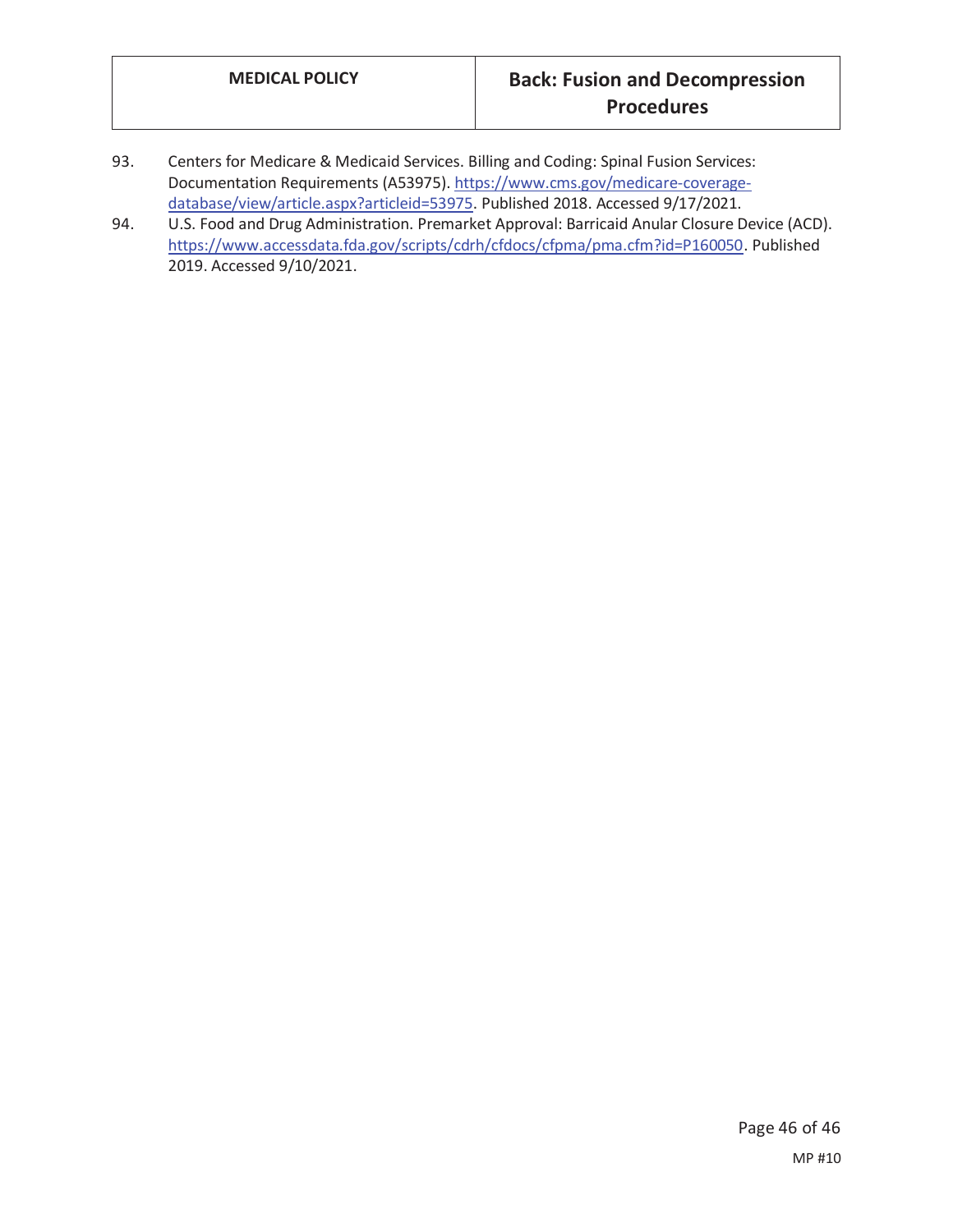93. Centers for Medicare & Medicaid Services. Billing and Coding: Spinal Fusion Services: Documentation Requirements (A53975). https://www.cms.gov/medicare-coverage-database/view/article.aspx?articleid=53975. Published 2018. Accessed 9/17/2021.
94. U.S. Food and Drug Administration. Premarket Approval: Barricaid Anular Closure Device (ACD). https://www.accessdata.fda.gov/scripts/cdrh/cfdocs/cfpma/pma.cfm?id=P160050. Published 2019. Accessed 9/10/2021.